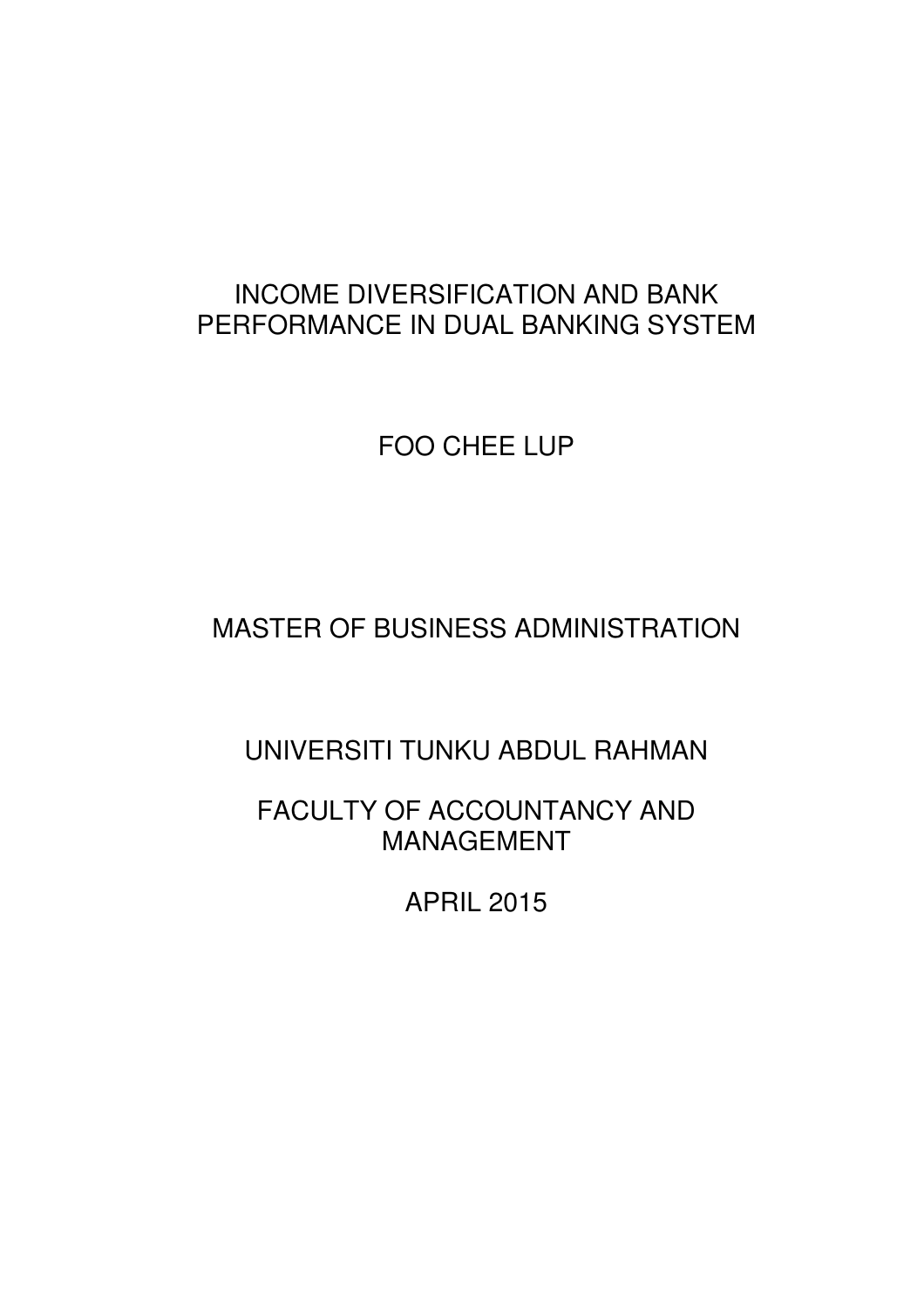# INCOME DIVERSIFICATION AND BANK PERFORMANCE IN DUAL BANKING SYSTEM

FOO CHEE LUP

MASTER OF BUSINESS ADMINISTRATION

UNIVERSITI TUNKU ABDUL RAHMAN

FACULTY OF ACCOUNTANCY AND MANAGEMENT

APRIL 2015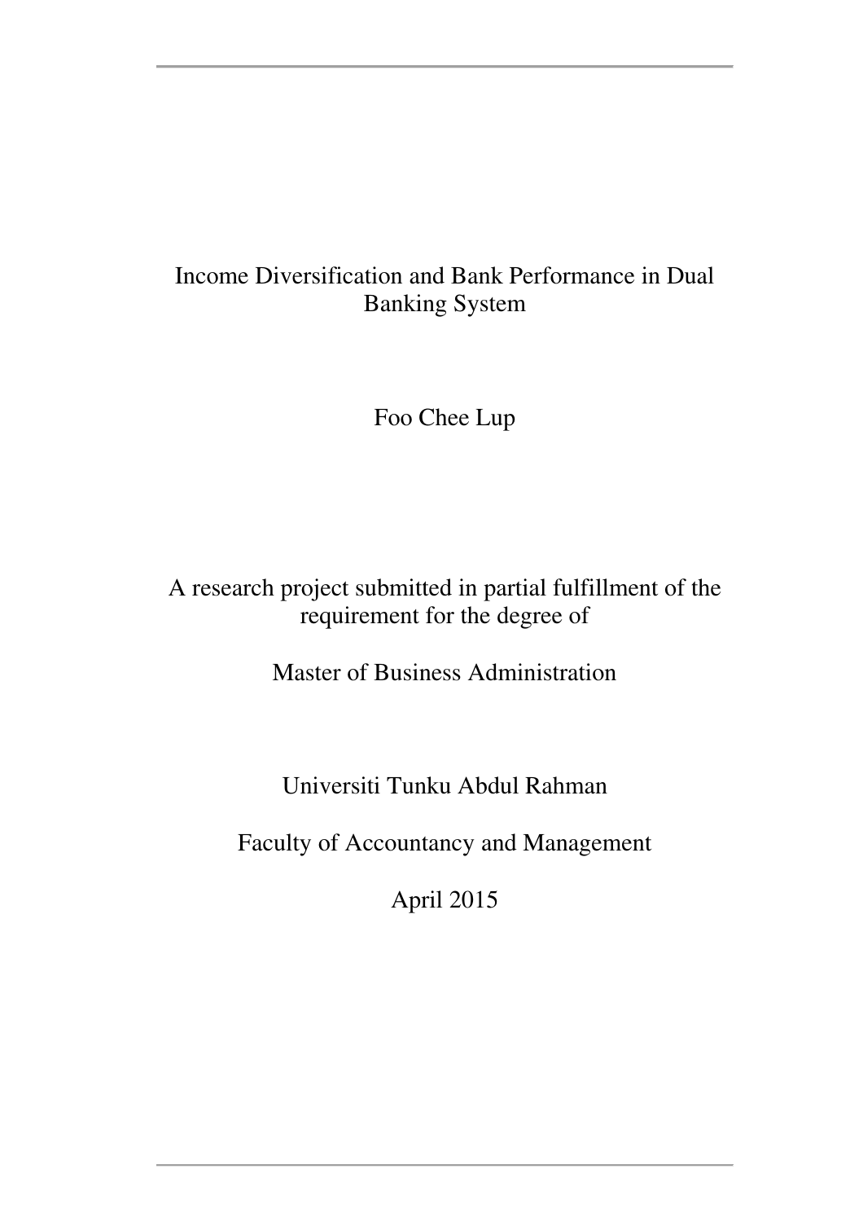# Income Diversification and Bank Performance in Dual Banking System

Foo Chee Lup

A research project submitted in partial fulfillment of the requirement for the degree of

Master of Business Administration

Universiti Tunku Abdul Rahman

Faculty of Accountancy and Management

April 2015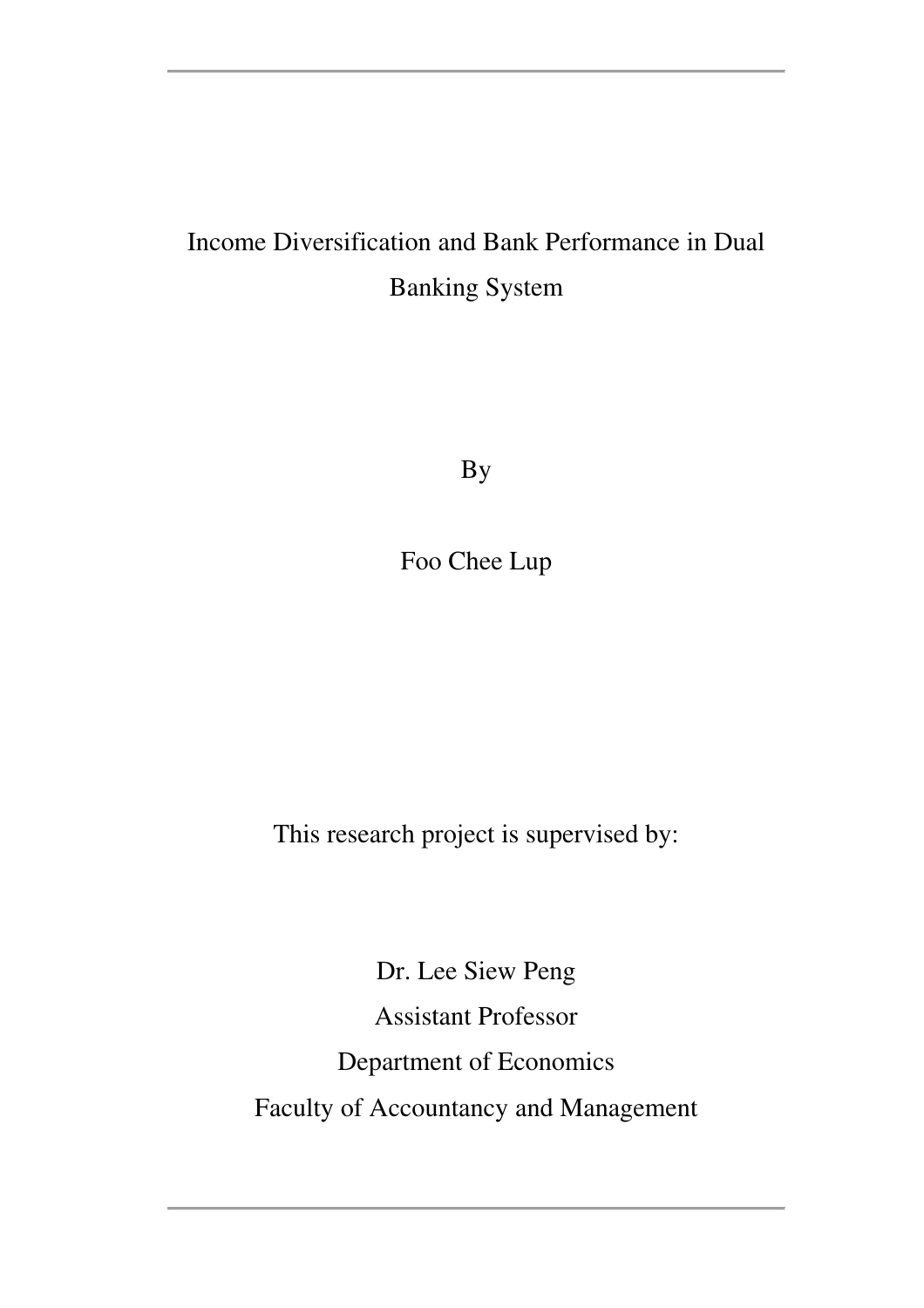Income Diversification and Bank Performance in Dual Banking System

By

Foo Chee Lup

This research project is supervised by:

Dr. Lee Siew Peng

Assistant Professor

Department of Economics

Faculty of Accountancy and Management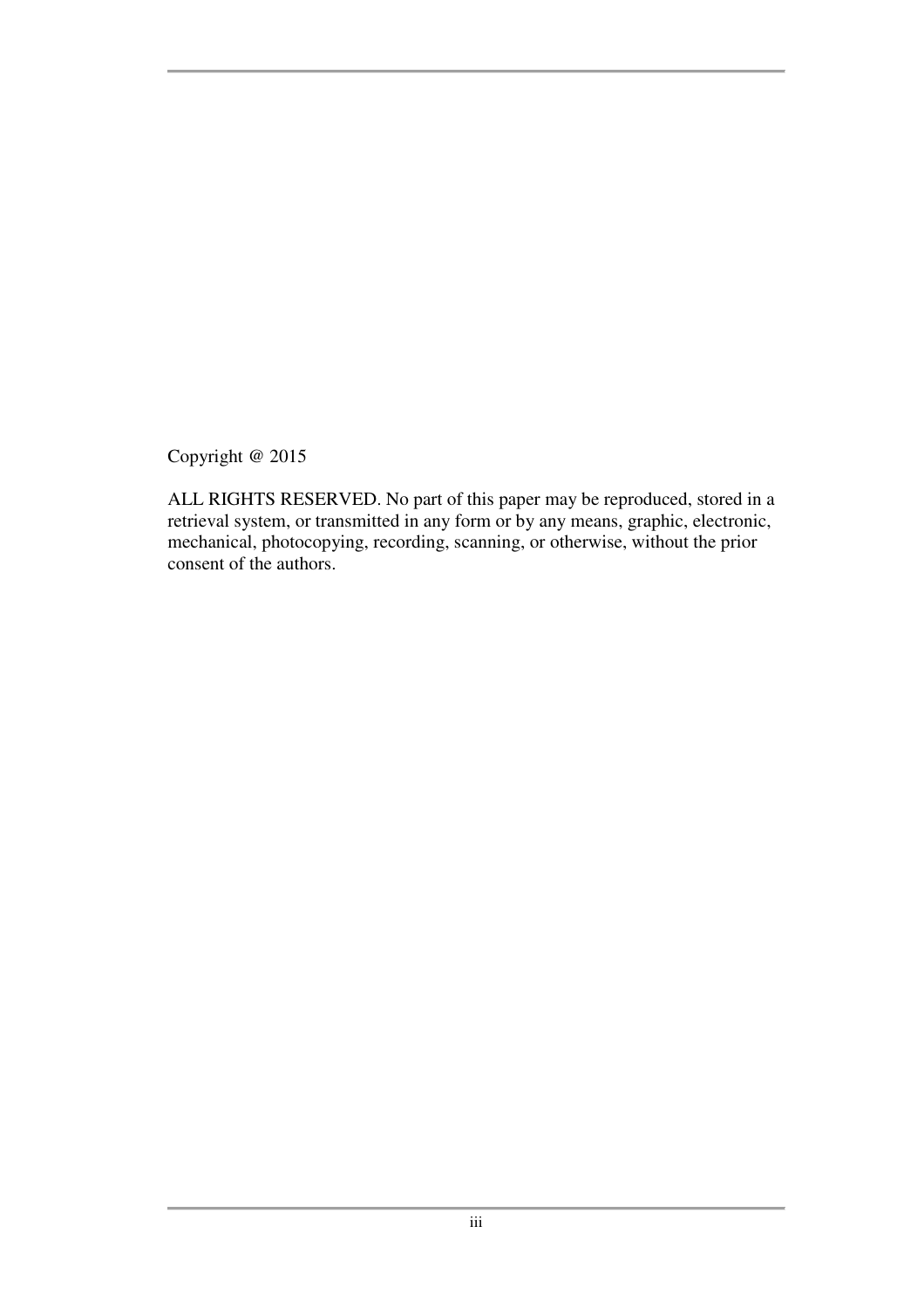Copyright @ 2015

ALL RIGHTS RESERVED. No part of this paper may be reproduced, stored in a retrieval system, or transmitted in any form or by any means, graphic, electronic, mechanical, photocopying, recording, scanning, or otherwise, without the prior consent of the authors.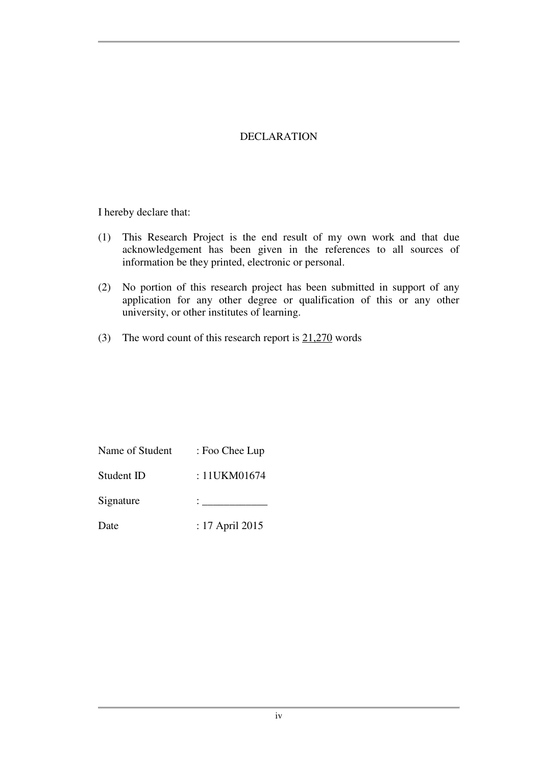# DECLARATION

I hereby declare that:

(1) This Research Project is the end result of my own work and that due acknowledgement has been given in the references to all sources of information be they printed, electronic or personal.

(2) No portion of this research project has been submitted in support of any application for any other degree or qualification of this or any other university, or other institutes of learning.

(3) The word count of this research report is 21,270 words

Name of Student : Foo Chee Lup

Student ID : 11UKM01674

Signature : ____________

Date : 17 April 2015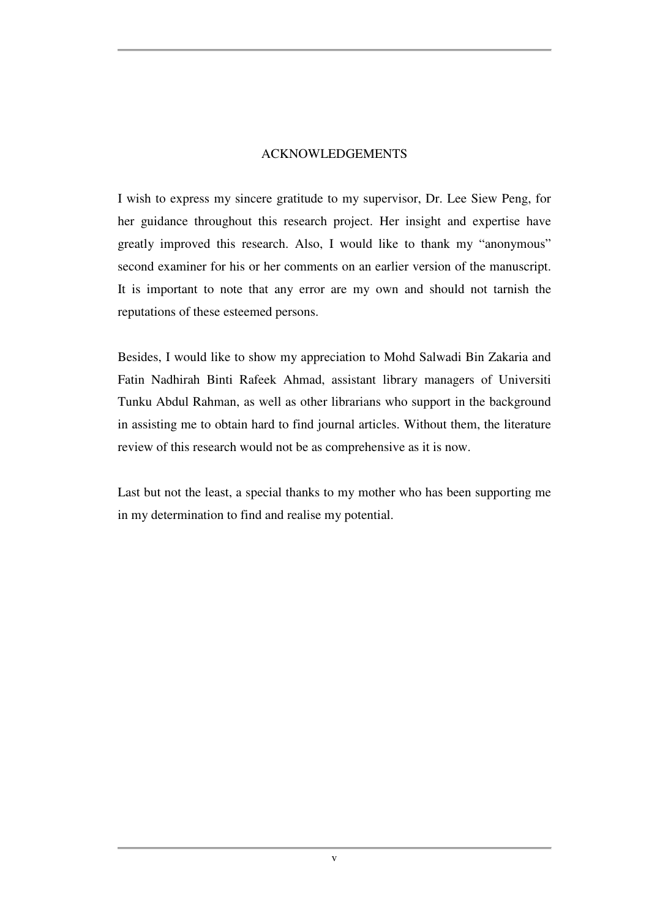# ACKNOWLEDGEMENTS

I wish to express my sincere gratitude to my supervisor, Dr. Lee Siew Peng, for her guidance throughout this research project. Her insight and expertise have greatly improved this research. Also, I would like to thank my “anonymous” second examiner for his or her comments on an earlier version of the manuscript. It is important to note that any error are my own and should not tarnish the reputations of these esteemed persons.

Besides, I would like to show my appreciation to Mohd Salwadi Bin Zakaria and Fatin Nadhirah Binti Rafeek Ahmad, assistant library managers of Universiti Tunku Abdul Rahman, as well as other librarians who support in the background in assisting me to obtain hard to find journal articles. Without them, the literature review of this research would not be as comprehensive as it is now.

Last but not the least, a special thanks to my mother who has been supporting me in my determination to find and realise my potential.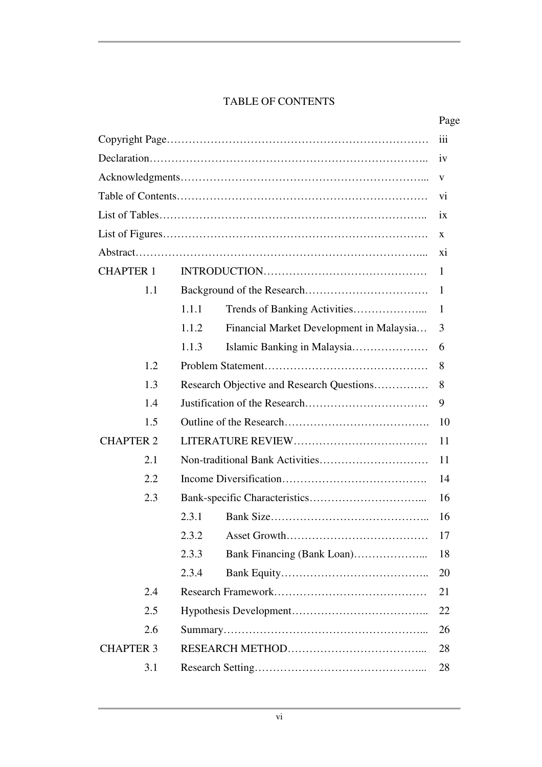# TABLE OF CONTENTS

| | | | Page |
|---|---|---|---|
| Copyright Page | | | iii |
| Declaration | | | iv |
| Acknowledgments | | | v |
| Table of Contents | | | vi |
| List of Tables | | | ix |
| List of Figures | | | x |
| Abstract | | | xi |
| CHAPTER 1 | INTRODUCTION | | 1 |
| 1.1 | Background of the Research | | 1 |
| | 1.1.1 | Trends of Banking Activities | 1 |
| | 1.1.2 | Financial Market Development in Malaysia | 3 |
| | 1.1.3 | Islamic Banking in Malaysia | 6 |
| 1.2 | Problem Statement | | 8 |
| 1.3 | Research Objective and Research Questions | | 8 |
| 1.4 | Justification of the Research | | 9 |
| 1.5 | Outline of the Research | | 10 |
| CHAPTER 2 | LITERATURE REVIEW | | 11 |
| 2.1 | Non-traditional Bank Activities | | 11 |
| 2.2 | Income Diversification | | 14 |
| 2.3 | Bank-specific Characteristics | | 16 |
| | 2.3.1 | Bank Size | 16 |
| | 2.3.2 | Asset Growth | 17 |
| | 2.3.3 | Bank Financing (Bank Loan) | 18 |
| | 2.3.4 | Bank Equity | 20 |
| 2.4 | Research Framework | | 21 |
| 2.5 | Hypothesis Development | | 22 |
| 2.6 | Summary | | 26 |
| CHAPTER 3 | RESEARCH METHOD | | 28 |
| 3.1 | Research Setting | | 28 |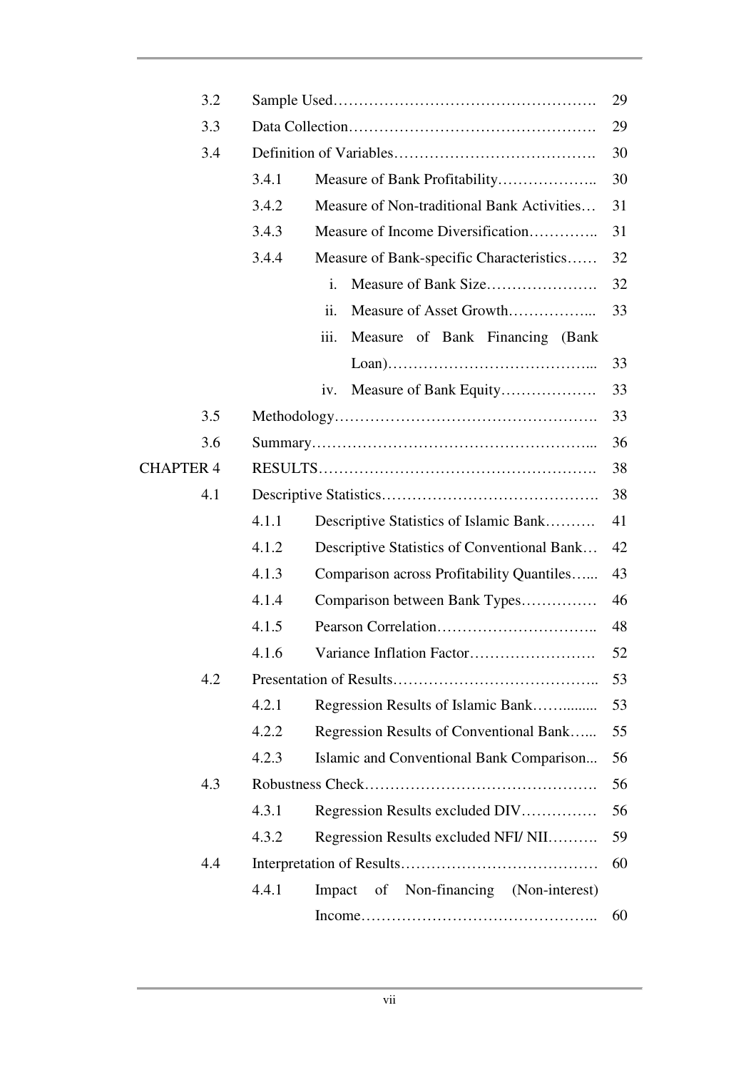| | | | |
|---|---|---|---|
| 3.2 | Sample Used………………………………………………. | | 29 |
| 3.3 | Data Collection…………………………………………. | | 29 |
| 3.4 | Definition of Variables…………………………………. | | 30 |
| | 3.4.1 | Measure of Bank Profitability……………….. | 30 |
| | 3.4.2 | Measure of Non-traditional Bank Activities… | 31 |
| | 3.4.3 | Measure of Income Diversification………….. | 31 |
| | 3.4.4 | Measure of Bank-specific Characteristics…… | 32 |
| | | i. Measure of Bank Size…………………. | 32 |
| | | ii. Measure of Asset Growth……………... | 33 |
| | | iii. Measure of Bank Financing (Bank Loan)………………………………... | 33 |
| | | iv. Measure of Bank Equity………………. | 33 |
| 3.5 | Methodology……………………………………………. | | 33 |
| 3.6 | Summary………………………………………………... | | 36 |
| CHAPTER 4 | RESULTS………………………………………………. | | 38 |
| 4.1 | Descriptive Statistics……………………………………. | | 38 |
| | 4.1.1 | Descriptive Statistics of Islamic Bank………. | 41 |
| | 4.1.2 | Descriptive Statistics of Conventional Bank… | 42 |
| | 4.1.3 | Comparison across Profitability Quantiles…... | 43 |
| | 4.1.4 | Comparison between Bank Types…………… | 46 |
| | 4.1.5 | Pearson Correlation………………………….. | 48 |
| | 4.1.6 | Variance Inflation Factor……………………. | 52 |
| 4.2 | Presentation of Results………………………………….. | | 53 |
| | 4.2.1 | Regression Results of Islamic Bank……......... | 53 |
| | 4.2.2 | Regression Results of Conventional Bank…... | 55 |
| | 4.2.3 | Islamic and Conventional Bank Comparison... | 56 |
| 4.3 | Robustness Check………………………………………. | | 56 |
| | 4.3.1 | Regression Results excluded DIV…………… | 56 |
| | 4.3.2 | Regression Results excluded NFI/ NII………. | 59 |
| 4.4 | Interpretation of Results………………………………… | | 60 |
| | 4.4.1 | Impact of Non-financing (Non-interest) Income……………………………………….. | 60 |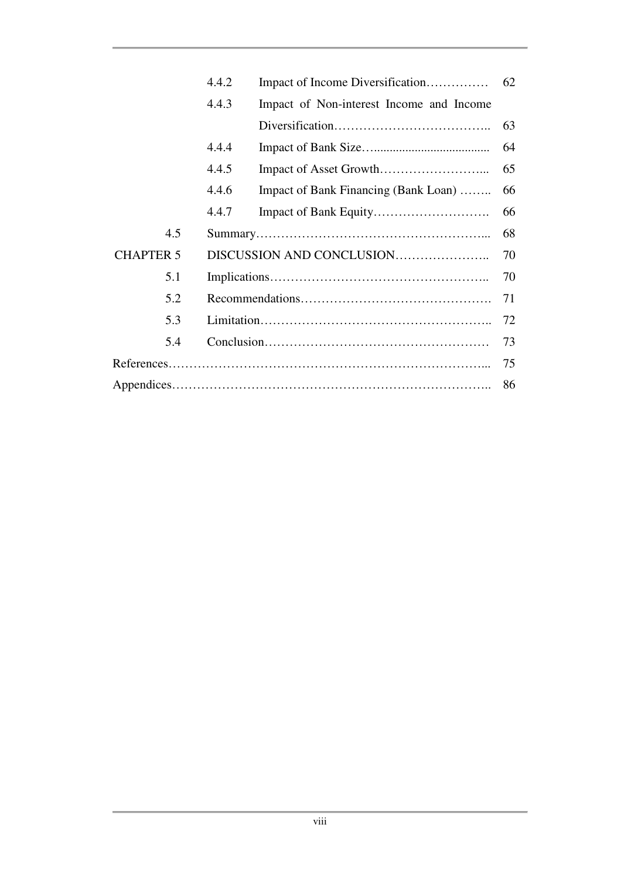| | | | |
|---|---|---|---|
| | 4.4.2 | Impact of Income Diversification…………… | 62 |
| | 4.4.3 | Impact of Non-interest Income and Income Diversification……………………………….. | 63 |
| | 4.4.4 | Impact of Bank Size…................................... | 64 |
| | 4.4.5 | Impact of Asset Growth……………………... | 65 |
| | 4.4.6 | Impact of Bank Financing (Bank Loan) …….. | 66 |
| | 4.4.7 | Impact of Bank Equity………………………. | 66 |
| 4.5 | Summary……………………………………………... | | 68 |
| CHAPTER 5 | DISCUSSION AND CONCLUSION………………….. | | 70 |
| 5.1 | Implications…………………………………………….. | | 70 |
| 5.2 | Recommendations………………………………………. | | 71 |
| 5.3 | Limitation……………………………………………….. | | 72 |
| 5.4 | Conclusion……………………………………………… | | 73 |

References………………………………………………………………... 75

Appendices……………………………………………………………….. 86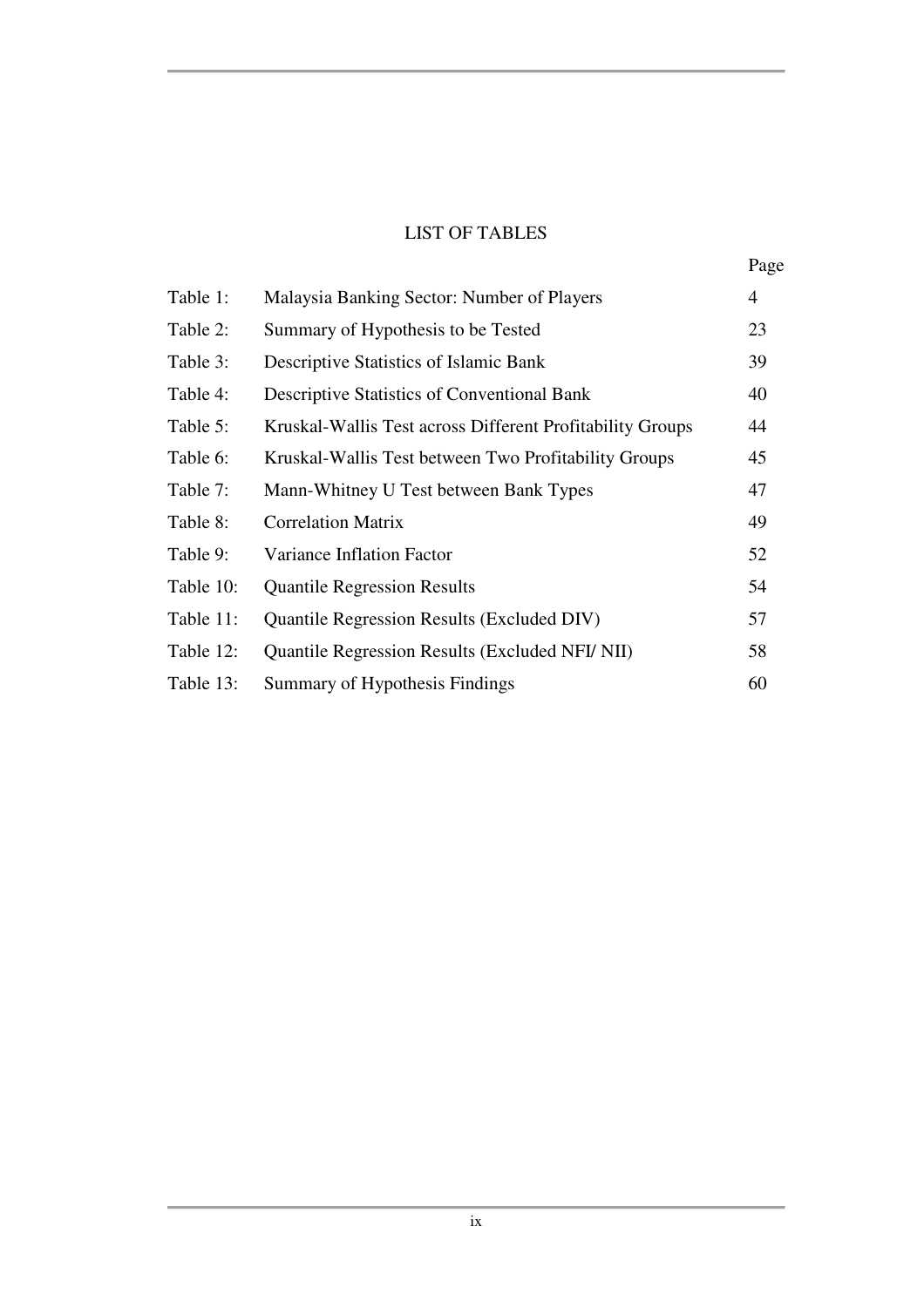# LIST OF TABLES

| | | Page |
|---|---|---|
| Table 1: | Malaysia Banking Sector: Number of Players | 4 |
| Table 2: | Summary of Hypothesis to be Tested | 23 |
| Table 3: | Descriptive Statistics of Islamic Bank | 39 |
| Table 4: | Descriptive Statistics of Conventional Bank | 40 |
| Table 5: | Kruskal-Wallis Test across Different Profitability Groups | 44 |
| Table 6: | Kruskal-Wallis Test between Two Profitability Groups | 45 |
| Table 7: | Mann-Whitney U Test between Bank Types | 47 |
| Table 8: | Correlation Matrix | 49 |
| Table 9: | Variance Inflation Factor | 52 |
| Table 10: | Quantile Regression Results | 54 |
| Table 11: | Quantile Regression Results (Excluded DIV) | 57 |
| Table 12: | Quantile Regression Results (Excluded NFI/ NII) | 58 |
| Table 13: | Summary of Hypothesis Findings | 60 |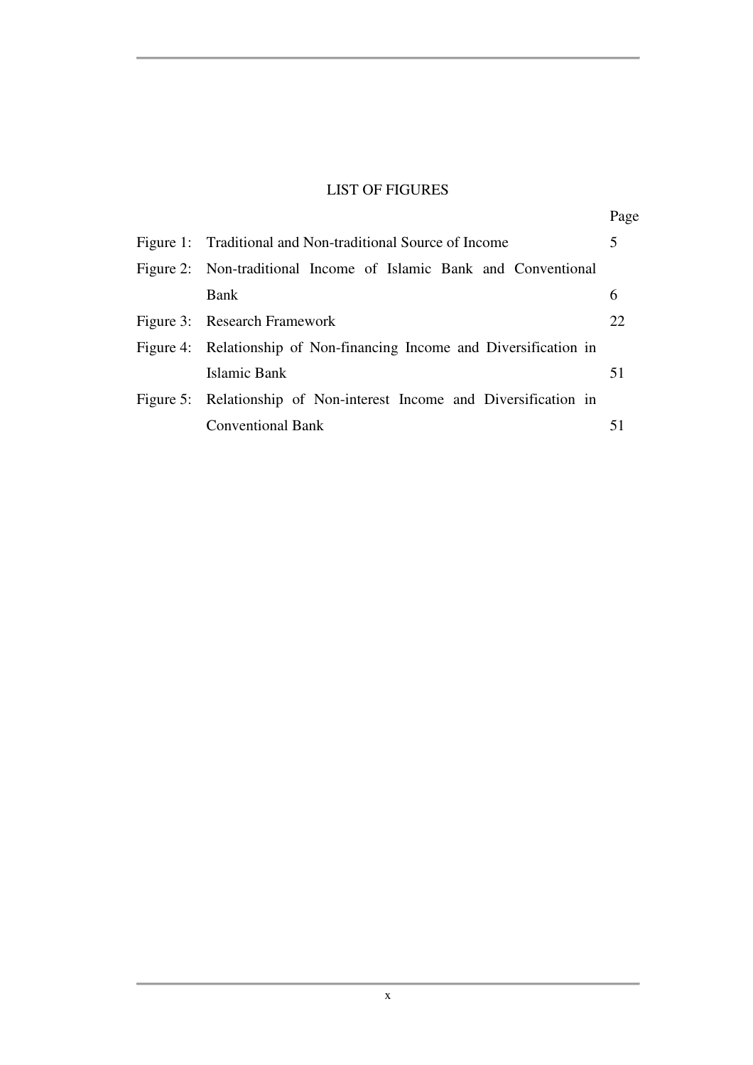# LIST OF FIGURES

| | | Page |
|---|---|---|
| Figure 1: | Traditional and Non-traditional Source of Income | 5 |
| Figure 2: | Non-traditional Income of Islamic Bank and Conventional Bank | 6 |
| Figure 3: | Research Framework | 22 |
| Figure 4: | Relationship of Non-financing Income and Diversification in Islamic Bank | 51 |
| Figure 5: | Relationship of Non-interest Income and Diversification in Conventional Bank | 51 |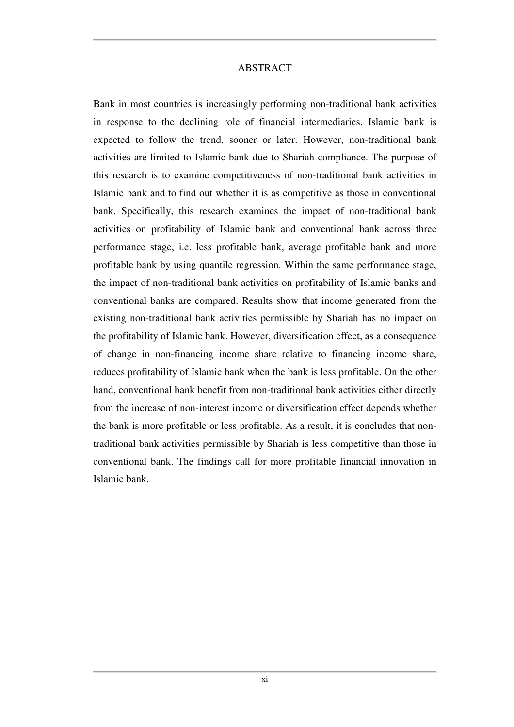# ABSTRACT

Bank in most countries is increasingly performing non-traditional bank activities in response to the declining role of financial intermediaries. Islamic bank is expected to follow the trend, sooner or later. However, non-traditional bank activities are limited to Islamic bank due to Shariah compliance. The purpose of this research is to examine competitiveness of non-traditional bank activities in Islamic bank and to find out whether it is as competitive as those in conventional bank. Specifically, this research examines the impact of non-traditional bank activities on profitability of Islamic bank and conventional bank across three performance stage, i.e. less profitable bank, average profitable bank and more profitable bank by using quantile regression. Within the same performance stage, the impact of non-traditional bank activities on profitability of Islamic banks and conventional banks are compared. Results show that income generated from the existing non-traditional bank activities permissible by Shariah has no impact on the profitability of Islamic bank. However, diversification effect, as a consequence of change in non-financing income share relative to financing income share, reduces profitability of Islamic bank when the bank is less profitable. On the other hand, conventional bank benefit from non-traditional bank activities either directly from the increase of non-interest income or diversification effect depends whether the bank is more profitable or less profitable. As a result, it is concludes that non-traditional bank activities permissible by Shariah is less competitive than those in conventional bank. The findings call for more profitable financial innovation in Islamic bank.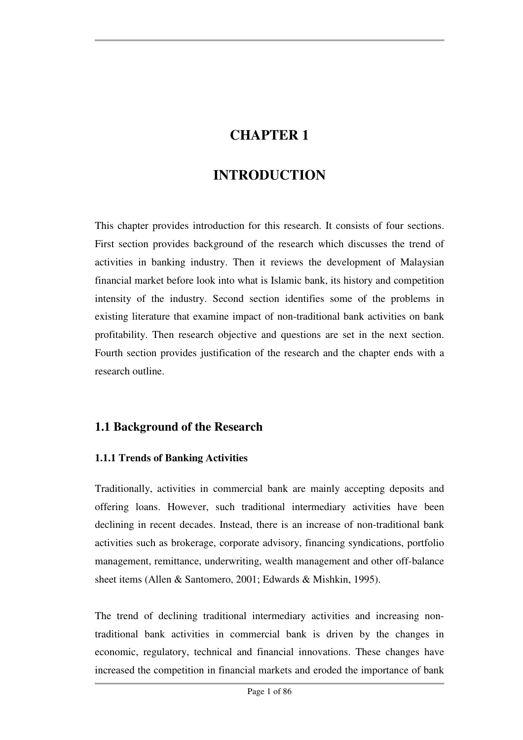# CHAPTER 1

# INTRODUCTION

This chapter provides introduction for this research. It consists of four sections. First section provides background of the research which discusses the trend of activities in banking industry. Then it reviews the development of Malaysian financial market before look into what is Islamic bank, its history and competition intensity of the industry. Second section identifies some of the problems in existing literature that examine impact of non-traditional bank activities on bank profitability. Then research objective and questions are set in the next section. Fourth section provides justification of the research and the chapter ends with a research outline.

## 1.1 Background of the Research

### 1.1.1 Trends of Banking Activities

Traditionally, activities in commercial bank are mainly accepting deposits and offering loans. However, such traditional intermediary activities have been declining in recent decades. Instead, there is an increase of non-traditional bank activities such as brokerage, corporate advisory, financing syndications, portfolio management, remittance, underwriting, wealth management and other off-balance sheet items (Allen & Santomero, 2001; Edwards & Mishkin, 1995).

The trend of declining traditional intermediary activities and increasing non-traditional bank activities in commercial bank is driven by the changes in economic, regulatory, technical and financial innovations. These changes have increased the competition in financial markets and eroded the importance of bank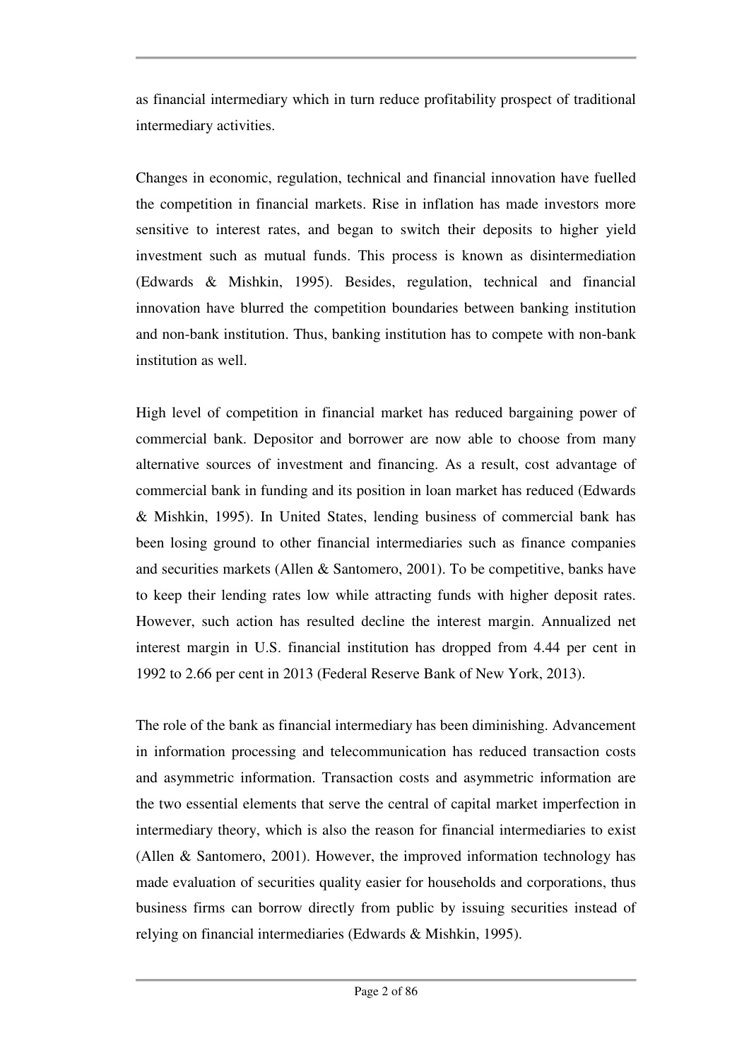as financial intermediary which in turn reduce profitability prospect of traditional intermediary activities.

Changes in economic, regulation, technical and financial innovation have fuelled the competition in financial markets. Rise in inflation has made investors more sensitive to interest rates, and began to switch their deposits to higher yield investment such as mutual funds. This process is known as disintermediation (Edwards & Mishkin, 1995). Besides, regulation, technical and financial innovation have blurred the competition boundaries between banking institution and non-bank institution. Thus, banking institution has to compete with non-bank institution as well.

High level of competition in financial market has reduced bargaining power of commercial bank. Depositor and borrower are now able to choose from many alternative sources of investment and financing. As a result, cost advantage of commercial bank in funding and its position in loan market has reduced (Edwards & Mishkin, 1995). In United States, lending business of commercial bank has been losing ground to other financial intermediaries such as finance companies and securities markets (Allen & Santomero, 2001). To be competitive, banks have to keep their lending rates low while attracting funds with higher deposit rates. However, such action has resulted decline the interest margin. Annualized net interest margin in U.S. financial institution has dropped from 4.44 per cent in 1992 to 2.66 per cent in 2013 (Federal Reserve Bank of New York, 2013).

The role of the bank as financial intermediary has been diminishing. Advancement in information processing and telecommunication has reduced transaction costs and asymmetric information. Transaction costs and asymmetric information are the two essential elements that serve the central of capital market imperfection in intermediary theory, which is also the reason for financial intermediaries to exist (Allen & Santomero, 2001). However, the improved information technology has made evaluation of securities quality easier for households and corporations, thus business firms can borrow directly from public by issuing securities instead of relying on financial intermediaries (Edwards & Mishkin, 1995).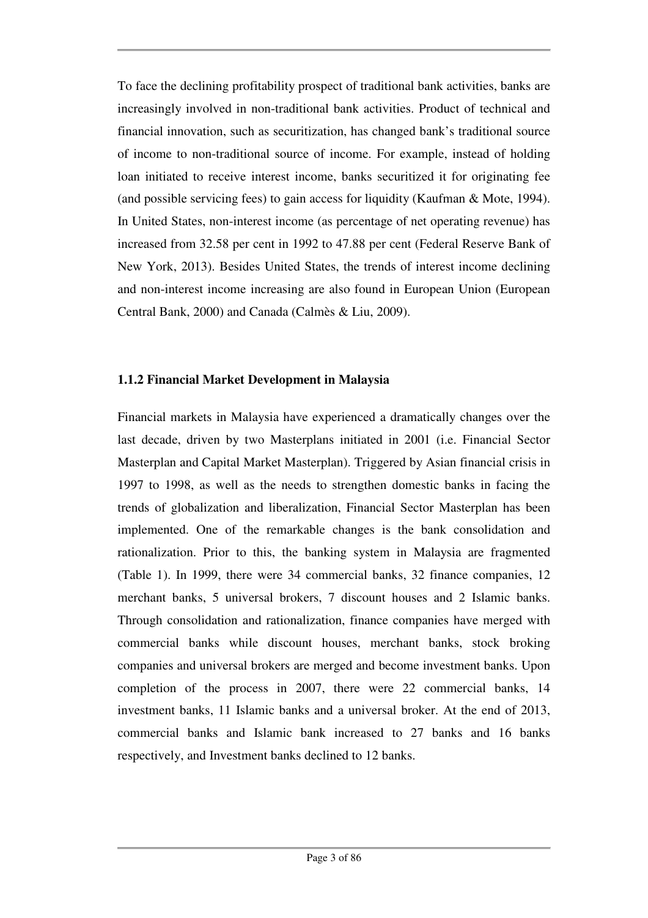To face the declining profitability prospect of traditional bank activities, banks are increasingly involved in non-traditional bank activities. Product of technical and financial innovation, such as securitization, has changed bank's traditional source of income to non-traditional source of income. For example, instead of holding loan initiated to receive interest income, banks securitized it for originating fee (and possible servicing fees) to gain access for liquidity (Kaufman & Mote, 1994). In United States, non-interest income (as percentage of net operating revenue) has increased from 32.58 per cent in 1992 to 47.88 per cent (Federal Reserve Bank of New York, 2013). Besides United States, the trends of interest income declining and non-interest income increasing are also found in European Union (European Central Bank, 2000) and Canada (Calmès & Liu, 2009).

### 1.1.2 Financial Market Development in Malaysia

Financial markets in Malaysia have experienced a dramatically changes over the last decade, driven by two Masterplans initiated in 2001 (i.e. Financial Sector Masterplan and Capital Market Masterplan). Triggered by Asian financial crisis in 1997 to 1998, as well as the needs to strengthen domestic banks in facing the trends of globalization and liberalization, Financial Sector Masterplan has been implemented. One of the remarkable changes is the bank consolidation and rationalization. Prior to this, the banking system in Malaysia are fragmented (Table 1). In 1999, there were 34 commercial banks, 32 finance companies, 12 merchant banks, 5 universal brokers, 7 discount houses and 2 Islamic banks. Through consolidation and rationalization, finance companies have merged with commercial banks while discount houses, merchant banks, stock broking companies and universal brokers are merged and become investment banks. Upon completion of the process in 2007, there were 22 commercial banks, 14 investment banks, 11 Islamic banks and a universal broker. At the end of 2013, commercial banks and Islamic bank increased to 27 banks and 16 banks respectively, and Investment banks declined to 12 banks.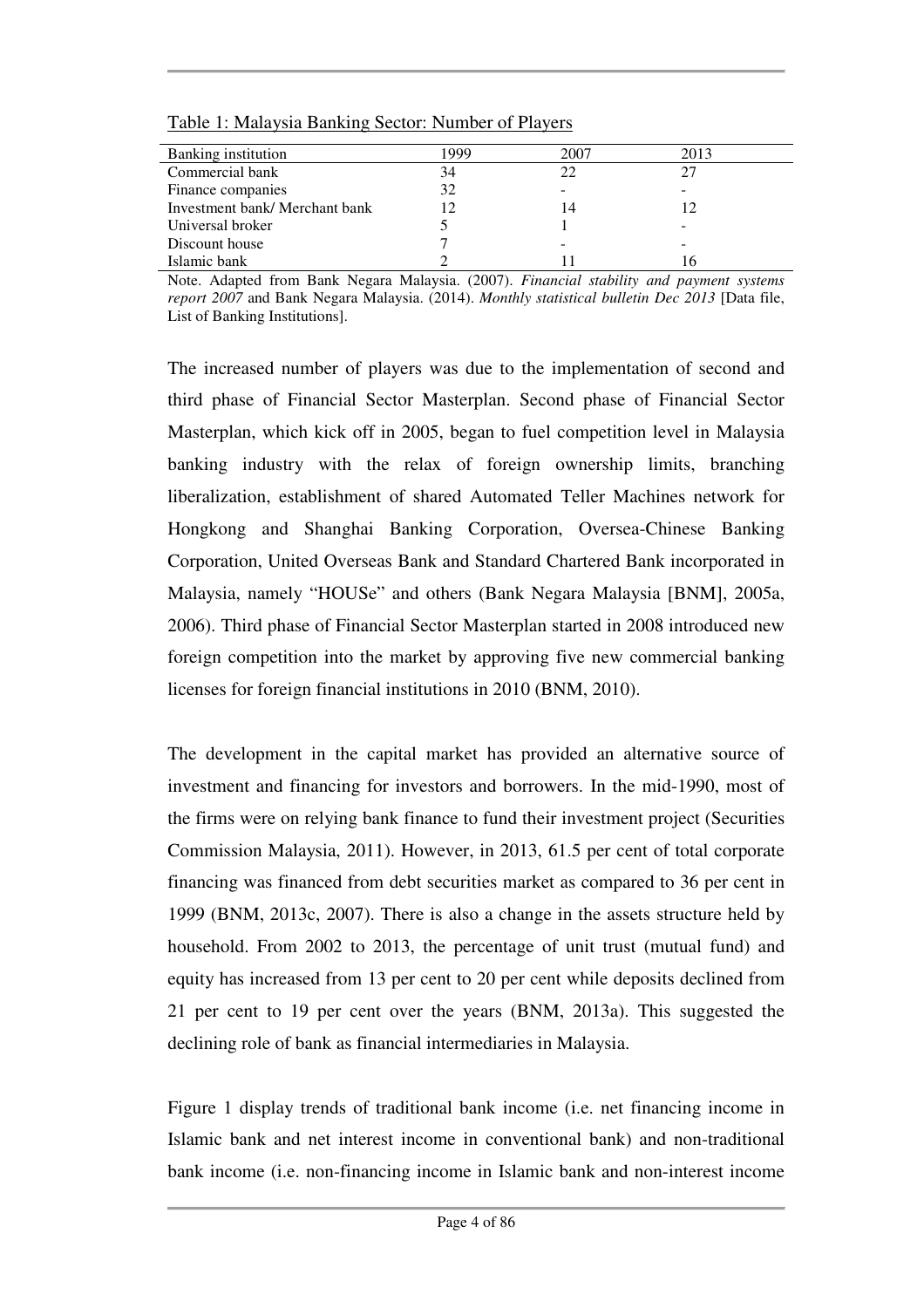Table 1: Malaysia Banking Sector: Number of Players

| Banking institution | 1999 | 2007 | 2013 |
|---|---|---|---|
| Commercial bank | 34 | 22 | 27 |
| Finance companies | 32 | - | - |
| Investment bank/ Merchant bank | 12 | 14 | 12 |
| Universal broker | 5 | 1 | - |
| Discount house | 7 | - | - |
| Islamic bank | 2 | 11 | 16 |

Note. Adapted from Bank Negara Malaysia. (2007). *Financial stability and payment systems report 2007* and Bank Negara Malaysia. (2014). *Monthly statistical bulletin Dec 2013* [Data file, List of Banking Institutions].

The increased number of players was due to the implementation of second and third phase of Financial Sector Masterplan. Second phase of Financial Sector Masterplan, which kick off in 2005, began to fuel competition level in Malaysia banking industry with the relax of foreign ownership limits, branching liberalization, establishment of shared Automated Teller Machines network for Hongkong and Shanghai Banking Corporation, Oversea-Chinese Banking Corporation, United Overseas Bank and Standard Chartered Bank incorporated in Malaysia, namely "HOUSe" and others (Bank Negara Malaysia [BNM], 2005a, 2006). Third phase of Financial Sector Masterplan started in 2008 introduced new foreign competition into the market by approving five new commercial banking licenses for foreign financial institutions in 2010 (BNM, 2010).

The development in the capital market has provided an alternative source of investment and financing for investors and borrowers. In the mid-1990, most of the firms were on relying bank finance to fund their investment project (Securities Commission Malaysia, 2011). However, in 2013, 61.5 per cent of total corporate financing was financed from debt securities market as compared to 36 per cent in 1999 (BNM, 2013c, 2007). There is also a change in the assets structure held by household. From 2002 to 2013, the percentage of unit trust (mutual fund) and equity has increased from 13 per cent to 20 per cent while deposits declined from 21 per cent to 19 per cent over the years (BNM, 2013a). This suggested the declining role of bank as financial intermediaries in Malaysia.

Figure 1 display trends of traditional bank income (i.e. net financing income in Islamic bank and net interest income in conventional bank) and non-traditional bank income (i.e. non-financing income in Islamic bank and non-interest income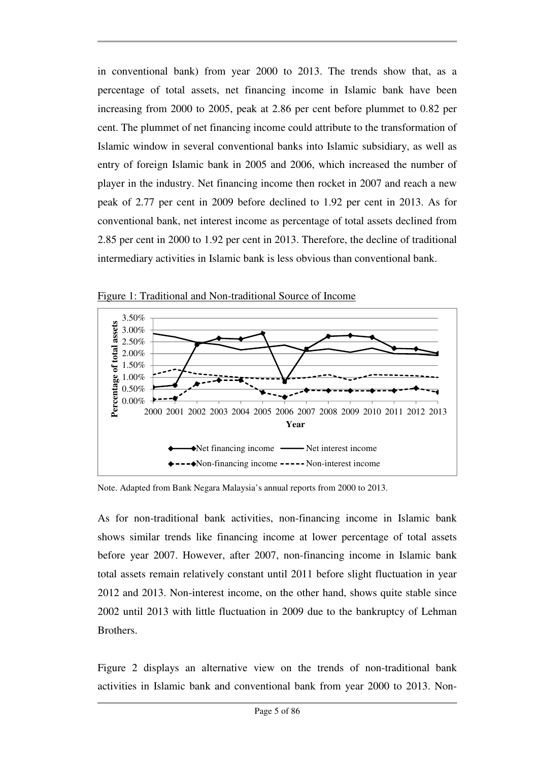in conventional bank) from year 2000 to 2013. The trends show that, as a percentage of total assets, net financing income in Islamic bank have been increasing from 2000 to 2005, peak at 2.86 per cent before plummet to 0.82 per cent. The plummet of net financing income could attribute to the transformation of Islamic window in several conventional banks into Islamic subsidiary, as well as entry of foreign Islamic bank in 2005 and 2006, which increased the number of player in the industry. Net financing income then rocket in 2007 and reach a new peak of 2.77 per cent in 2009 before declined to 1.92 per cent in 2013. As for conventional bank, net interest income as percentage of total assets declined from 2.85 per cent in 2000 to 1.92 per cent in 2013. Therefore, the decline of traditional intermediary activities in Islamic bank is less obvious than conventional bank.

Figure 1: Traditional and Non-traditional Source of Income

Note. Adapted from Bank Negara Malaysia's annual reports from 2000 to 2013.

As for non-traditional bank activities, non-financing income in Islamic bank shows similar trends like financing income at lower percentage of total assets before year 2007. However, after 2007, non-financing income in Islamic bank total assets remain relatively constant until 2011 before slight fluctuation in year 2012 and 2013. Non-interest income, on the other hand, shows quite stable since 2002 until 2013 with little fluctuation in 2009 due to the bankruptcy of Lehman Brothers.

Figure 2 displays an alternative view on the trends of non-traditional bank activities in Islamic bank and conventional bank from year 2000 to 2013. Non-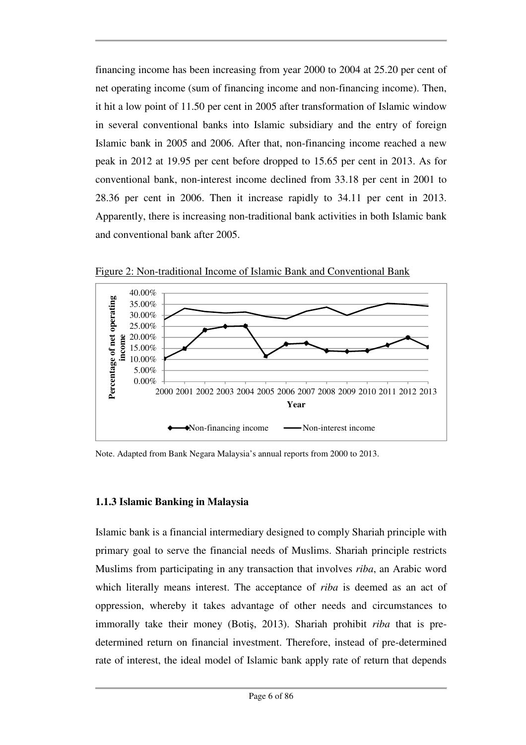financing income has been increasing from year 2000 to 2004 at 25.20 per cent of net operating income (sum of financing income and non-financing income). Then, it hit a low point of 11.50 per cent in 2005 after transformation of Islamic window in several conventional banks into Islamic subsidiary and the entry of foreign Islamic bank in 2005 and 2006. After that, non-financing income reached a new peak in 2012 at 19.95 per cent before dropped to 15.65 per cent in 2013. As for conventional bank, non-interest income declined from 33.18 per cent in 2001 to 28.36 per cent in 2006. Then it increase rapidly to 34.11 per cent in 2013. Apparently, there is increasing non-traditional bank activities in both Islamic bank and conventional bank after 2005.

Figure 2: Non-traditional Income of Islamic Bank and Conventional Bank

Note. Adapted from Bank Negara Malaysia's annual reports from 2000 to 2013.

### 1.1.3 Islamic Banking in Malaysia

Islamic bank is a financial intermediary designed to comply Shariah principle with primary goal to serve the financial needs of Muslims. Shariah principle restricts Muslims from participating in any transaction that involves *riba*, an Arabic word which literally means interest. The acceptance of *riba* is deemed as an act of oppression, whereby it takes advantage of other needs and circumstances to immorally take their money (Botiş, 2013). Shariah prohibit *riba* that is pre-determined return on financial investment. Therefore, instead of pre-determined rate of interest, the ideal model of Islamic bank apply rate of return that depends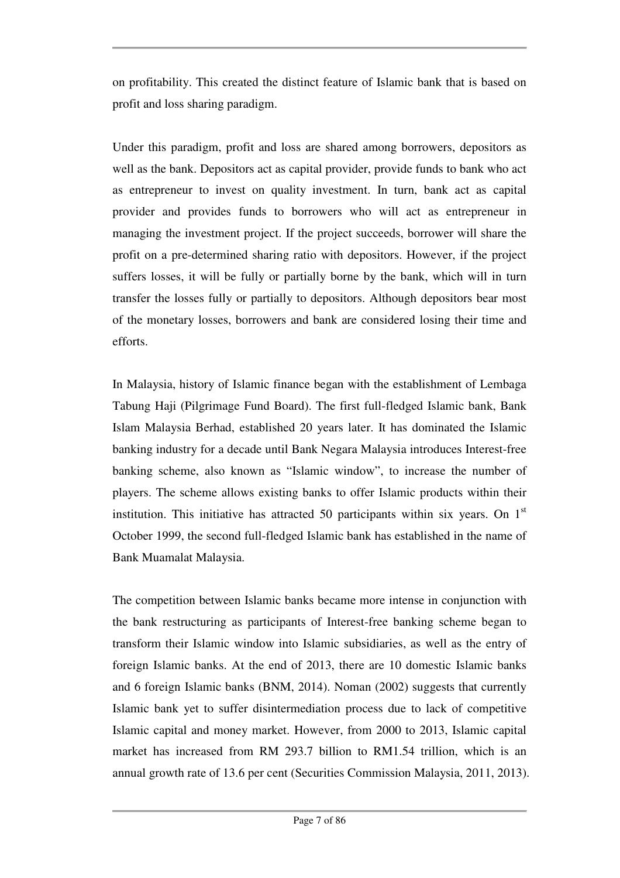on profitability. This created the distinct feature of Islamic bank that is based on profit and loss sharing paradigm.

Under this paradigm, profit and loss are shared among borrowers, depositors as well as the bank. Depositors act as capital provider, provide funds to bank who act as entrepreneur to invest on quality investment. In turn, bank act as capital provider and provides funds to borrowers who will act as entrepreneur in managing the investment project. If the project succeeds, borrower will share the profit on a pre-determined sharing ratio with depositors. However, if the project suffers losses, it will be fully or partially borne by the bank, which will in turn transfer the losses fully or partially to depositors. Although depositors bear most of the monetary losses, borrowers and bank are considered losing their time and efforts.

In Malaysia, history of Islamic finance began with the establishment of Lembaga Tabung Haji (Pilgrimage Fund Board). The first full-fledged Islamic bank, Bank Islam Malaysia Berhad, established 20 years later. It has dominated the Islamic banking industry for a decade until Bank Negara Malaysia introduces Interest-free banking scheme, also known as "Islamic window", to increase the number of players. The scheme allows existing banks to offer Islamic products within their institution. This initiative has attracted 50 participants within six years. On 1st October 1999, the second full-fledged Islamic bank has established in the name of Bank Muamalat Malaysia.

The competition between Islamic banks became more intense in conjunction with the bank restructuring as participants of Interest-free banking scheme began to transform their Islamic window into Islamic subsidiaries, as well as the entry of foreign Islamic banks. At the end of 2013, there are 10 domestic Islamic banks and 6 foreign Islamic banks (BNM, 2014). Noman (2002) suggests that currently Islamic bank yet to suffer disintermediation process due to lack of competitive Islamic capital and money market. However, from 2000 to 2013, Islamic capital market has increased from RM 293.7 billion to RM1.54 trillion, which is an annual growth rate of 13.6 per cent (Securities Commission Malaysia, 2011, 2013).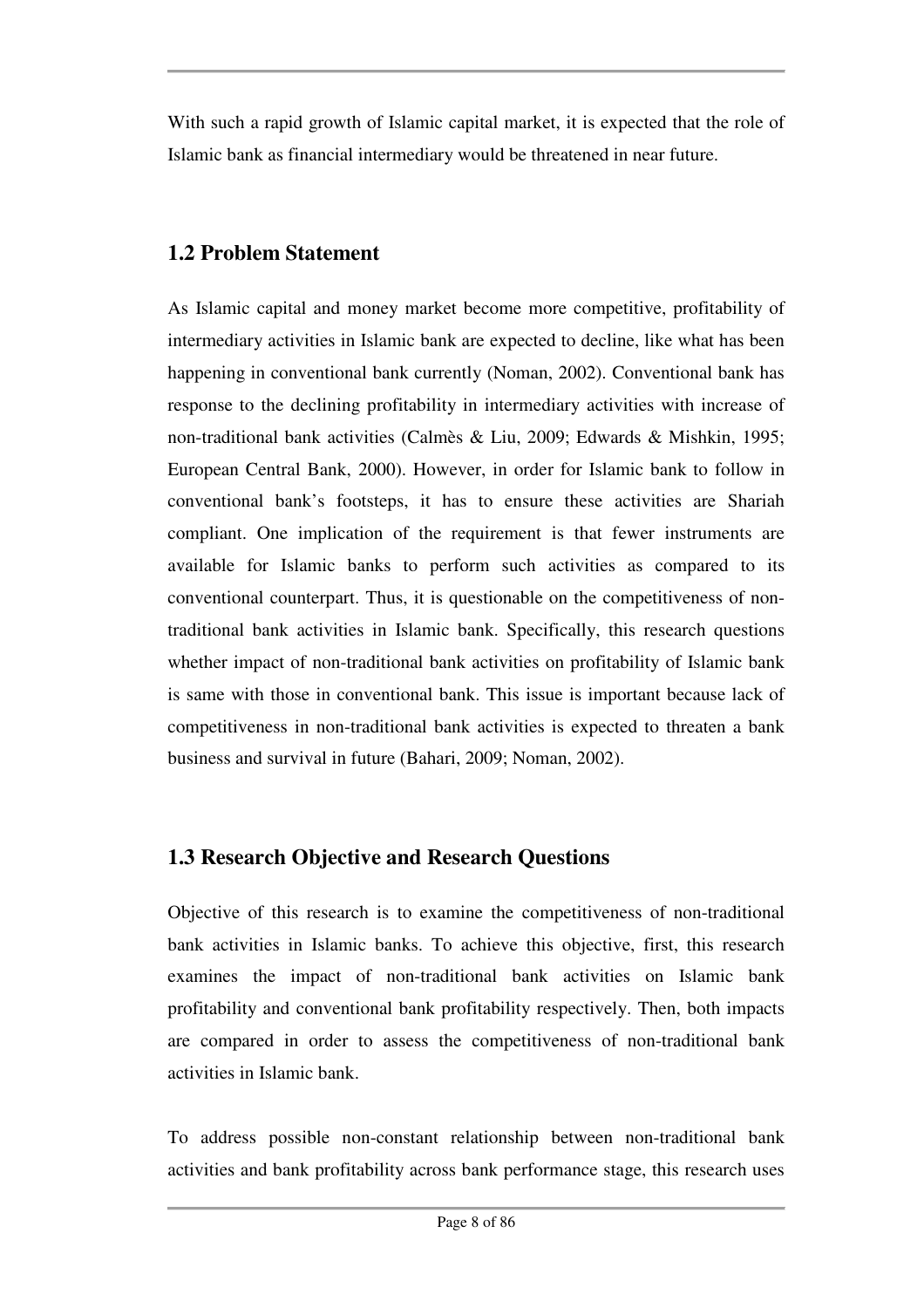With such a rapid growth of Islamic capital market, it is expected that the role of Islamic bank as financial intermediary would be threatened in near future.

## 1.2 Problem Statement

As Islamic capital and money market become more competitive, profitability of intermediary activities in Islamic bank are expected to decline, like what has been happening in conventional bank currently (Noman, 2002). Conventional bank has response to the declining profitability in intermediary activities with increase of non-traditional bank activities (Calmès & Liu, 2009; Edwards & Mishkin, 1995; European Central Bank, 2000). However, in order for Islamic bank to follow in conventional bank's footsteps, it has to ensure these activities are Shariah compliant. One implication of the requirement is that fewer instruments are available for Islamic banks to perform such activities as compared to its conventional counterpart. Thus, it is questionable on the competitiveness of non-traditional bank activities in Islamic bank. Specifically, this research questions whether impact of non-traditional bank activities on profitability of Islamic bank is same with those in conventional bank. This issue is important because lack of competitiveness in non-traditional bank activities is expected to threaten a bank business and survival in future (Bahari, 2009; Noman, 2002).

## 1.3 Research Objective and Research Questions

Objective of this research is to examine the competitiveness of non-traditional bank activities in Islamic banks. To achieve this objective, first, this research examines the impact of non-traditional bank activities on Islamic bank profitability and conventional bank profitability respectively. Then, both impacts are compared in order to assess the competitiveness of non-traditional bank activities in Islamic bank.

To address possible non-constant relationship between non-traditional bank activities and bank profitability across bank performance stage, this research uses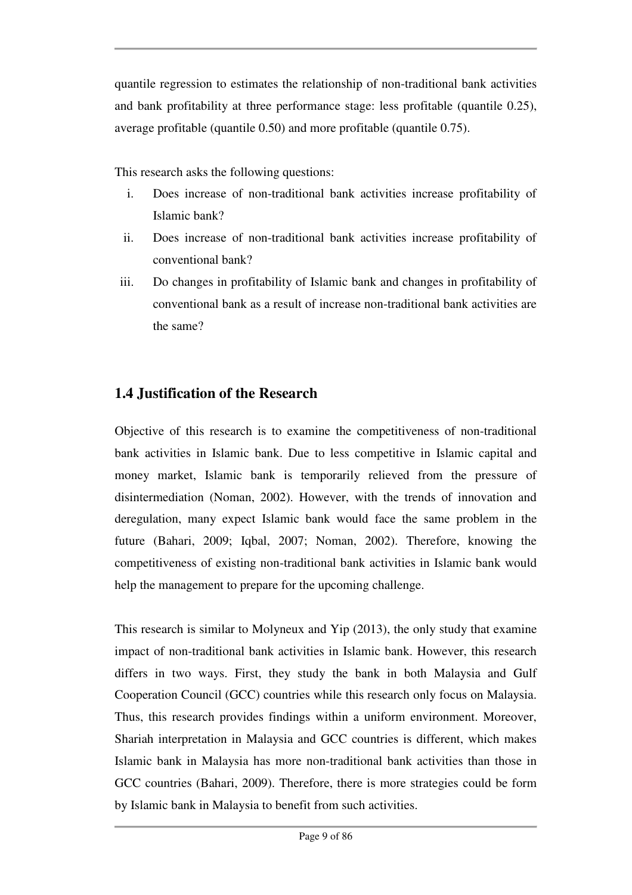quantile regression to estimates the relationship of non-traditional bank activities and bank profitability at three performance stage: less profitable (quantile 0.25), average profitable (quantile 0.50) and more profitable (quantile 0.75).

This research asks the following questions:

i. Does increase of non-traditional bank activities increase profitability of Islamic bank?
ii. Does increase of non-traditional bank activities increase profitability of conventional bank?
iii. Do changes in profitability of Islamic bank and changes in profitability of conventional bank as a result of increase non-traditional bank activities are the same?

## 1.4 Justification of the Research

Objective of this research is to examine the competitiveness of non-traditional bank activities in Islamic bank. Due to less competitive in Islamic capital and money market, Islamic bank is temporarily relieved from the pressure of disintermediation (Noman, 2002). However, with the trends of innovation and deregulation, many expect Islamic bank would face the same problem in the future (Bahari, 2009; Iqbal, 2007; Noman, 2002). Therefore, knowing the competitiveness of existing non-traditional bank activities in Islamic bank would help the management to prepare for the upcoming challenge.

This research is similar to Molyneux and Yip (2013), the only study that examine impact of non-traditional bank activities in Islamic bank. However, this research differs in two ways. First, they study the bank in both Malaysia and Gulf Cooperation Council (GCC) countries while this research only focus on Malaysia. Thus, this research provides findings within a uniform environment. Moreover, Shariah interpretation in Malaysia and GCC countries is different, which makes Islamic bank in Malaysia has more non-traditional bank activities than those in GCC countries (Bahari, 2009). Therefore, there is more strategies could be form by Islamic bank in Malaysia to benefit from such activities.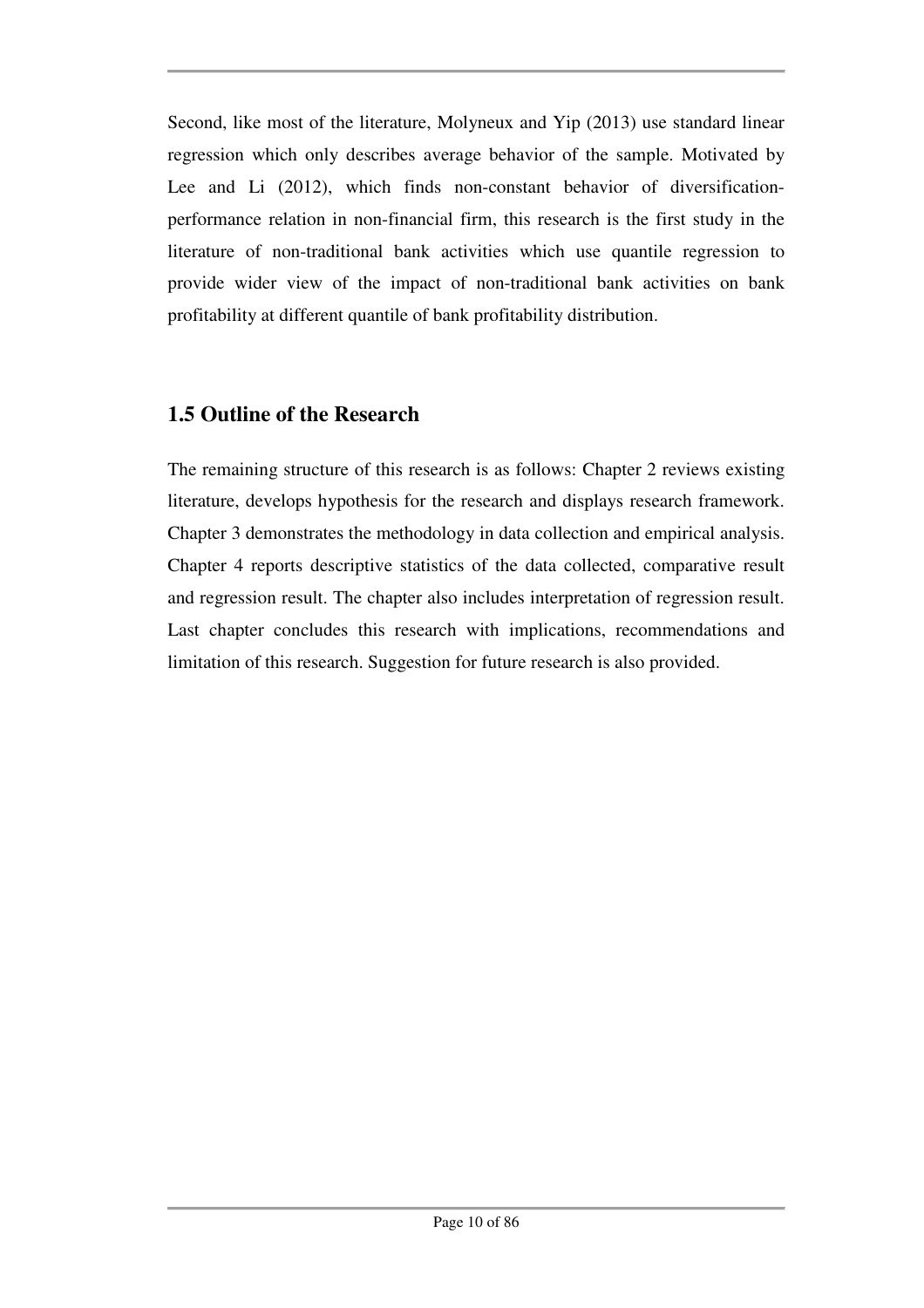Second, like most of the literature, Molyneux and Yip (2013) use standard linear regression which only describes average behavior of the sample. Motivated by Lee and Li (2012), which finds non-constant behavior of diversification-performance relation in non-financial firm, this research is the first study in the literature of non-traditional bank activities which use quantile regression to provide wider view of the impact of non-traditional bank activities on bank profitability at different quantile of bank profitability distribution.

## 1.5 Outline of the Research

The remaining structure of this research is as follows: Chapter 2 reviews existing literature, develops hypothesis for the research and displays research framework. Chapter 3 demonstrates the methodology in data collection and empirical analysis. Chapter 4 reports descriptive statistics of the data collected, comparative result and regression result. The chapter also includes interpretation of regression result. Last chapter concludes this research with implications, recommendations and limitation of this research. Suggestion for future research is also provided.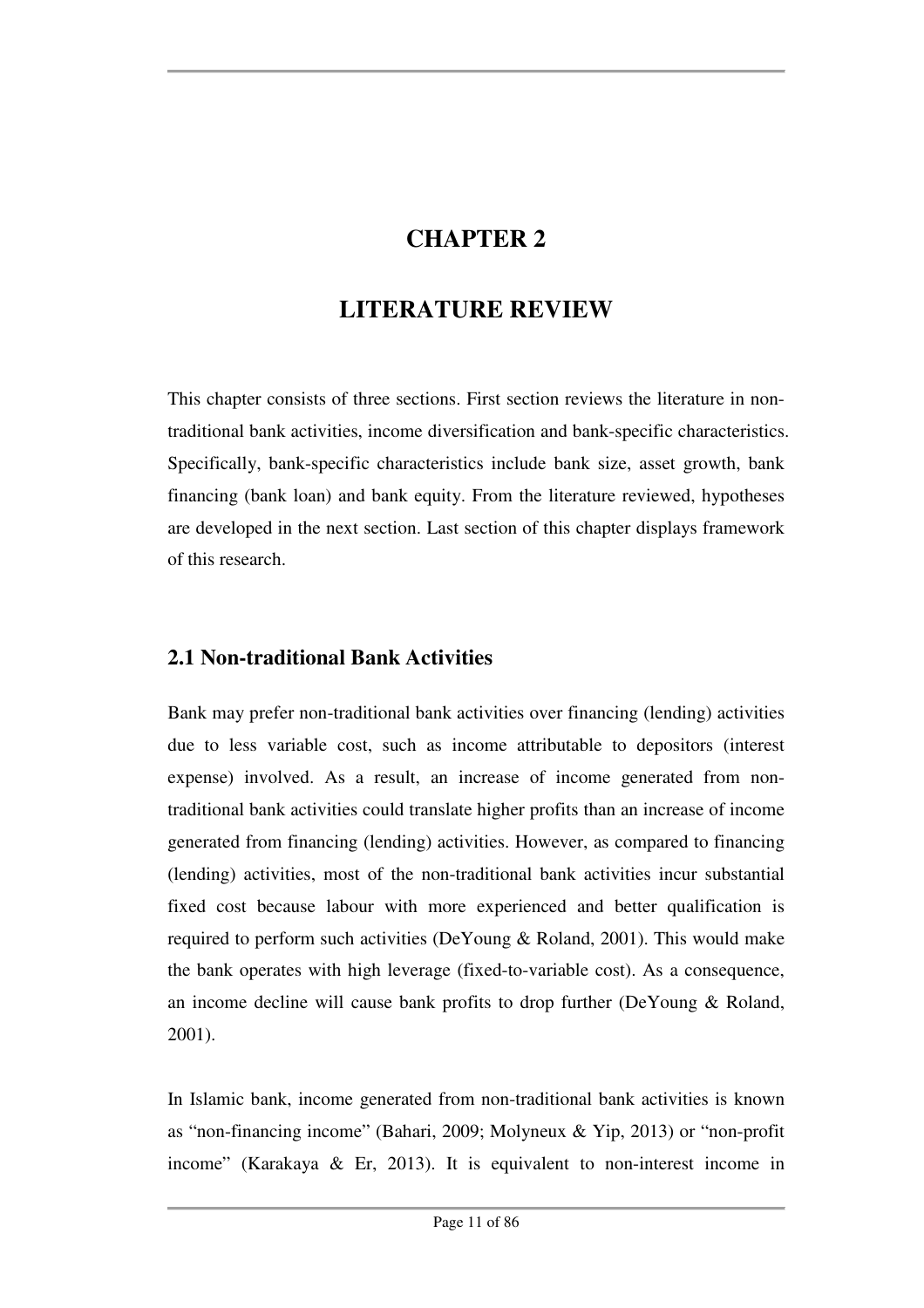# CHAPTER 2

# LITERATURE REVIEW

This chapter consists of three sections. First section reviews the literature in non-traditional bank activities, income diversification and bank-specific characteristics. Specifically, bank-specific characteristics include bank size, asset growth, bank financing (bank loan) and bank equity. From the literature reviewed, hypotheses are developed in the next section. Last section of this chapter displays framework of this research.

## 2.1 Non-traditional Bank Activities

Bank may prefer non-traditional bank activities over financing (lending) activities due to less variable cost, such as income attributable to depositors (interest expense) involved. As a result, an increase of income generated from non-traditional bank activities could translate higher profits than an increase of income generated from financing (lending) activities. However, as compared to financing (lending) activities, most of the non-traditional bank activities incur substantial fixed cost because labour with more experienced and better qualification is required to perform such activities (DeYoung & Roland, 2001). This would make the bank operates with high leverage (fixed-to-variable cost). As a consequence, an income decline will cause bank profits to drop further (DeYoung & Roland, 2001).

In Islamic bank, income generated from non-traditional bank activities is known as "non-financing income" (Bahari, 2009; Molyneux & Yip, 2013) or "non-profit income" (Karakaya & Er, 2013). It is equivalent to non-interest income in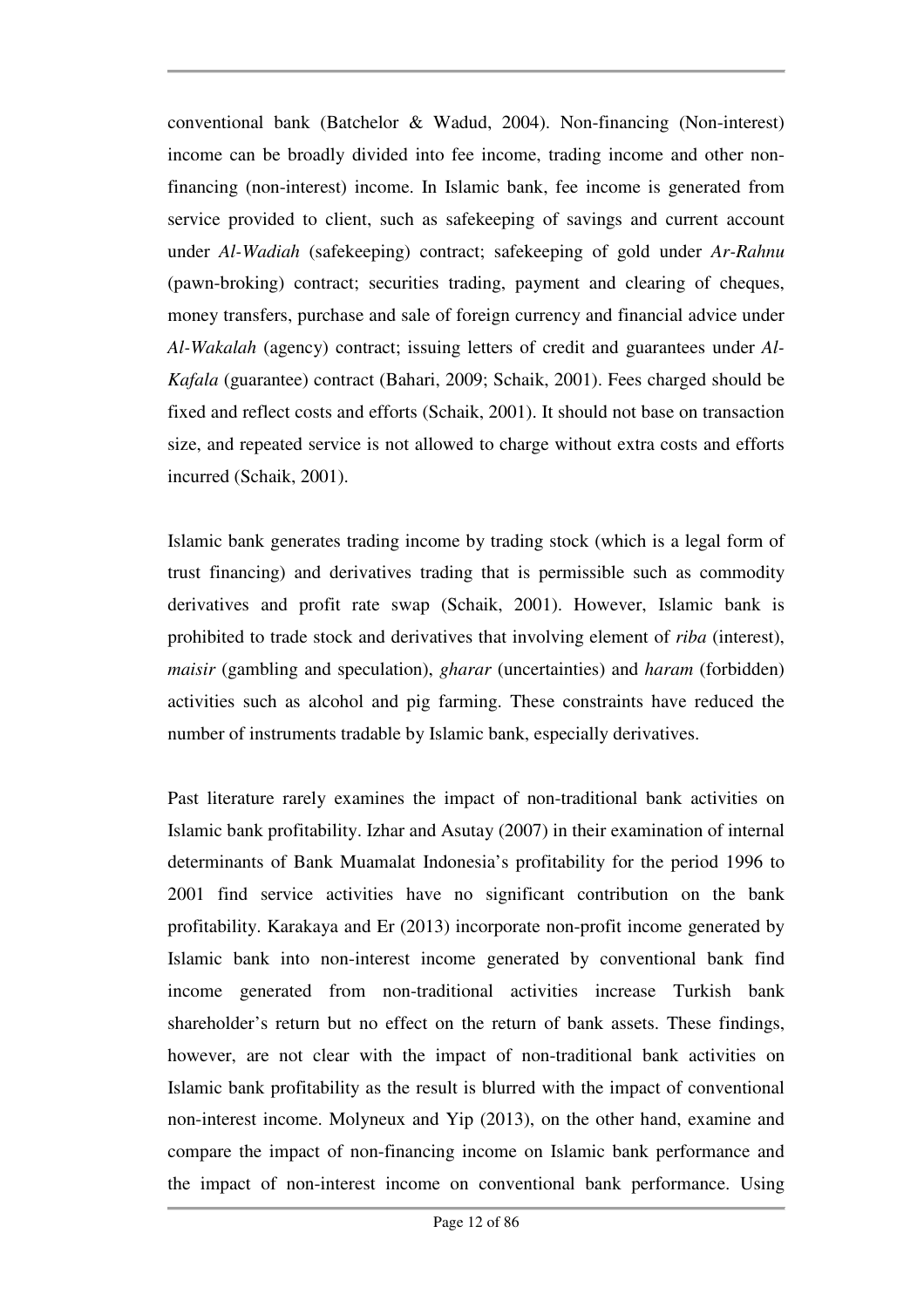conventional bank (Batchelor & Wadud, 2004). Non-financing (Non-interest) income can be broadly divided into fee income, trading income and other non-financing (non-interest) income. In Islamic bank, fee income is generated from service provided to client, such as safekeeping of savings and current account under *Al-Wadiah* (safekeeping) contract; safekeeping of gold under *Ar-Rahnu* (pawn-broking) contract; securities trading, payment and clearing of cheques, money transfers, purchase and sale of foreign currency and financial advice under *Al-Wakalah* (agency) contract; issuing letters of credit and guarantees under *Al-Kafala* (guarantee) contract (Bahari, 2009; Schaik, 2001). Fees charged should be fixed and reflect costs and efforts (Schaik, 2001). It should not base on transaction size, and repeated service is not allowed to charge without extra costs and efforts incurred (Schaik, 2001).

Islamic bank generates trading income by trading stock (which is a legal form of trust financing) and derivatives trading that is permissible such as commodity derivatives and profit rate swap (Schaik, 2001). However, Islamic bank is prohibited to trade stock and derivatives that involving element of *riba* (interest), *maisir* (gambling and speculation), *gharar* (uncertainties) and *haram* (forbidden) activities such as alcohol and pig farming. These constraints have reduced the number of instruments tradable by Islamic bank, especially derivatives.

Past literature rarely examines the impact of non-traditional bank activities on Islamic bank profitability. Izhar and Asutay (2007) in their examination of internal determinants of Bank Muamalat Indonesia's profitability for the period 1996 to 2001 find service activities have no significant contribution on the bank profitability. Karakaya and Er (2013) incorporate non-profit income generated by Islamic bank into non-interest income generated by conventional bank find income generated from non-traditional activities increase Turkish bank shareholder's return but no effect on the return of bank assets. These findings, however, are not clear with the impact of non-traditional bank activities on Islamic bank profitability as the result is blurred with the impact of conventional non-interest income. Molyneux and Yip (2013), on the other hand, examine and compare the impact of non-financing income on Islamic bank performance and the impact of non-interest income on conventional bank performance. Using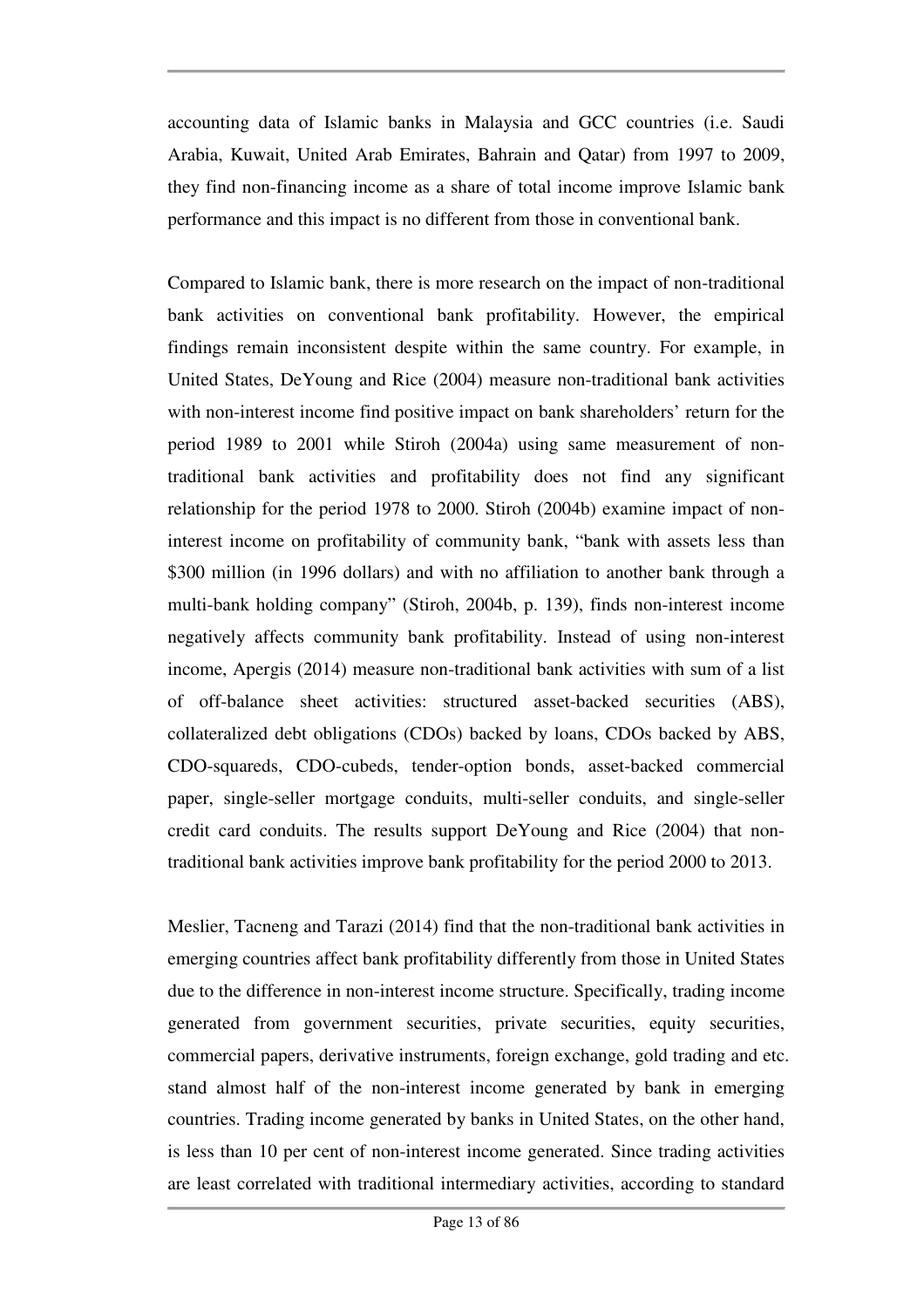accounting data of Islamic banks in Malaysia and GCC countries (i.e. Saudi Arabia, Kuwait, United Arab Emirates, Bahrain and Qatar) from 1997 to 2009, they find non-financing income as a share of total income improve Islamic bank performance and this impact is no different from those in conventional bank.

Compared to Islamic bank, there is more research on the impact of non-traditional bank activities on conventional bank profitability. However, the empirical findings remain inconsistent despite within the same country. For example, in United States, DeYoung and Rice (2004) measure non-traditional bank activities with non-interest income find positive impact on bank shareholders' return for the period 1989 to 2001 while Stiroh (2004a) using same measurement of non-traditional bank activities and profitability does not find any significant relationship for the period 1978 to 2000. Stiroh (2004b) examine impact of non-interest income on profitability of community bank, "bank with assets less than \$300 million (in 1996 dollars) and with no affiliation to another bank through a multi-bank holding company" (Stiroh, 2004b, p. 139), finds non-interest income negatively affects community bank profitability. Instead of using non-interest income, Apergis (2014) measure non-traditional bank activities with sum of a list of off-balance sheet activities: structured asset-backed securities (ABS), collateralized debt obligations (CDOs) backed by loans, CDOs backed by ABS, CDO-squareds, CDO-cubeds, tender-option bonds, asset-backed commercial paper, single-seller mortgage conduits, multi-seller conduits, and single-seller credit card conduits. The results support DeYoung and Rice (2004) that non-traditional bank activities improve bank profitability for the period 2000 to 2013.

Meslier, Tacneng and Tarazi (2014) find that the non-traditional bank activities in emerging countries affect bank profitability differently from those in United States due to the difference in non-interest income structure. Specifically, trading income generated from government securities, private securities, equity securities, commercial papers, derivative instruments, foreign exchange, gold trading and etc. stand almost half of the non-interest income generated by bank in emerging countries. Trading income generated by banks in United States, on the other hand, is less than 10 per cent of non-interest income generated. Since trading activities are least correlated with traditional intermediary activities, according to standard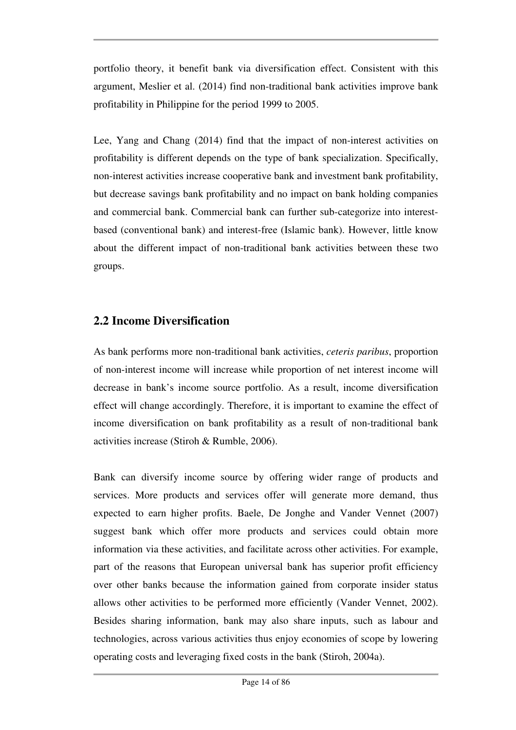portfolio theory, it benefit bank via diversification effect. Consistent with this argument, Meslier et al. (2014) find non-traditional bank activities improve bank profitability in Philippine for the period 1999 to 2005.

Lee, Yang and Chang (2014) find that the impact of non-interest activities on profitability is different depends on the type of bank specialization. Specifically, non-interest activities increase cooperative bank and investment bank profitability, but decrease savings bank profitability and no impact on bank holding companies and commercial bank. Commercial bank can further sub-categorize into interest-based (conventional bank) and interest-free (Islamic bank). However, little know about the different impact of non-traditional bank activities between these two groups.

## 2.2 Income Diversification

As bank performs more non-traditional bank activities, *ceteris paribus*, proportion of non-interest income will increase while proportion of net interest income will decrease in bank's income source portfolio. As a result, income diversification effect will change accordingly. Therefore, it is important to examine the effect of income diversification on bank profitability as a result of non-traditional bank activities increase (Stiroh & Rumble, 2006).

Bank can diversify income source by offering wider range of products and services. More products and services offer will generate more demand, thus expected to earn higher profits. Baele, De Jonghe and Vander Vennet (2007) suggest bank which offer more products and services could obtain more information via these activities, and facilitate across other activities. For example, part of the reasons that European universal bank has superior profit efficiency over other banks because the information gained from corporate insider status allows other activities to be performed more efficiently (Vander Vennet, 2002). Besides sharing information, bank may also share inputs, such as labour and technologies, across various activities thus enjoy economies of scope by lowering operating costs and leveraging fixed costs in the bank (Stiroh, 2004a).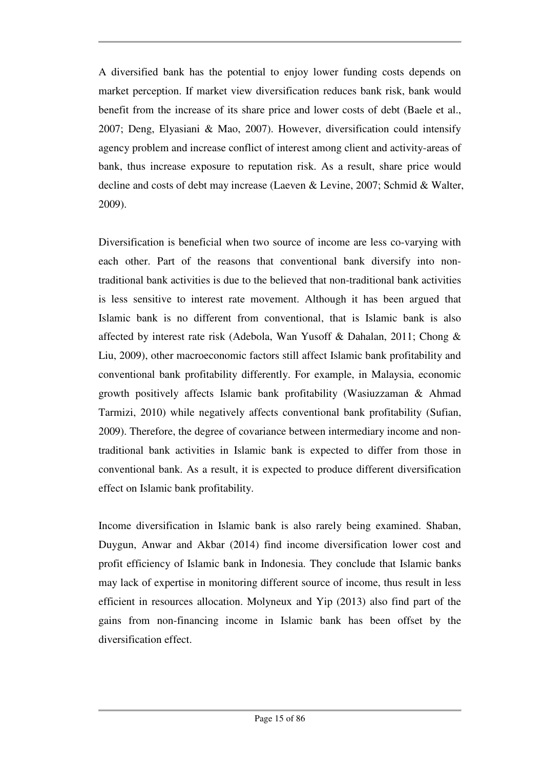A diversified bank has the potential to enjoy lower funding costs depends on market perception. If market view diversification reduces bank risk, bank would benefit from the increase of its share price and lower costs of debt (Baele et al., 2007; Deng, Elyasiani & Mao, 2007). However, diversification could intensify agency problem and increase conflict of interest among client and activity-areas of bank, thus increase exposure to reputation risk. As a result, share price would decline and costs of debt may increase (Laeven & Levine, 2007; Schmid & Walter, 2009).

Diversification is beneficial when two source of income are less co-varying with each other. Part of the reasons that conventional bank diversify into non-traditional bank activities is due to the believed that non-traditional bank activities is less sensitive to interest rate movement. Although it has been argued that Islamic bank is no different from conventional, that is Islamic bank is also affected by interest rate risk (Adebola, Wan Yusoff & Dahalan, 2011; Chong & Liu, 2009), other macroeconomic factors still affect Islamic bank profitability and conventional bank profitability differently. For example, in Malaysia, economic growth positively affects Islamic bank profitability (Wasiuzzaman & Ahmad Tarmizi, 2010) while negatively affects conventional bank profitability (Sufian, 2009). Therefore, the degree of covariance between intermediary income and non-traditional bank activities in Islamic bank is expected to differ from those in conventional bank. As a result, it is expected to produce different diversification effect on Islamic bank profitability.

Income diversification in Islamic bank is also rarely being examined. Shaban, Duygun, Anwar and Akbar (2014) find income diversification lower cost and profit efficiency of Islamic bank in Indonesia. They conclude that Islamic banks may lack of expertise in monitoring different source of income, thus result in less efficient in resources allocation. Molyneux and Yip (2013) also find part of the gains from non-financing income in Islamic bank has been offset by the diversification effect.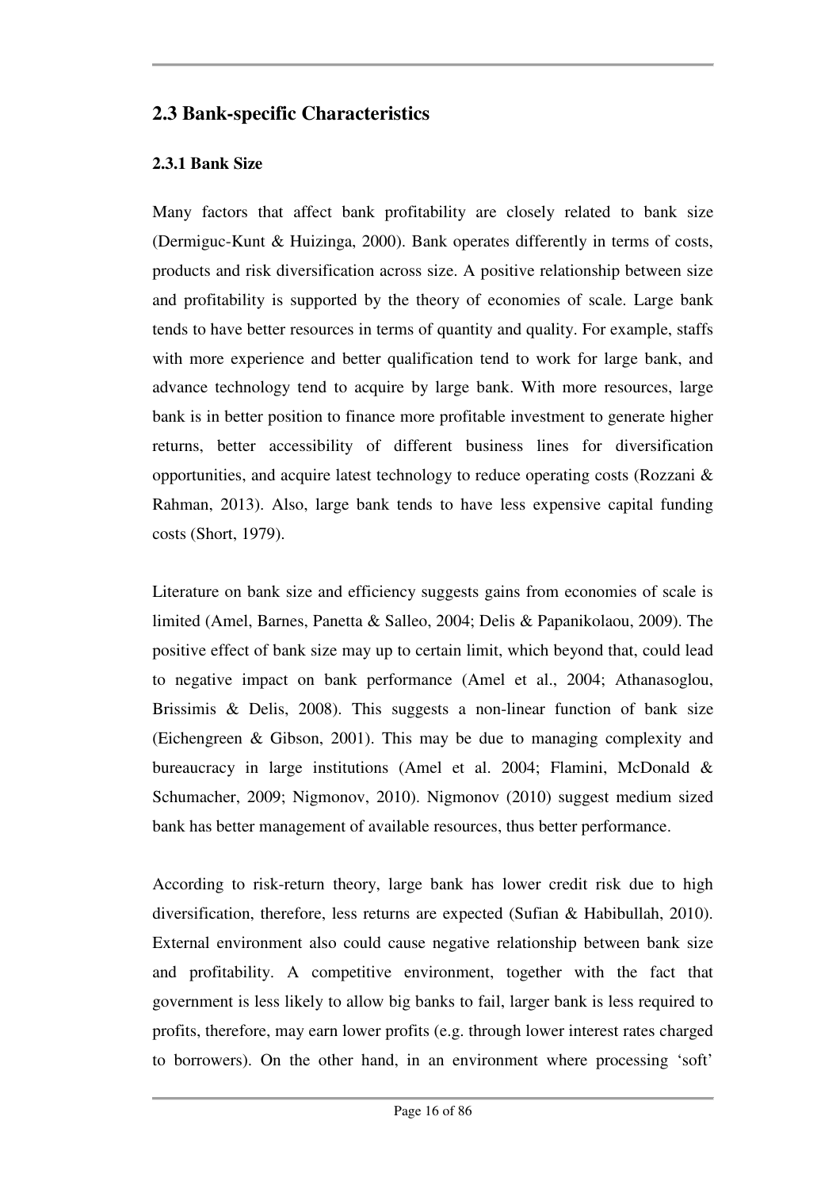## 2.3 Bank-specific Characteristics

### 2.3.1 Bank Size

Many factors that affect bank profitability are closely related to bank size (Dermiguc-Kunt & Huizinga, 2000). Bank operates differently in terms of costs, products and risk diversification across size. A positive relationship between size and profitability is supported by the theory of economies of scale. Large bank tends to have better resources in terms of quantity and quality. For example, staffs with more experience and better qualification tend to work for large bank, and advance technology tend to acquire by large bank. With more resources, large bank is in better position to finance more profitable investment to generate higher returns, better accessibility of different business lines for diversification opportunities, and acquire latest technology to reduce operating costs (Rozzani & Rahman, 2013). Also, large bank tends to have less expensive capital funding costs (Short, 1979).

Literature on bank size and efficiency suggests gains from economies of scale is limited (Amel, Barnes, Panetta & Salleo, 2004; Delis & Papanikolaou, 2009). The positive effect of bank size may up to certain limit, which beyond that, could lead to negative impact on bank performance (Amel et al., 2004; Athanasoglou, Brissimis & Delis, 2008). This suggests a non-linear function of bank size (Eichengreen & Gibson, 2001). This may be due to managing complexity and bureaucracy in large institutions (Amel et al. 2004; Flamini, McDonald & Schumacher, 2009; Nigmonov, 2010). Nigmonov (2010) suggest medium sized bank has better management of available resources, thus better performance.

According to risk-return theory, large bank has lower credit risk due to high diversification, therefore, less returns are expected (Sufian & Habibullah, 2010). External environment also could cause negative relationship between bank size and profitability. A competitive environment, together with the fact that government is less likely to allow big banks to fail, larger bank is less required to profits, therefore, may earn lower profits (e.g. through lower interest rates charged to borrowers). On the other hand, in an environment where processing 'soft'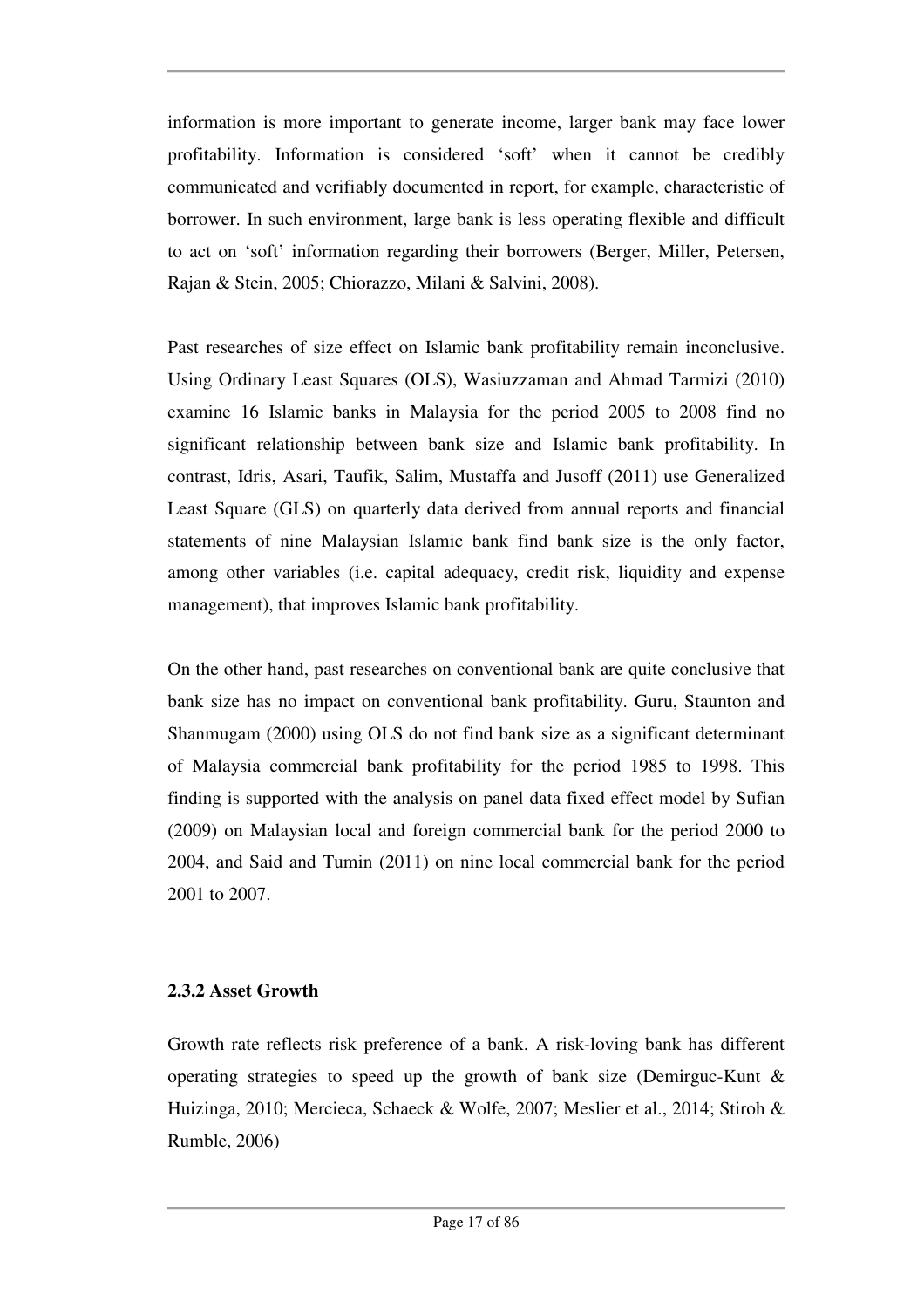information is more important to generate income, larger bank may face lower profitability. Information is considered 'soft' when it cannot be credibly communicated and verifiably documented in report, for example, characteristic of borrower. In such environment, large bank is less operating flexible and difficult to act on 'soft' information regarding their borrowers (Berger, Miller, Petersen, Rajan & Stein, 2005; Chiorazzo, Milani & Salvini, 2008).

Past researches of size effect on Islamic bank profitability remain inconclusive. Using Ordinary Least Squares (OLS), Wasiuzzaman and Ahmad Tarmizi (2010) examine 16 Islamic banks in Malaysia for the period 2005 to 2008 find no significant relationship between bank size and Islamic bank profitability. In contrast, Idris, Asari, Taufik, Salim, Mustaffa and Jusoff (2011) use Generalized Least Square (GLS) on quarterly data derived from annual reports and financial statements of nine Malaysian Islamic bank find bank size is the only factor, among other variables (i.e. capital adequacy, credit risk, liquidity and expense management), that improves Islamic bank profitability.

On the other hand, past researches on conventional bank are quite conclusive that bank size has no impact on conventional bank profitability. Guru, Staunton and Shanmugam (2000) using OLS do not find bank size as a significant determinant of Malaysia commercial bank profitability for the period 1985 to 1998. This finding is supported with the analysis on panel data fixed effect model by Sufian (2009) on Malaysian local and foreign commercial bank for the period 2000 to 2004, and Said and Tumin (2011) on nine local commercial bank for the period 2001 to 2007.

### 2.3.2 Asset Growth

Growth rate reflects risk preference of a bank. A risk-loving bank has different operating strategies to speed up the growth of bank size (Demirguc-Kunt & Huizinga, 2010; Mercieca, Schaeck & Wolfe, 2007; Meslier et al., 2014; Stiroh & Rumble, 2006)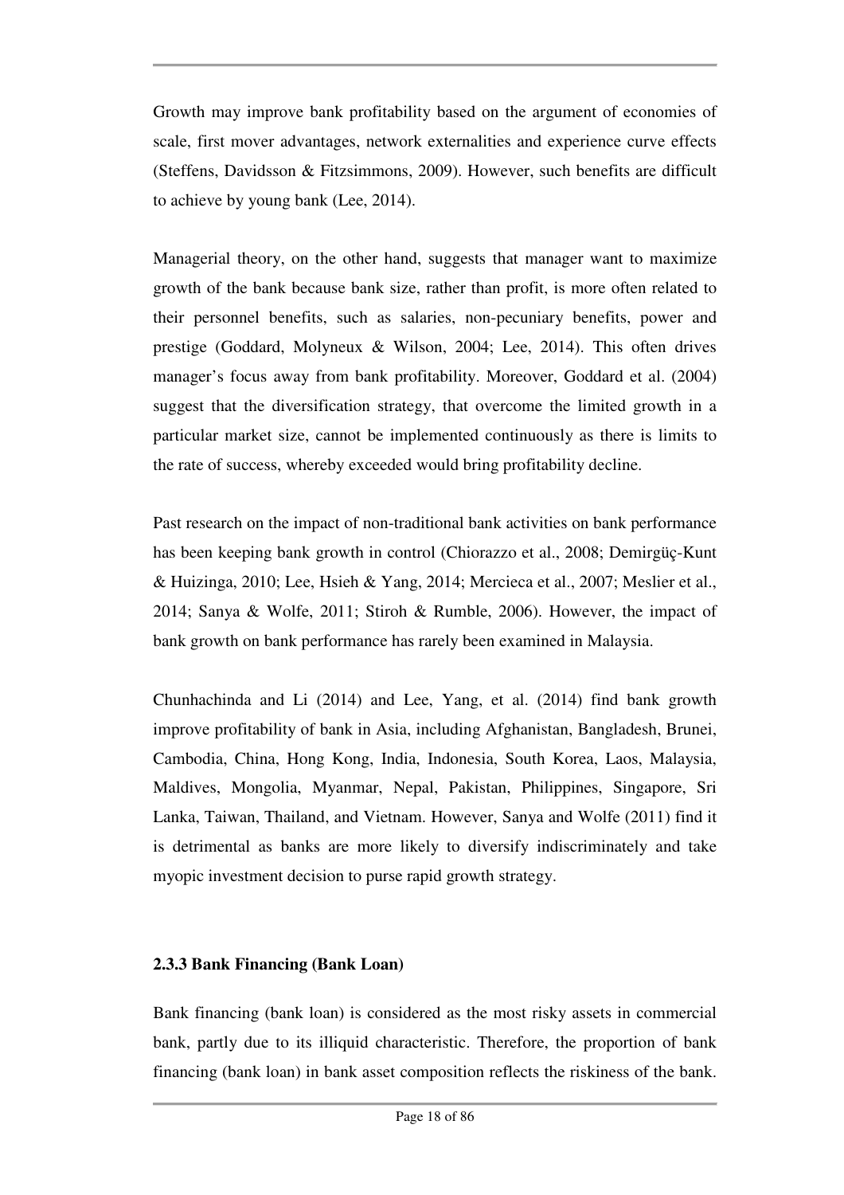Growth may improve bank profitability based on the argument of economies of scale, first mover advantages, network externalities and experience curve effects (Steffens, Davidsson & Fitzsimmons, 2009). However, such benefits are difficult to achieve by young bank (Lee, 2014).

Managerial theory, on the other hand, suggests that manager want to maximize growth of the bank because bank size, rather than profit, is more often related to their personnel benefits, such as salaries, non-pecuniary benefits, power and prestige (Goddard, Molyneux & Wilson, 2004; Lee, 2014). This often drives manager's focus away from bank profitability. Moreover, Goddard et al. (2004) suggest that the diversification strategy, that overcome the limited growth in a particular market size, cannot be implemented continuously as there is limits to the rate of success, whereby exceeded would bring profitability decline.

Past research on the impact of non-traditional bank activities on bank performance has been keeping bank growth in control (Chiorazzo et al., 2008; Demirgüç-Kunt & Huizinga, 2010; Lee, Hsieh & Yang, 2014; Mercieca et al., 2007; Meslier et al., 2014; Sanya & Wolfe, 2011; Stiroh & Rumble, 2006). However, the impact of bank growth on bank performance has rarely been examined in Malaysia.

Chunhachinda and Li (2014) and Lee, Yang, et al. (2014) find bank growth improve profitability of bank in Asia, including Afghanistan, Bangladesh, Brunei, Cambodia, China, Hong Kong, India, Indonesia, South Korea, Laos, Malaysia, Maldives, Mongolia, Myanmar, Nepal, Pakistan, Philippines, Singapore, Sri Lanka, Taiwan, Thailand, and Vietnam. However, Sanya and Wolfe (2011) find it is detrimental as banks are more likely to diversify indiscriminately and take myopic investment decision to purse rapid growth strategy.

### 2.3.3 Bank Financing (Bank Loan)

Bank financing (bank loan) is considered as the most risky assets in commercial bank, partly due to its illiquid characteristic. Therefore, the proportion of bank financing (bank loan) in bank asset composition reflects the riskiness of the bank.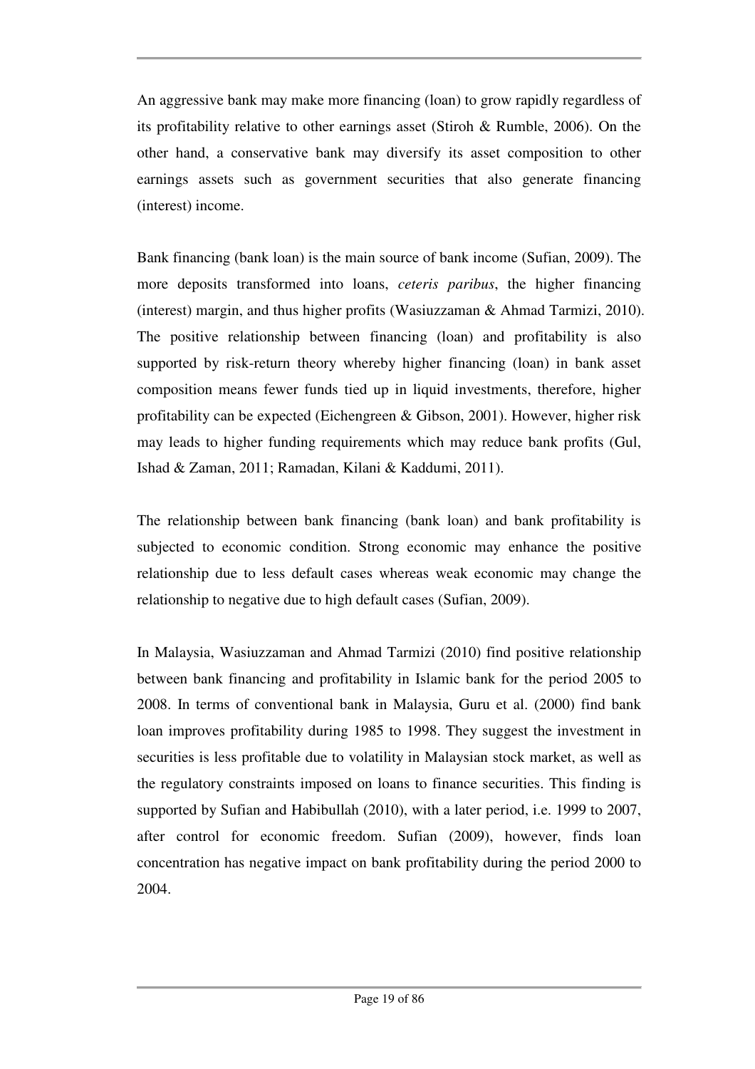An aggressive bank may make more financing (loan) to grow rapidly regardless of its profitability relative to other earnings asset (Stiroh & Rumble, 2006). On the other hand, a conservative bank may diversify its asset composition to other earnings assets such as government securities that also generate financing (interest) income.

Bank financing (bank loan) is the main source of bank income (Sufian, 2009). The more deposits transformed into loans, *ceteris paribus*, the higher financing (interest) margin, and thus higher profits (Wasiuzzaman & Ahmad Tarmizi, 2010). The positive relationship between financing (loan) and profitability is also supported by risk-return theory whereby higher financing (loan) in bank asset composition means fewer funds tied up in liquid investments, therefore, higher profitability can be expected (Eichengreen & Gibson, 2001). However, higher risk may leads to higher funding requirements which may reduce bank profits (Gul, Ishad & Zaman, 2011; Ramadan, Kilani & Kaddumi, 2011).

The relationship between bank financing (bank loan) and bank profitability is subjected to economic condition. Strong economic may enhance the positive relationship due to less default cases whereas weak economic may change the relationship to negative due to high default cases (Sufian, 2009).

In Malaysia, Wasiuzzaman and Ahmad Tarmizi (2010) find positive relationship between bank financing and profitability in Islamic bank for the period 2005 to 2008. In terms of conventional bank in Malaysia, Guru et al. (2000) find bank loan improves profitability during 1985 to 1998. They suggest the investment in securities is less profitable due to volatility in Malaysian stock market, as well as the regulatory constraints imposed on loans to finance securities. This finding is supported by Sufian and Habibullah (2010), with a later period, i.e. 1999 to 2007, after control for economic freedom. Sufian (2009), however, finds loan concentration has negative impact on bank profitability during the period 2000 to 2004.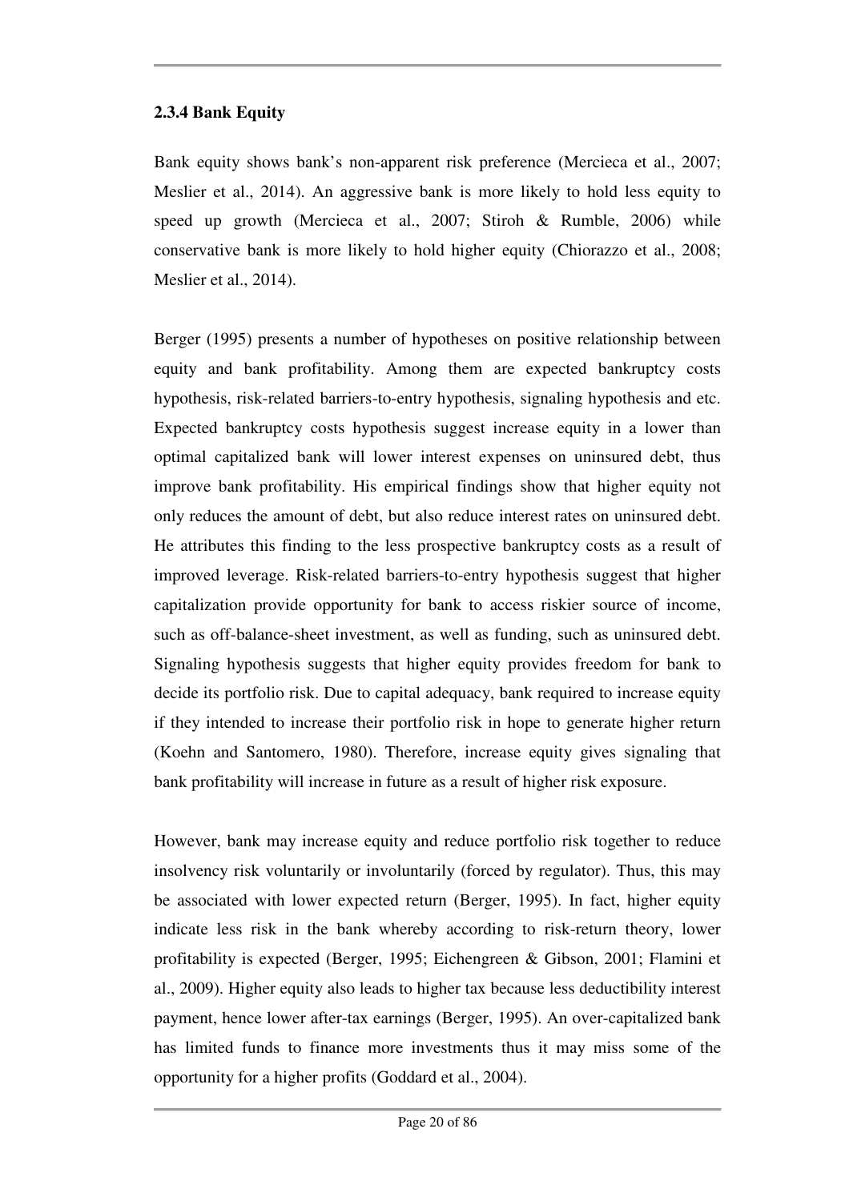### 2.3.4 Bank Equity

Bank equity shows bank's non-apparent risk preference (Mercieca et al., 2007; Meslier et al., 2014). An aggressive bank is more likely to hold less equity to speed up growth (Mercieca et al., 2007; Stiroh & Rumble, 2006) while conservative bank is more likely to hold higher equity (Chiorazzo et al., 2008; Meslier et al., 2014).

Berger (1995) presents a number of hypotheses on positive relationship between equity and bank profitability. Among them are expected bankruptcy costs hypothesis, risk-related barriers-to-entry hypothesis, signaling hypothesis and etc. Expected bankruptcy costs hypothesis suggest increase equity in a lower than optimal capitalized bank will lower interest expenses on uninsured debt, thus improve bank profitability. His empirical findings show that higher equity not only reduces the amount of debt, but also reduce interest rates on uninsured debt. He attributes this finding to the less prospective bankruptcy costs as a result of improved leverage. Risk-related barriers-to-entry hypothesis suggest that higher capitalization provide opportunity for bank to access riskier source of income, such as off-balance-sheet investment, as well as funding, such as uninsured debt. Signaling hypothesis suggests that higher equity provides freedom for bank to decide its portfolio risk. Due to capital adequacy, bank required to increase equity if they intended to increase their portfolio risk in hope to generate higher return (Koehn and Santomero, 1980). Therefore, increase equity gives signaling that bank profitability will increase in future as a result of higher risk exposure.

However, bank may increase equity and reduce portfolio risk together to reduce insolvency risk voluntarily or involuntarily (forced by regulator). Thus, this may be associated with lower expected return (Berger, 1995). In fact, higher equity indicate less risk in the bank whereby according to risk-return theory, lower profitability is expected (Berger, 1995; Eichengreen & Gibson, 2001; Flamini et al., 2009). Higher equity also leads to higher tax because less deductibility interest payment, hence lower after-tax earnings (Berger, 1995). An over-capitalized bank has limited funds to finance more investments thus it may miss some of the opportunity for a higher profits (Goddard et al., 2004).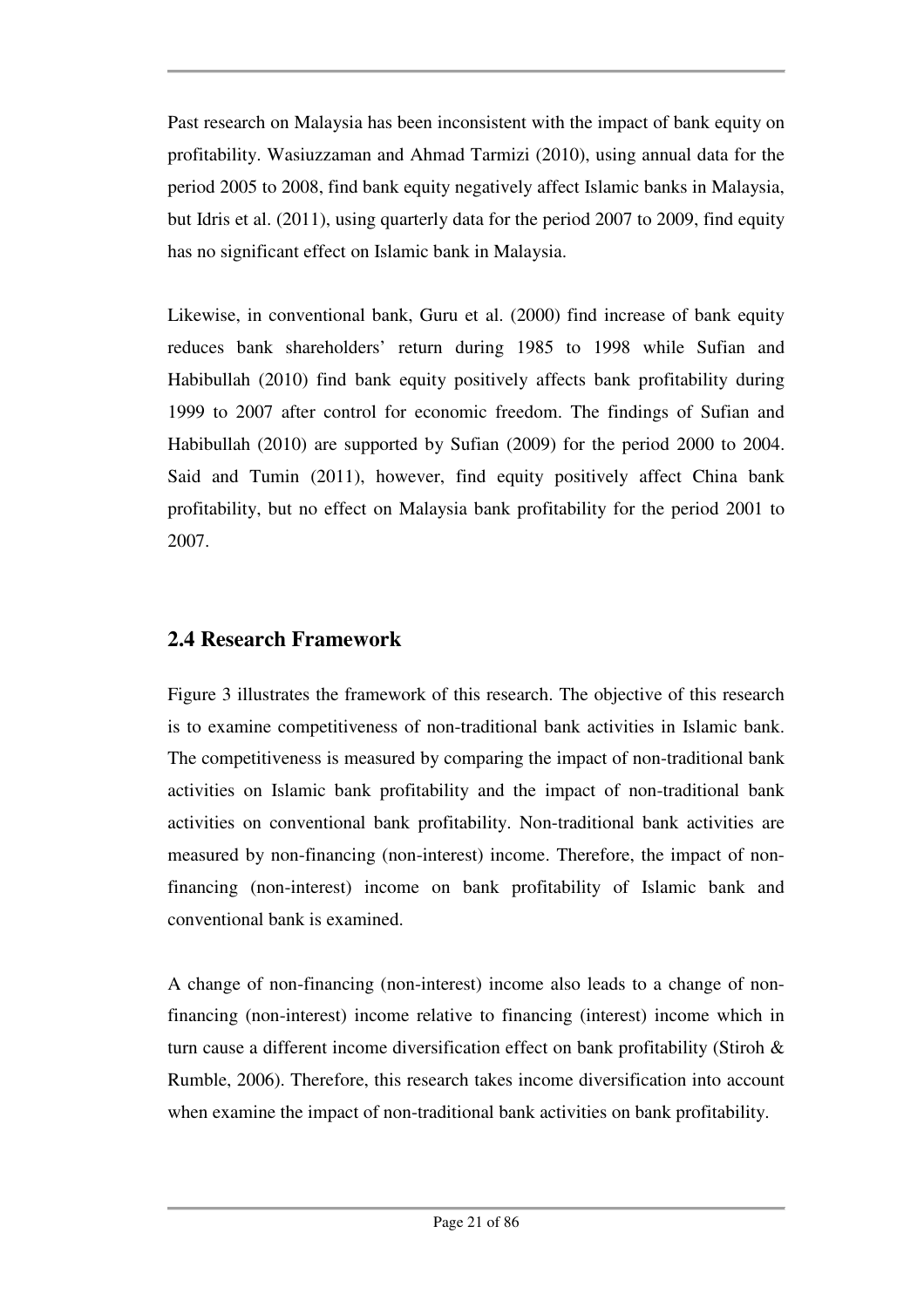Past research on Malaysia has been inconsistent with the impact of bank equity on profitability. Wasiuzzaman and Ahmad Tarmizi (2010), using annual data for the period 2005 to 2008, find bank equity negatively affect Islamic banks in Malaysia, but Idris et al. (2011), using quarterly data for the period 2007 to 2009, find equity has no significant effect on Islamic bank in Malaysia.

Likewise, in conventional bank, Guru et al. (2000) find increase of bank equity reduces bank shareholders' return during 1985 to 1998 while Sufian and Habibullah (2010) find bank equity positively affects bank profitability during 1999 to 2007 after control for economic freedom. The findings of Sufian and Habibullah (2010) are supported by Sufian (2009) for the period 2000 to 2004. Said and Tumin (2011), however, find equity positively affect China bank profitability, but no effect on Malaysia bank profitability for the period 2001 to 2007.

## 2.4 Research Framework

Figure 3 illustrates the framework of this research. The objective of this research is to examine competitiveness of non-traditional bank activities in Islamic bank. The competitiveness is measured by comparing the impact of non-traditional bank activities on Islamic bank profitability and the impact of non-traditional bank activities on conventional bank profitability. Non-traditional bank activities are measured by non-financing (non-interest) income. Therefore, the impact of non-financing (non-interest) income on bank profitability of Islamic bank and conventional bank is examined.

A change of non-financing (non-interest) income also leads to a change of non-financing (non-interest) income relative to financing (interest) income which in turn cause a different income diversification effect on bank profitability (Stiroh & Rumble, 2006). Therefore, this research takes income diversification into account when examine the impact of non-traditional bank activities on bank profitability.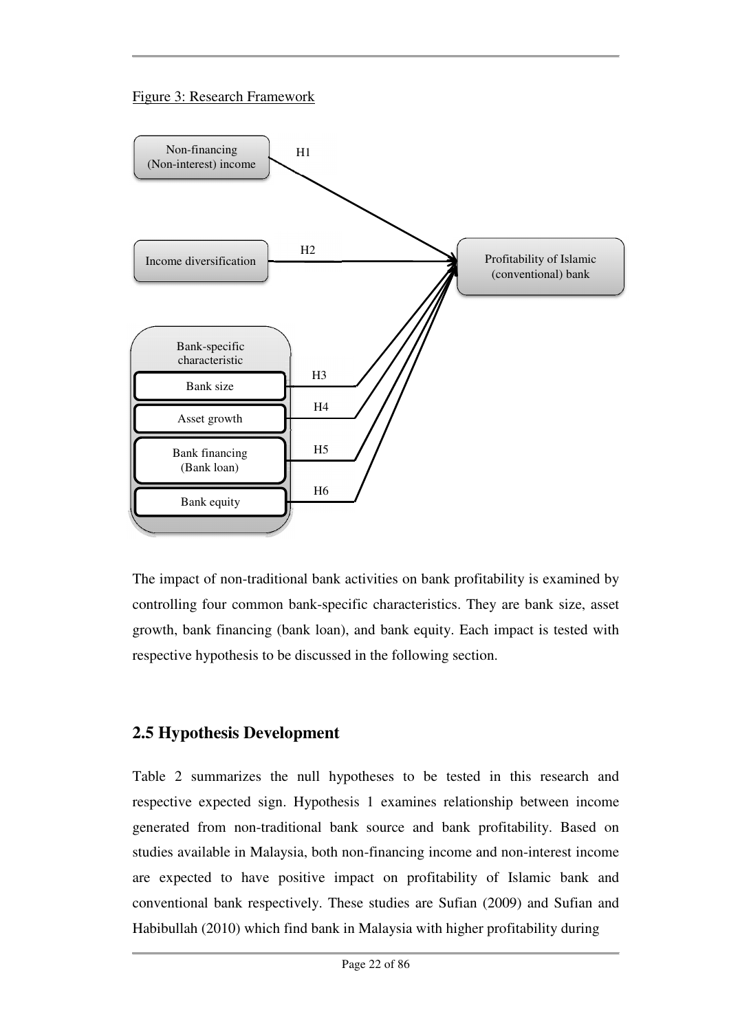Figure 3: Research Framework

The impact of non-traditional bank activities on bank profitability is examined by controlling four common bank-specific characteristics. They are bank size, asset growth, bank financing (bank loan), and bank equity. Each impact is tested with respective hypothesis to be discussed in the following section.

## 2.5 Hypothesis Development

Table 2 summarizes the null hypotheses to be tested in this research and respective expected sign. Hypothesis 1 examines relationship between income generated from non-traditional bank source and bank profitability. Based on studies available in Malaysia, both non-financing income and non-interest income are expected to have positive impact on profitability of Islamic bank and conventional bank respectively. These studies are Sufian (2009) and Sufian and Habibullah (2010) which find bank in Malaysia with higher profitability during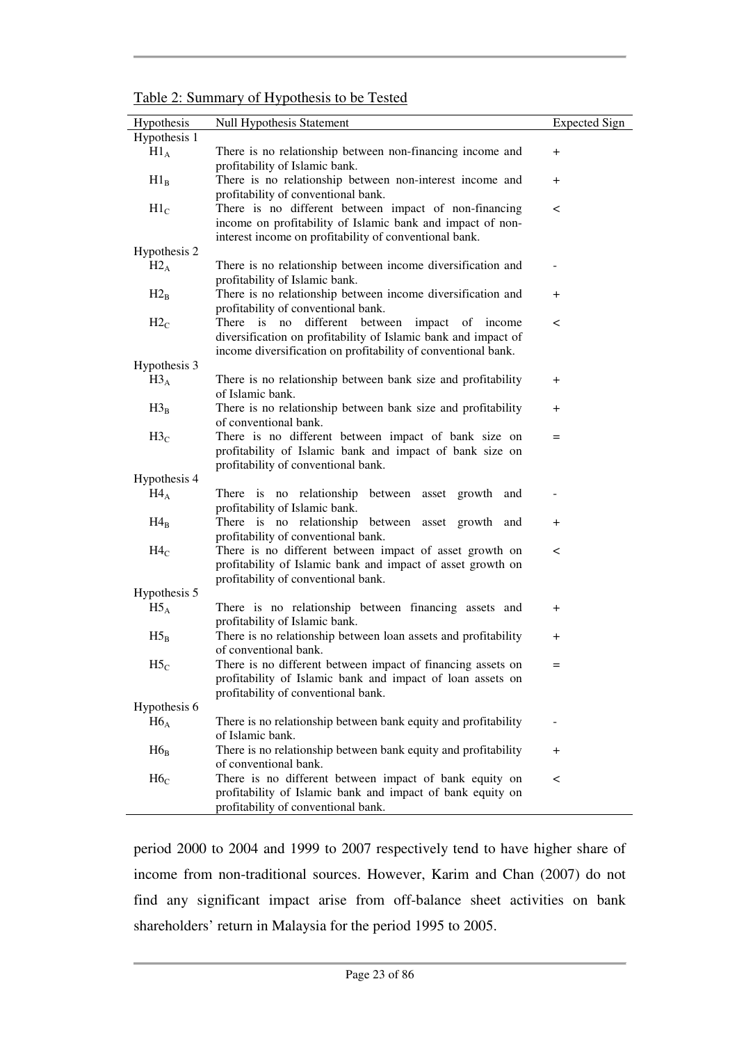Table 2: Summary of Hypothesis to be Tested

| Hypothesis | Null Hypothesis Statement | Expected Sign |
|---|---|---|
| Hypothesis 1 | | |
| $H1_A$ | There is no relationship between non-financing income and profitability of Islamic bank. | + |
| $H1_B$ | There is no relationship between non-interest income and profitability of conventional bank. | + |
| $H1_C$ | There is no different between impact of non-financing income on profitability of Islamic bank and impact of non-interest income on profitability of conventional bank. | < |
| Hypothesis 2 | | |
| $H2_A$ | There is no relationship between income diversification and profitability of Islamic bank. | - |
| $H2_B$ | There is no relationship between income diversification and profitability of conventional bank. | + |
| $H2_C$ | There is no different between impact of income diversification on profitability of Islamic bank and impact of income diversification on profitability of conventional bank. | < |
| Hypothesis 3 | | |
| $H3_A$ | There is no relationship between bank size and profitability of Islamic bank. | + |
| $H3_B$ | There is no relationship between bank size and profitability of conventional bank. | + |
| $H3_C$ | There is no different between impact of bank size on profitability of Islamic bank and impact of bank size on profitability of conventional bank. | = |
| Hypothesis 4 | | |
| $H4_A$ | There is no relationship between asset growth and profitability of Islamic bank. | - |
| $H4_B$ | There is no relationship between asset growth and profitability of conventional bank. | + |
| $H4_C$ | There is no different between impact of asset growth on profitability of Islamic bank and impact of asset growth on profitability of conventional bank. | < |
| Hypothesis 5 | | |
| $H5_A$ | There is no relationship between financing assets and profitability of Islamic bank. | + |
| $H5_B$ | There is no relationship between loan assets and profitability of conventional bank. | + |
| $H5_C$ | There is no different between impact of financing assets on profitability of Islamic bank and impact of loan assets on profitability of conventional bank. | = |
| Hypothesis 6 | | |
| $H6_A$ | There is no relationship between bank equity and profitability of Islamic bank. | - |
| $H6_B$ | There is no relationship between bank equity and profitability of conventional bank. | + |
| $H6_C$ | There is no different between impact of bank equity on profitability of Islamic bank and impact of bank equity on profitability of conventional bank. | < |

period 2000 to 2004 and 1999 to 2007 respectively tend to have higher share of income from non-traditional sources. However, Karim and Chan (2007) do not find any significant impact arise from off-balance sheet activities on bank shareholders' return in Malaysia for the period 1995 to 2005.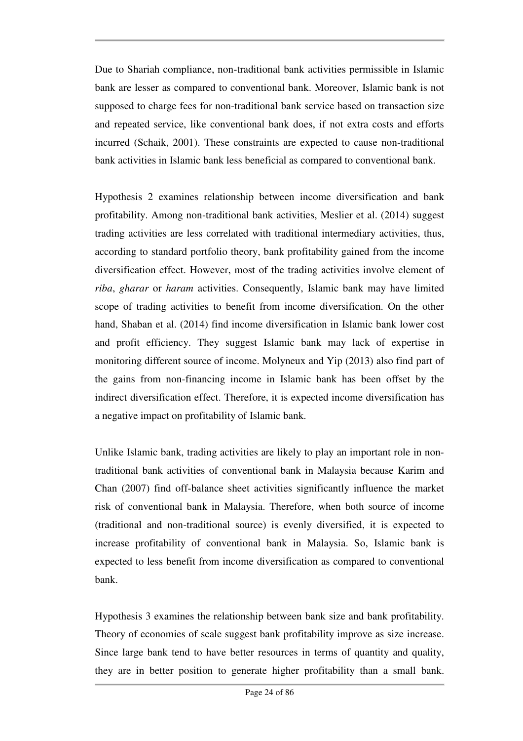Due to Shariah compliance, non-traditional bank activities permissible in Islamic bank are lesser as compared to conventional bank. Moreover, Islamic bank is not supposed to charge fees for non-traditional bank service based on transaction size and repeated service, like conventional bank does, if not extra costs and efforts incurred (Schaik, 2001). These constraints are expected to cause non-traditional bank activities in Islamic bank less beneficial as compared to conventional bank.

Hypothesis 2 examines relationship between income diversification and bank profitability. Among non-traditional bank activities, Meslier et al. (2014) suggest trading activities are less correlated with traditional intermediary activities, thus, according to standard portfolio theory, bank profitability gained from the income diversification effect. However, most of the trading activities involve element of *riba*, *gharar* or *haram* activities. Consequently, Islamic bank may have limited scope of trading activities to benefit from income diversification. On the other hand, Shaban et al. (2014) find income diversification in Islamic bank lower cost and profit efficiency. They suggest Islamic bank may lack of expertise in monitoring different source of income. Molyneux and Yip (2013) also find part of the gains from non-financing income in Islamic bank has been offset by the indirect diversification effect. Therefore, it is expected income diversification has a negative impact on profitability of Islamic bank.

Unlike Islamic bank, trading activities are likely to play an important role in non-traditional bank activities of conventional bank in Malaysia because Karim and Chan (2007) find off-balance sheet activities significantly influence the market risk of conventional bank in Malaysia. Therefore, when both source of income (traditional and non-traditional source) is evenly diversified, it is expected to increase profitability of conventional bank in Malaysia. So, Islamic bank is expected to less benefit from income diversification as compared to conventional bank.

Hypothesis 3 examines the relationship between bank size and bank profitability. Theory of economies of scale suggest bank profitability improve as size increase. Since large bank tend to have better resources in terms of quantity and quality, they are in better position to generate higher profitability than a small bank.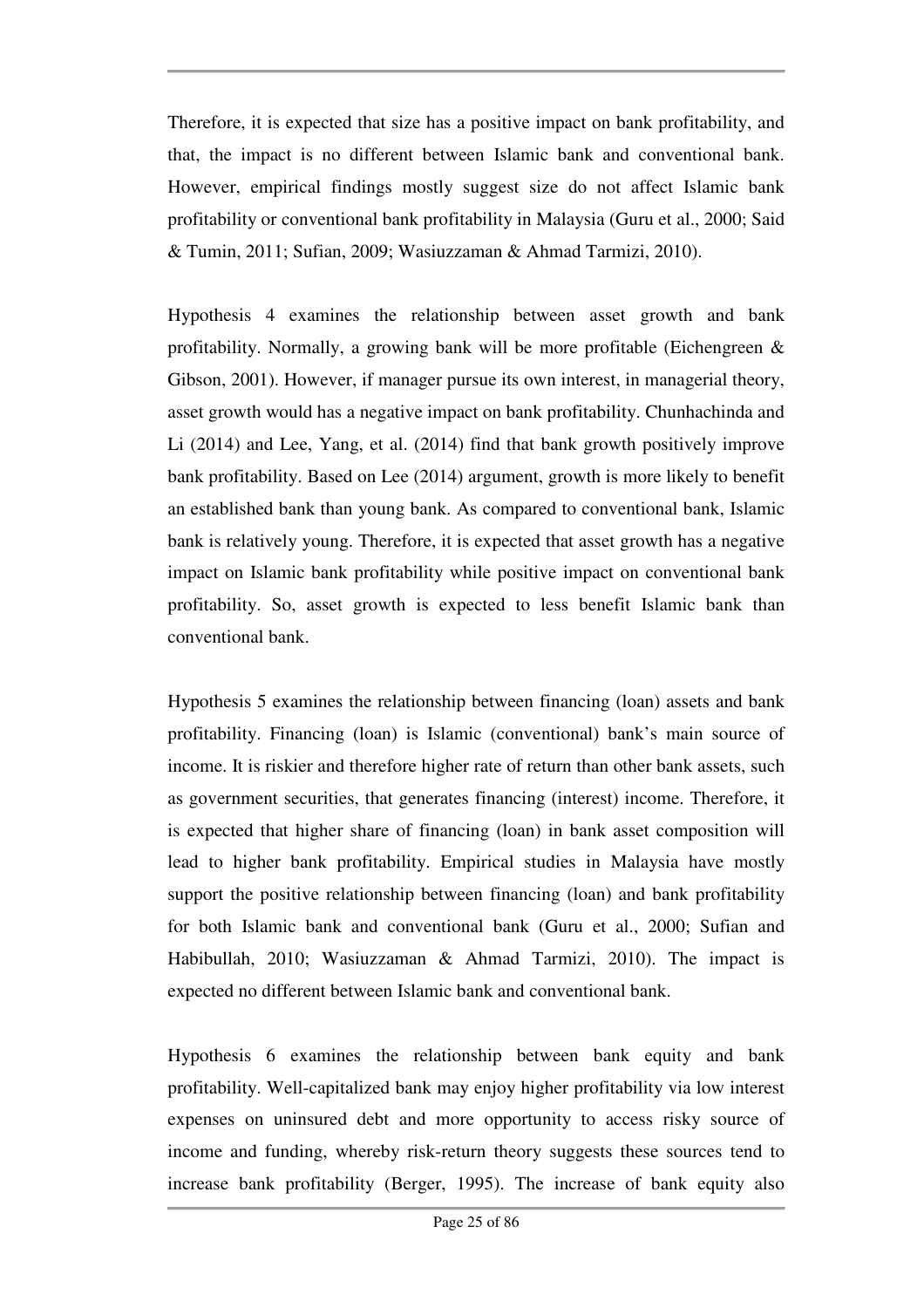Therefore, it is expected that size has a positive impact on bank profitability, and that, the impact is no different between Islamic bank and conventional bank. However, empirical findings mostly suggest size do not affect Islamic bank profitability or conventional bank profitability in Malaysia (Guru et al., 2000; Said & Tumin, 2011; Sufian, 2009; Wasiuzzaman & Ahmad Tarmizi, 2010).

Hypothesis 4 examines the relationship between asset growth and bank profitability. Normally, a growing bank will be more profitable (Eichengreen & Gibson, 2001). However, if manager pursue its own interest, in managerial theory, asset growth would has a negative impact on bank profitability. Chunhachinda and Li (2014) and Lee, Yang, et al. (2014) find that bank growth positively improve bank profitability. Based on Lee (2014) argument, growth is more likely to benefit an established bank than young bank. As compared to conventional bank, Islamic bank is relatively young. Therefore, it is expected that asset growth has a negative impact on Islamic bank profitability while positive impact on conventional bank profitability. So, asset growth is expected to less benefit Islamic bank than conventional bank.

Hypothesis 5 examines the relationship between financing (loan) assets and bank profitability. Financing (loan) is Islamic (conventional) bank's main source of income. It is riskier and therefore higher rate of return than other bank assets, such as government securities, that generates financing (interest) income. Therefore, it is expected that higher share of financing (loan) in bank asset composition will lead to higher bank profitability. Empirical studies in Malaysia have mostly support the positive relationship between financing (loan) and bank profitability for both Islamic bank and conventional bank (Guru et al., 2000; Sufian and Habibullah, 2010; Wasiuzzaman & Ahmad Tarmizi, 2010). The impact is expected no different between Islamic bank and conventional bank.

Hypothesis 6 examines the relationship between bank equity and bank profitability. Well-capitalized bank may enjoy higher profitability via low interest expenses on uninsured debt and more opportunity to access risky source of income and funding, whereby risk-return theory suggests these sources tend to increase bank profitability (Berger, 1995). The increase of bank equity also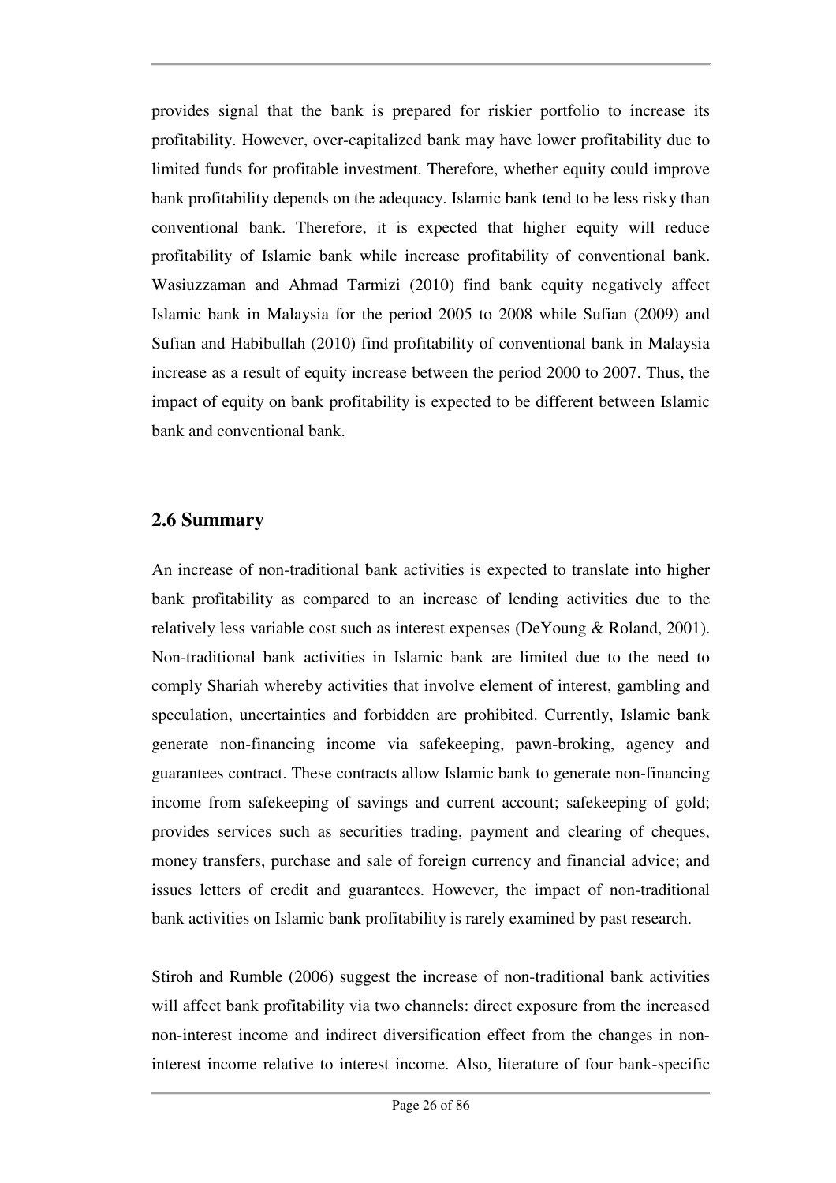provides signal that the bank is prepared for riskier portfolio to increase its profitability. However, over-capitalized bank may have lower profitability due to limited funds for profitable investment. Therefore, whether equity could improve bank profitability depends on the adequacy. Islamic bank tend to be less risky than conventional bank. Therefore, it is expected that higher equity will reduce profitability of Islamic bank while increase profitability of conventional bank. Wasiuzzaman and Ahmad Tarmizi (2010) find bank equity negatively affect Islamic bank in Malaysia for the period 2005 to 2008 while Sufian (2009) and Sufian and Habibullah (2010) find profitability of conventional bank in Malaysia increase as a result of equity increase between the period 2000 to 2007. Thus, the impact of equity on bank profitability is expected to be different between Islamic bank and conventional bank.

## 2.6 Summary

An increase of non-traditional bank activities is expected to translate into higher bank profitability as compared to an increase of lending activities due to the relatively less variable cost such as interest expenses (DeYoung & Roland, 2001). Non-traditional bank activities in Islamic bank are limited due to the need to comply Shariah whereby activities that involve element of interest, gambling and speculation, uncertainties and forbidden are prohibited. Currently, Islamic bank generate non-financing income via safekeeping, pawn-broking, agency and guarantees contract. These contracts allow Islamic bank to generate non-financing income from safekeeping of savings and current account; safekeeping of gold; provides services such as securities trading, payment and clearing of cheques, money transfers, purchase and sale of foreign currency and financial advice; and issues letters of credit and guarantees. However, the impact of non-traditional bank activities on Islamic bank profitability is rarely examined by past research.

Stiroh and Rumble (2006) suggest the increase of non-traditional bank activities will affect bank profitability via two channels: direct exposure from the increased non-interest income and indirect diversification effect from the changes in non-interest income relative to interest income. Also, literature of four bank-specific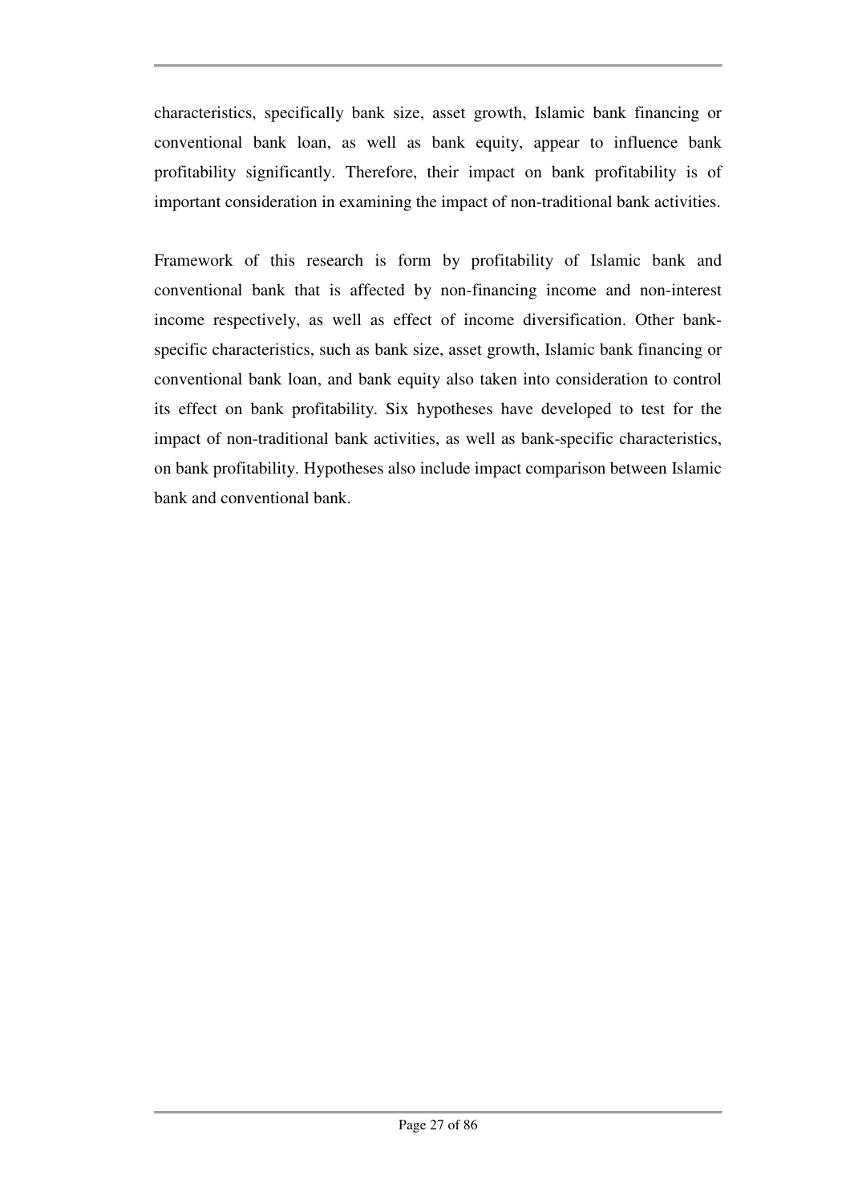characteristics, specifically bank size, asset growth, Islamic bank financing or conventional bank loan, as well as bank equity, appear to influence bank profitability significantly. Therefore, their impact on bank profitability is of important consideration in examining the impact of non-traditional bank activities.

Framework of this research is form by profitability of Islamic bank and conventional bank that is affected by non-financing income and non-interest income respectively, as well as effect of income diversification. Other bank-specific characteristics, such as bank size, asset growth, Islamic bank financing or conventional bank loan, and bank equity also taken into consideration to control its effect on bank profitability. Six hypotheses have developed to test for the impact of non-traditional bank activities, as well as bank-specific characteristics, on bank profitability. Hypotheses also include impact comparison between Islamic bank and conventional bank.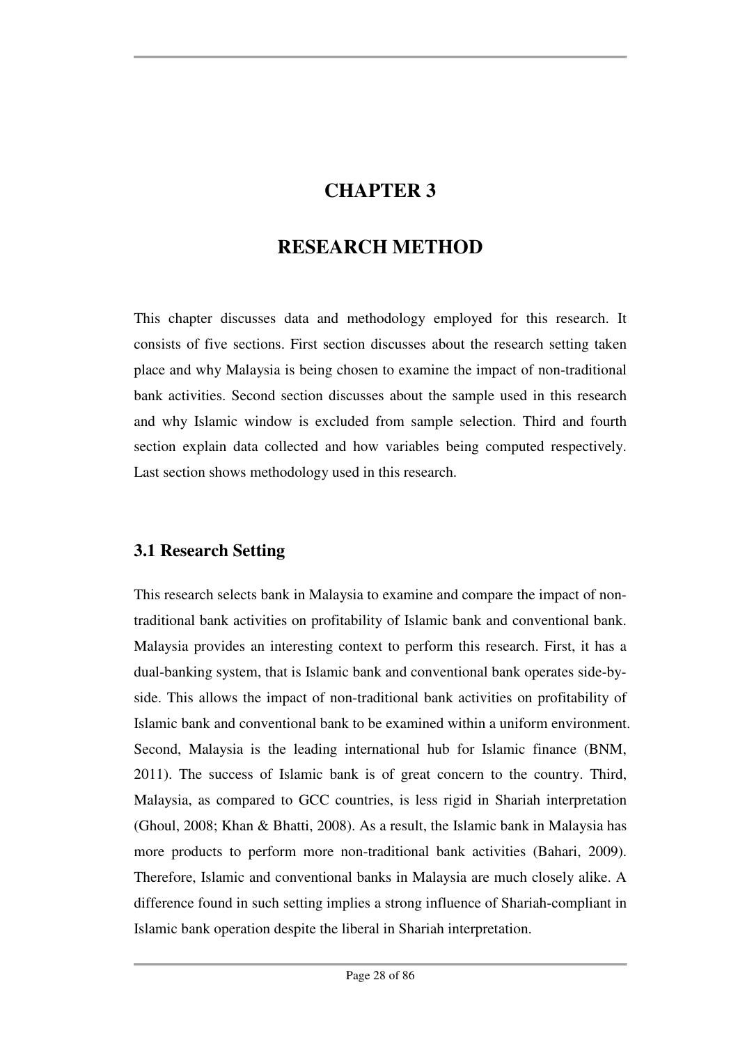# CHAPTER 3

# RESEARCH METHOD

This chapter discusses data and methodology employed for this research. It consists of five sections. First section discusses about the research setting taken place and why Malaysia is being chosen to examine the impact of non-traditional bank activities. Second section discusses about the sample used in this research and why Islamic window is excluded from sample selection. Third and fourth section explain data collected and how variables being computed respectively. Last section shows methodology used in this research.

## 3.1 Research Setting

This research selects bank in Malaysia to examine and compare the impact of non-traditional bank activities on profitability of Islamic bank and conventional bank. Malaysia provides an interesting context to perform this research. First, it has a dual-banking system, that is Islamic bank and conventional bank operates side-by-side. This allows the impact of non-traditional bank activities on profitability of Islamic bank and conventional bank to be examined within a uniform environment. Second, Malaysia is the leading international hub for Islamic finance (BNM, 2011). The success of Islamic bank is of great concern to the country. Third, Malaysia, as compared to GCC countries, is less rigid in Shariah interpretation (Ghoul, 2008; Khan & Bhatti, 2008). As a result, the Islamic bank in Malaysia has more products to perform more non-traditional bank activities (Bahari, 2009). Therefore, Islamic and conventional banks in Malaysia are much closely alike. A difference found in such setting implies a strong influence of Shariah-compliant in Islamic bank operation despite the liberal in Shariah interpretation.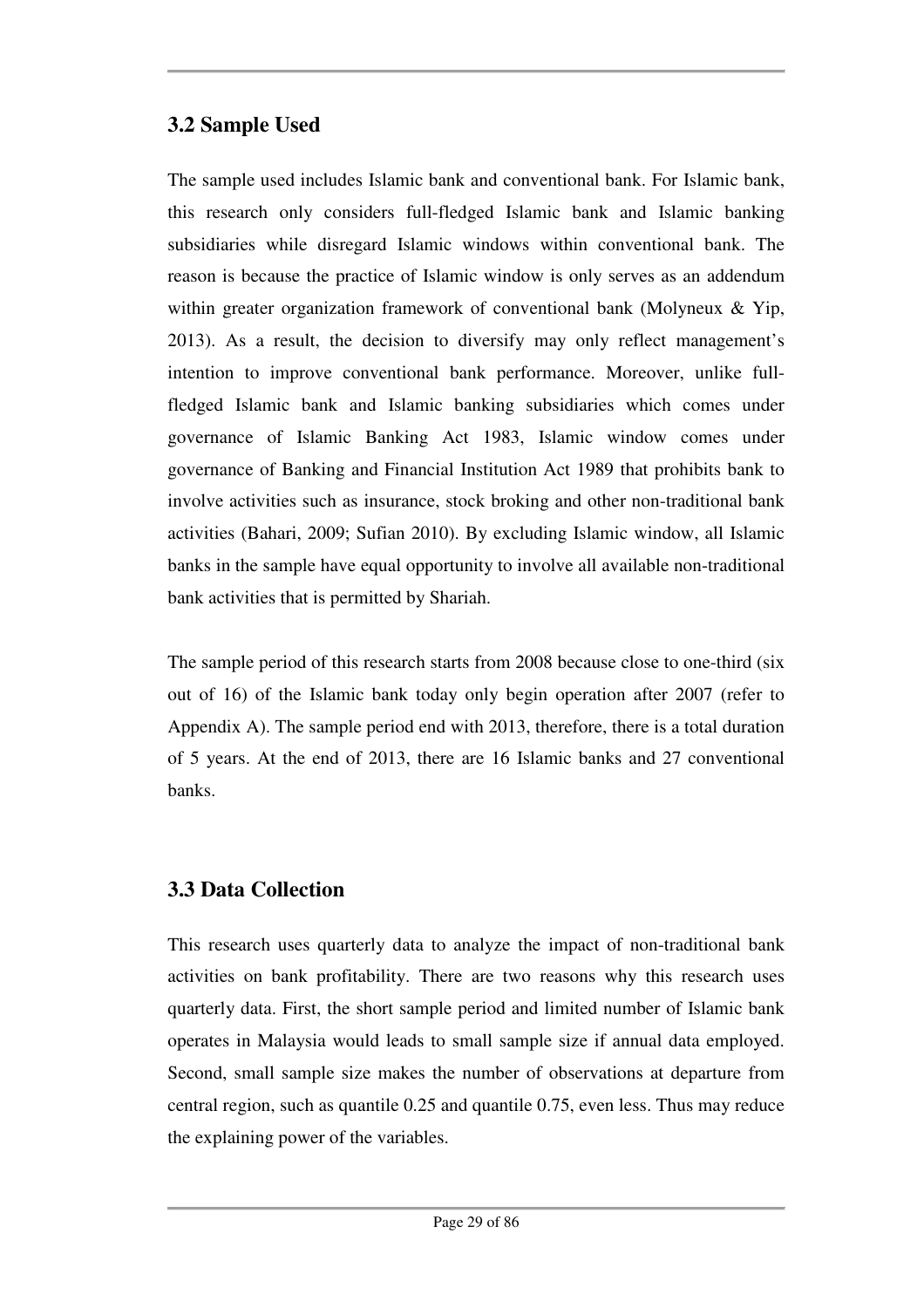## 3.2 Sample Used

The sample used includes Islamic bank and conventional bank. For Islamic bank, this research only considers full-fledged Islamic bank and Islamic banking subsidiaries while disregard Islamic windows within conventional bank. The reason is because the practice of Islamic window is only serves as an addendum within greater organization framework of conventional bank (Molyneux & Yip, 2013). As a result, the decision to diversify may only reflect management's intention to improve conventional bank performance. Moreover, unlike full-fledged Islamic bank and Islamic banking subsidiaries which comes under governance of Islamic Banking Act 1983, Islamic window comes under governance of Banking and Financial Institution Act 1989 that prohibits bank to involve activities such as insurance, stock broking and other non-traditional bank activities (Bahari, 2009; Sufian 2010). By excluding Islamic window, all Islamic banks in the sample have equal opportunity to involve all available non-traditional bank activities that is permitted by Shariah.

The sample period of this research starts from 2008 because close to one-third (six out of 16) of the Islamic bank today only begin operation after 2007 (refer to Appendix A). The sample period end with 2013, therefore, there is a total duration of 5 years. At the end of 2013, there are 16 Islamic banks and 27 conventional banks.

## 3.3 Data Collection

This research uses quarterly data to analyze the impact of non-traditional bank activities on bank profitability. There are two reasons why this research uses quarterly data. First, the short sample period and limited number of Islamic bank operates in Malaysia would leads to small sample size if annual data employed. Second, small sample size makes the number of observations at departure from central region, such as quantile 0.25 and quantile 0.75, even less. Thus may reduce the explaining power of the variables.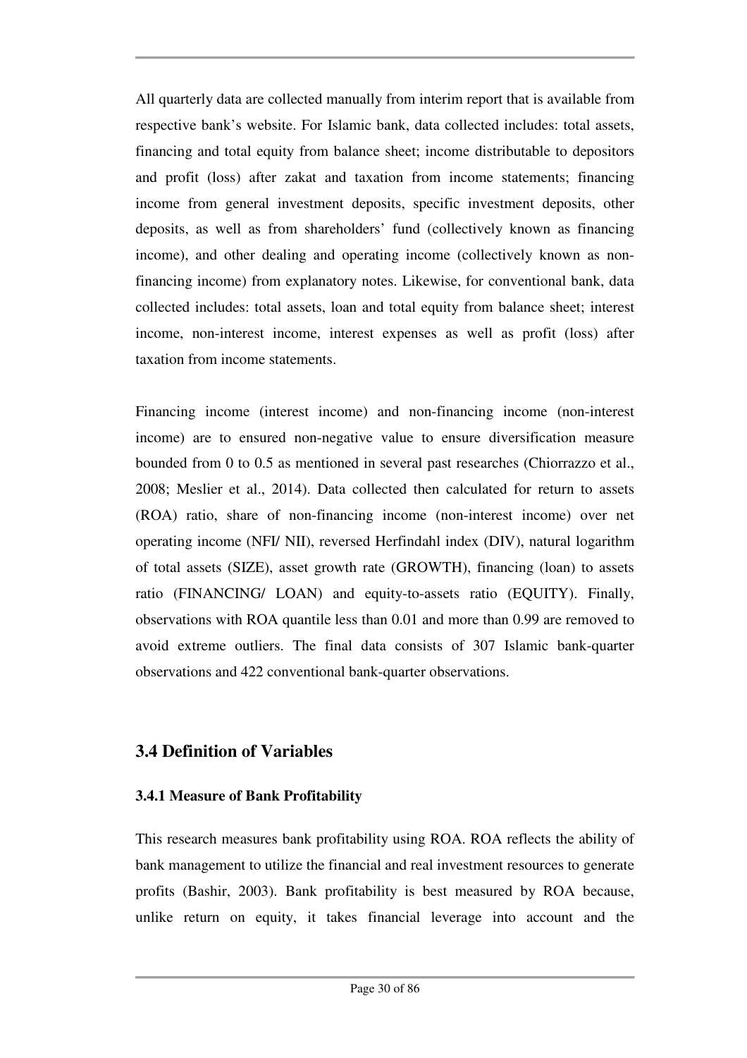All quarterly data are collected manually from interim report that is available from respective bank's website. For Islamic bank, data collected includes: total assets, financing and total equity from balance sheet; income distributable to depositors and profit (loss) after zakat and taxation from income statements; financing income from general investment deposits, specific investment deposits, other deposits, as well as from shareholders' fund (collectively known as financing income), and other dealing and operating income (collectively known as non-financing income) from explanatory notes. Likewise, for conventional bank, data collected includes: total assets, loan and total equity from balance sheet; interest income, non-interest income, interest expenses as well as profit (loss) after taxation from income statements.

Financing income (interest income) and non-financing income (non-interest income) are to ensured non-negative value to ensure diversification measure bounded from 0 to 0.5 as mentioned in several past researches (Chiorrazzo et al., 2008; Meslier et al., 2014). Data collected then calculated for return to assets (ROA) ratio, share of non-financing income (non-interest income) over net operating income (NFI/ NII), reversed Herfindahl index (DIV), natural logarithm of total assets (SIZE), asset growth rate (GROWTH), financing (loan) to assets ratio (FINANCING/ LOAN) and equity-to-assets ratio (EQUITY). Finally, observations with ROA quantile less than 0.01 and more than 0.99 are removed to avoid extreme outliers. The final data consists of 307 Islamic bank-quarter observations and 422 conventional bank-quarter observations.

## 3.4 Definition of Variables

### 3.4.1 Measure of Bank Profitability

This research measures bank profitability using ROA. ROA reflects the ability of bank management to utilize the financial and real investment resources to generate profits (Bashir, 2003). Bank profitability is best measured by ROA because, unlike return on equity, it takes financial leverage into account and the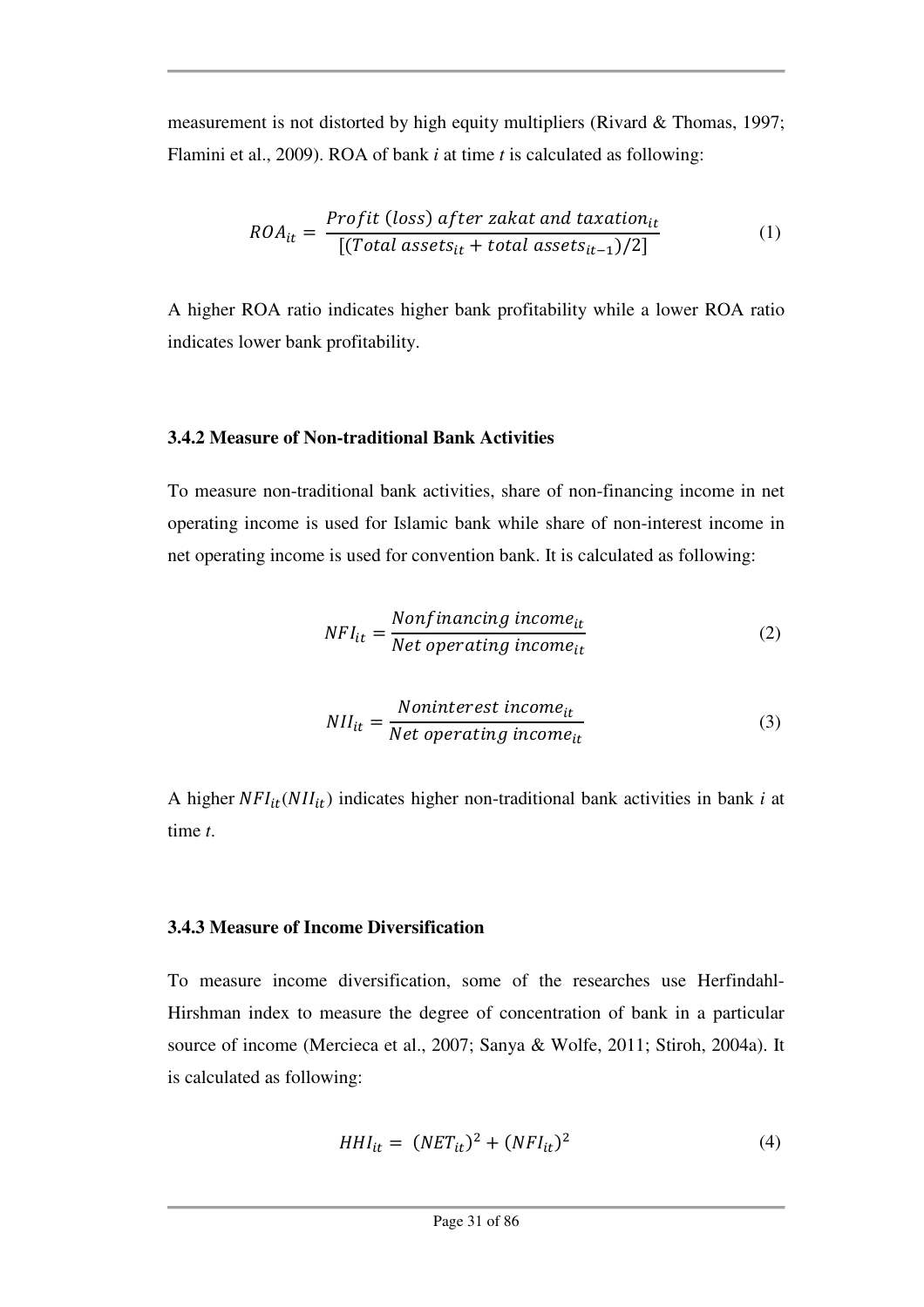measurement is not distorted by high equity multipliers (Rivard & Thomas, 1997; Flamini et al., 2009). ROA of bank *i* at time *t* is calculated as following:

$$ROA_{it} = \frac{Profit\ (loss)\ after\ zakat\ and\ taxation_{it}}{[(Total\ assets_{it} + total\ assets_{it-1})/2]} \tag{1}$$

A higher ROA ratio indicates higher bank profitability while a lower ROA ratio indicates lower bank profitability.

### 3.4.2 Measure of Non-traditional Bank Activities

To measure non-traditional bank activities, share of non-financing income in net operating income is used for Islamic bank while share of non-interest income in net operating income is used for convention bank. It is calculated as following:

$$NFI_{it} = \frac{Nonfinancing\ income_{it}}{Net\ operating\ income_{it}} \tag{2}$$

$$NII_{it} = \frac{Noninterest\ income_{it}}{Net\ operating\ income_{it}} \tag{3}$$

A higher $NFI_{it}(NII_{it})$ indicates higher non-traditional bank activities in bank *i* at time *t*.

### 3.4.3 Measure of Income Diversification

To measure income diversification, some of the researches use Herfindahl-Hirshman index to measure the degree of concentration of bank in a particular source of income (Mercieca et al., 2007; Sanya & Wolfe, 2011; Stiroh, 2004a). It is calculated as following:

$$HHI_{it} = (NET_{it})^2 + (NFI_{it})^2 \tag{4}$$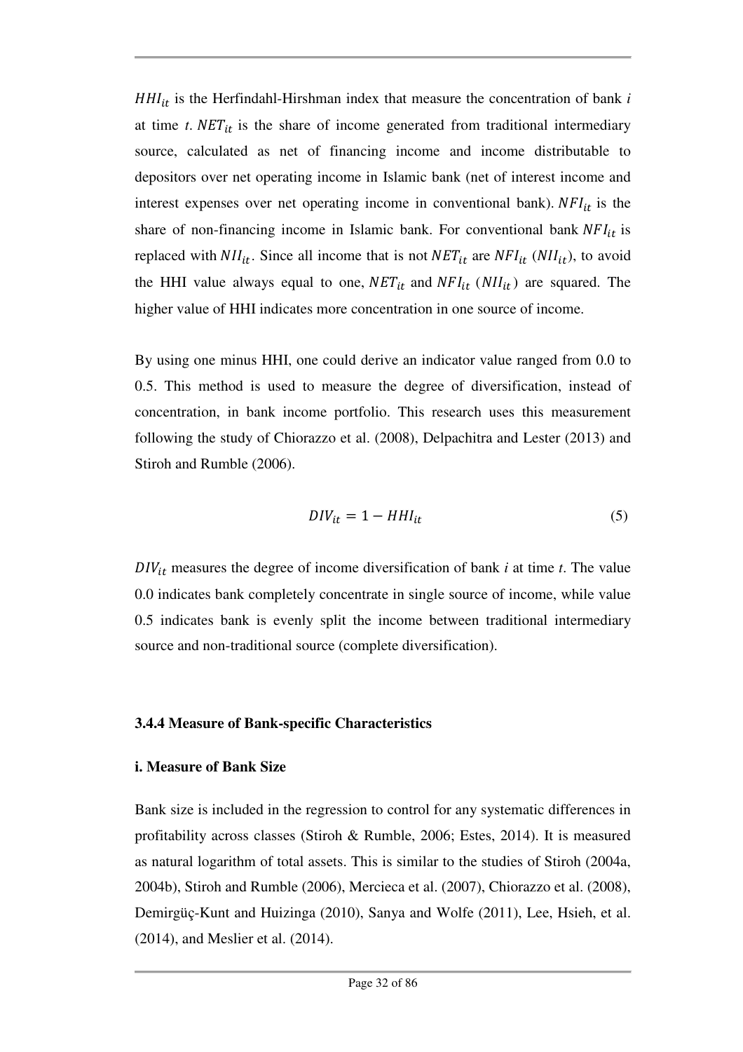$HHI_{it}$ is the Herfindahl-Hirshman index that measure the concentration of bank *i* at time *t*. $NET_{it}$ is the share of income generated from traditional intermediary source, calculated as net of financing income and income distributable to depositors over net operating income in Islamic bank (net of interest income and interest expenses over net operating income in conventional bank). $NFI_{it}$ is the share of non-financing income in Islamic bank. For conventional bank $NFI_{it}$ is replaced with $NII_{it}$. Since all income that is not $NET_{it}$ are $NFI_{it}$ ($NII_{it}$), to avoid the HHI value always equal to one, $NET_{it}$ and $NFI_{it}$ ($NII_{it}$) are squared. The higher value of HHI indicates more concentration in one source of income.

By using one minus HHI, one could derive an indicator value ranged from 0.0 to 0.5. This method is used to measure the degree of diversification, instead of concentration, in bank income portfolio. This research uses this measurement following the study of Chiorazzo et al. (2008), Delpachitra and Lester (2013) and Stiroh and Rumble (2006).

$$DIV_{it} = 1 - HHI_{it} \tag{5}$$

$DIV_{it}$ measures the degree of income diversification of bank *i* at time *t*. The value 0.0 indicates bank completely concentrate in single source of income, while value 0.5 indicates bank is evenly split the income between traditional intermediary source and non-traditional source (complete diversification).

#### 3.4.4 Measure of Bank-specific Characteristics

**i. Measure of Bank Size**

Bank size is included in the regression to control for any systematic differences in profitability across classes (Stiroh & Rumble, 2006; Estes, 2014). It is measured as natural logarithm of total assets. This is similar to the studies of Stiroh (2004a, 2004b), Stiroh and Rumble (2006), Mercieca et al. (2007), Chiorazzo et al. (2008), Demirgüç-Kunt and Huizinga (2010), Sanya and Wolfe (2011), Lee, Hsieh, et al. (2014), and Meslier et al. (2014).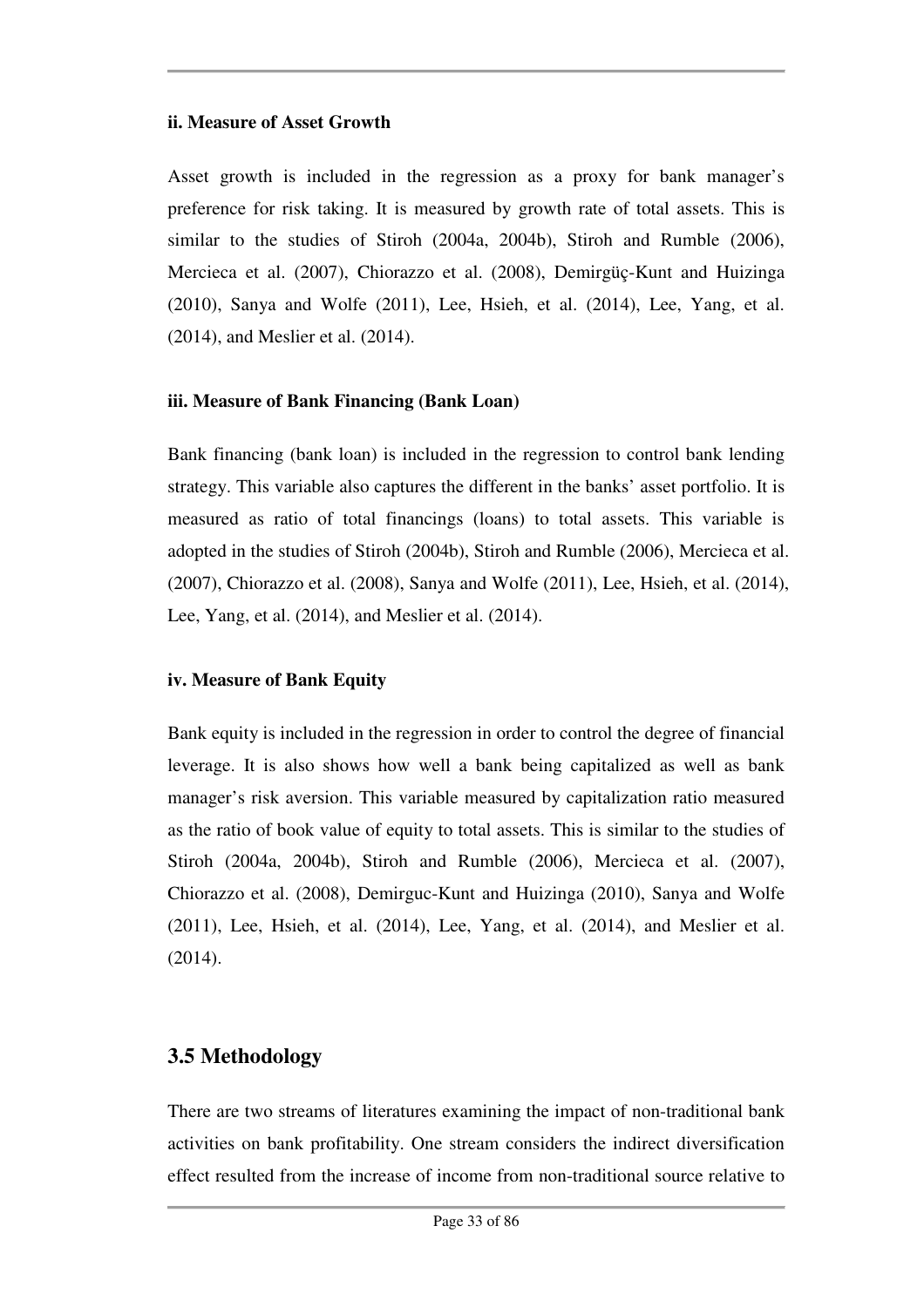**ii. Measure of Asset Growth**

Asset growth is included in the regression as a proxy for bank manager's preference for risk taking. It is measured by growth rate of total assets. This is similar to the studies of Stiroh (2004a, 2004b), Stiroh and Rumble (2006), Mercieca et al. (2007), Chiorazzo et al. (2008), Demirgüç-Kunt and Huizinga (2010), Sanya and Wolfe (2011), Lee, Hsieh, et al. (2014), Lee, Yang, et al. (2014), and Meslier et al. (2014).

**iii. Measure of Bank Financing (Bank Loan)**

Bank financing (bank loan) is included in the regression to control bank lending strategy. This variable also captures the different in the banks' asset portfolio. It is measured as ratio of total financings (loans) to total assets. This variable is adopted in the studies of Stiroh (2004b), Stiroh and Rumble (2006), Mercieca et al. (2007), Chiorazzo et al. (2008), Sanya and Wolfe (2011), Lee, Hsieh, et al. (2014), Lee, Yang, et al. (2014), and Meslier et al. (2014).

**iv. Measure of Bank Equity**

Bank equity is included in the regression in order to control the degree of financial leverage. It is also shows how well a bank being capitalized as well as bank manager's risk aversion. This variable measured by capitalization ratio measured as the ratio of book value of equity to total assets. This is similar to the studies of Stiroh (2004a, 2004b), Stiroh and Rumble (2006), Mercieca et al. (2007), Chiorazzo et al. (2008), Demirguc-Kunt and Huizinga (2010), Sanya and Wolfe (2011), Lee, Hsieh, et al. (2014), Lee, Yang, et al. (2014), and Meslier et al. (2014).

## 3.5 Methodology

There are two streams of literatures examining the impact of non-traditional bank activities on bank profitability. One stream considers the indirect diversification effect resulted from the increase of income from non-traditional source relative to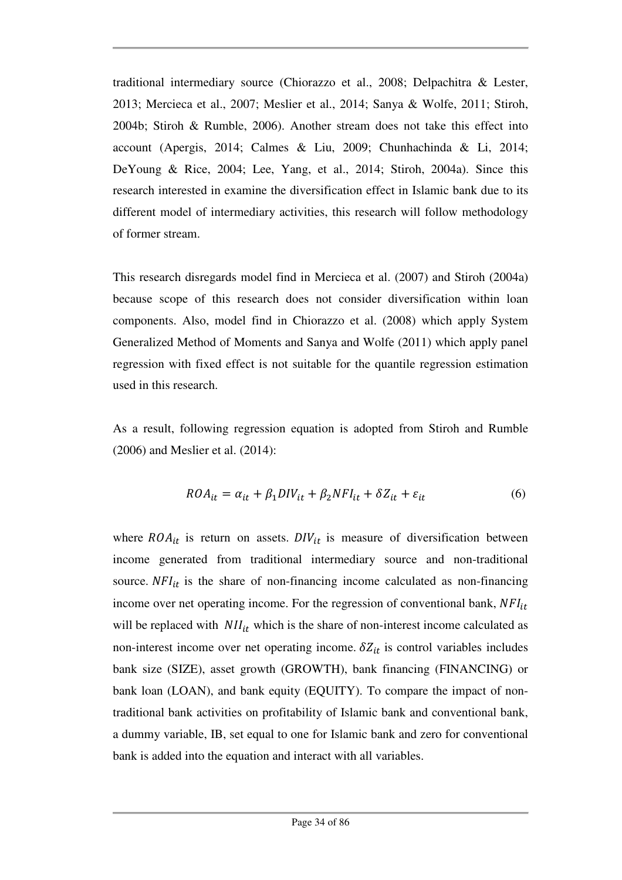traditional intermediary source (Chiorazzo et al., 2008; Delpachitra & Lester, 2013; Mercieca et al., 2007; Meslier et al., 2014; Sanya & Wolfe, 2011; Stiroh, 2004b; Stiroh & Rumble, 2006). Another stream does not take this effect into account (Apergis, 2014; Calmes & Liu, 2009; Chunhachinda & Li, 2014; DeYoung & Rice, 2004; Lee, Yang, et al., 2014; Stiroh, 2004a). Since this research interested in examine the diversification effect in Islamic bank due to its different model of intermediary activities, this research will follow methodology of former stream.

This research disregards model find in Mercieca et al. (2007) and Stiroh (2004a) because scope of this research does not consider diversification within loan components. Also, model find in Chiorazzo et al. (2008) which apply System Generalized Method of Moments and Sanya and Wolfe (2011) which apply panel regression with fixed effect is not suitable for the quantile regression estimation used in this research.

As a result, following regression equation is adopted from Stiroh and Rumble (2006) and Meslier et al. (2014):

$$ROA_{it} = \alpha_{it} + \beta_1 DIV_{it} + \beta_2 NFI_{it} + \delta Z_{it} + \varepsilon_{it} \tag{6}$$

where $ROA_{it}$ is return on assets. $DIV_{it}$ is measure of diversification between income generated from traditional intermediary source and non-traditional source. $NFI_{it}$ is the share of non-financing income calculated as non-financing income over net operating income. For the regression of conventional bank, $NFI_{it}$ will be replaced with $NII_{it}$ which is the share of non-interest income calculated as non-interest income over net operating income. $\delta Z_{it}$ is control variables includes bank size (SIZE), asset growth (GROWTH), bank financing (FINANCING) or bank loan (LOAN), and bank equity (EQUITY). To compare the impact of non-traditional bank activities on profitability of Islamic bank and conventional bank, a dummy variable, IB, set equal to one for Islamic bank and zero for conventional bank is added into the equation and interact with all variables.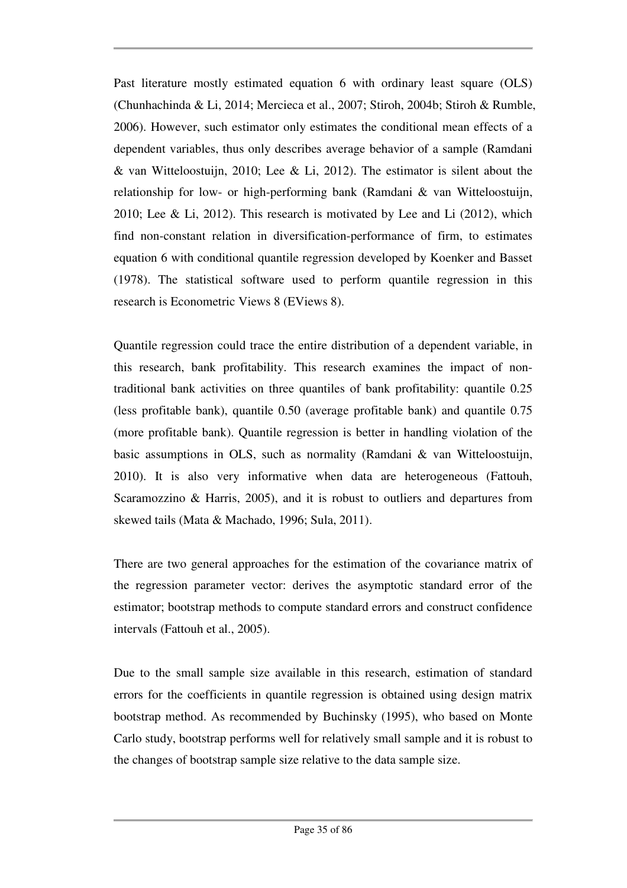Past literature mostly estimated equation 6 with ordinary least square (OLS) (Chunhachinda & Li, 2014; Mercieca et al., 2007; Stiroh, 2004b; Stiroh & Rumble, 2006). However, such estimator only estimates the conditional mean effects of a dependent variables, thus only describes average behavior of a sample (Ramdani & van Witteloostuijn, 2010; Lee & Li, 2012). The estimator is silent about the relationship for low- or high-performing bank (Ramdani & van Witteloostuijn, 2010; Lee & Li, 2012). This research is motivated by Lee and Li (2012), which find non-constant relation in diversification-performance of firm, to estimates equation 6 with conditional quantile regression developed by Koenker and Basset (1978). The statistical software used to perform quantile regression in this research is Econometric Views 8 (EViews 8).

Quantile regression could trace the entire distribution of a dependent variable, in this research, bank profitability. This research examines the impact of non-traditional bank activities on three quantiles of bank profitability: quantile 0.25 (less profitable bank), quantile 0.50 (average profitable bank) and quantile 0.75 (more profitable bank). Quantile regression is better in handling violation of the basic assumptions in OLS, such as normality (Ramdani & van Witteloostuijn, 2010). It is also very informative when data are heterogeneous (Fattouh, Scaramozzino & Harris, 2005), and it is robust to outliers and departures from skewed tails (Mata & Machado, 1996; Sula, 2011).

There are two general approaches for the estimation of the covariance matrix of the regression parameter vector: derives the asymptotic standard error of the estimator; bootstrap methods to compute standard errors and construct confidence intervals (Fattouh et al., 2005).

Due to the small sample size available in this research, estimation of standard errors for the coefficients in quantile regression is obtained using design matrix bootstrap method. As recommended by Buchinsky (1995), who based on Monte Carlo study, bootstrap performs well for relatively small sample and it is robust to the changes of bootstrap sample size relative to the data sample size.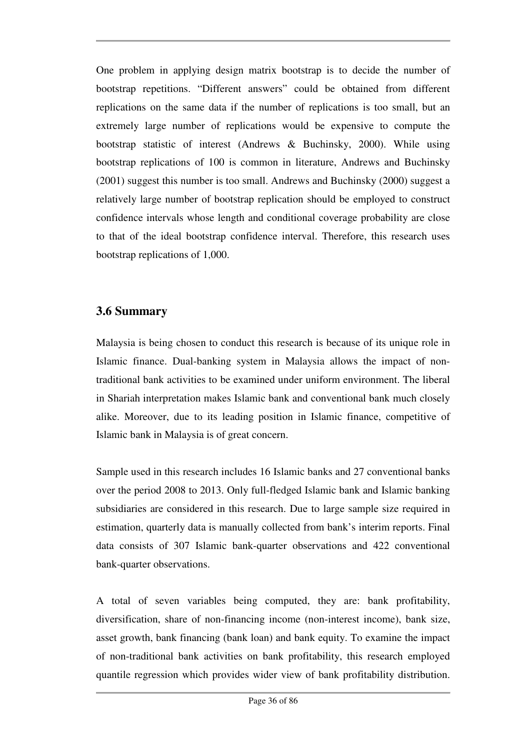One problem in applying design matrix bootstrap is to decide the number of bootstrap repetitions. "Different answers" could be obtained from different replications on the same data if the number of replications is too small, but an extremely large number of replications would be expensive to compute the bootstrap statistic of interest (Andrews & Buchinsky, 2000). While using bootstrap replications of 100 is common in literature, Andrews and Buchinsky (2001) suggest this number is too small. Andrews and Buchinsky (2000) suggest a relatively large number of bootstrap replication should be employed to construct confidence intervals whose length and conditional coverage probability are close to that of the ideal bootstrap confidence interval. Therefore, this research uses bootstrap replications of 1,000.

## 3.6 Summary

Malaysia is being chosen to conduct this research is because of its unique role in Islamic finance. Dual-banking system in Malaysia allows the impact of non-traditional bank activities to be examined under uniform environment. The liberal in Shariah interpretation makes Islamic bank and conventional bank much closely alike. Moreover, due to its leading position in Islamic finance, competitive of Islamic bank in Malaysia is of great concern.

Sample used in this research includes 16 Islamic banks and 27 conventional banks over the period 2008 to 2013. Only full-fledged Islamic bank and Islamic banking subsidiaries are considered in this research. Due to large sample size required in estimation, quarterly data is manually collected from bank's interim reports. Final data consists of 307 Islamic bank-quarter observations and 422 conventional bank-quarter observations.

A total of seven variables being computed, they are: bank profitability, diversification, share of non-financing income (non-interest income), bank size, asset growth, bank financing (bank loan) and bank equity. To examine the impact of non-traditional bank activities on bank profitability, this research employed quantile regression which provides wider view of bank profitability distribution.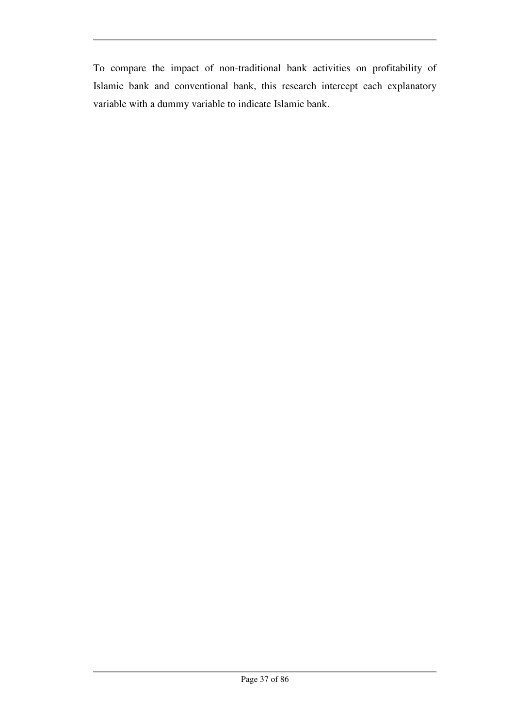To compare the impact of non-traditional bank activities on profitability of Islamic bank and conventional bank, this research intercept each explanatory variable with a dummy variable to indicate Islamic bank.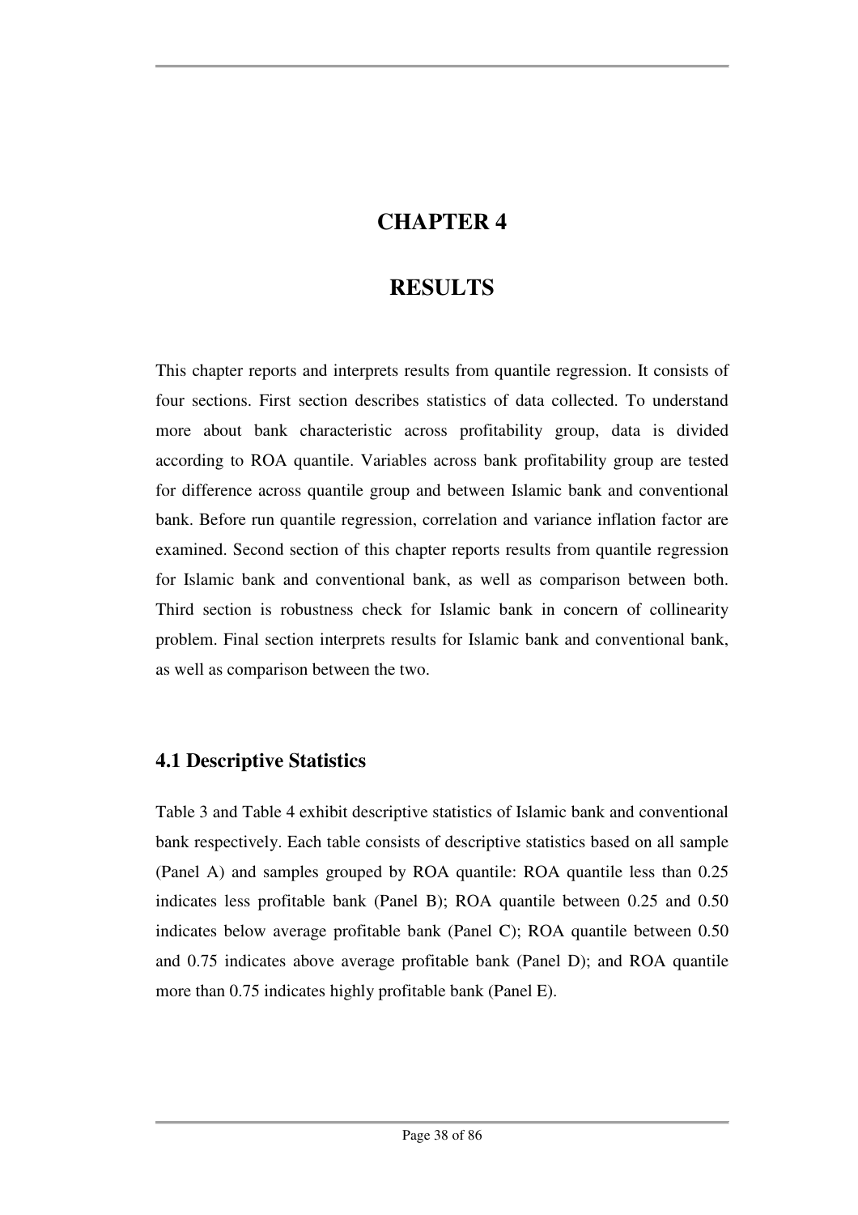# CHAPTER 4

# RESULTS

This chapter reports and interprets results from quantile regression. It consists of four sections. First section describes statistics of data collected. To understand more about bank characteristic across profitability group, data is divided according to ROA quantile. Variables across bank profitability group are tested for difference across quantile group and between Islamic bank and conventional bank. Before run quantile regression, correlation and variance inflation factor are examined. Second section of this chapter reports results from quantile regression for Islamic bank and conventional bank, as well as comparison between both. Third section is robustness check for Islamic bank in concern of collinearity problem. Final section interprets results for Islamic bank and conventional bank, as well as comparison between the two.

## 4.1 Descriptive Statistics

Table 3 and Table 4 exhibit descriptive statistics of Islamic bank and conventional bank respectively. Each table consists of descriptive statistics based on all sample (Panel A) and samples grouped by ROA quantile: ROA quantile less than 0.25 indicates less profitable bank (Panel B); ROA quantile between 0.25 and 0.50 indicates below average profitable bank (Panel C); ROA quantile between 0.50 and 0.75 indicates above average profitable bank (Panel D); and ROA quantile more than 0.75 indicates highly profitable bank (Panel E).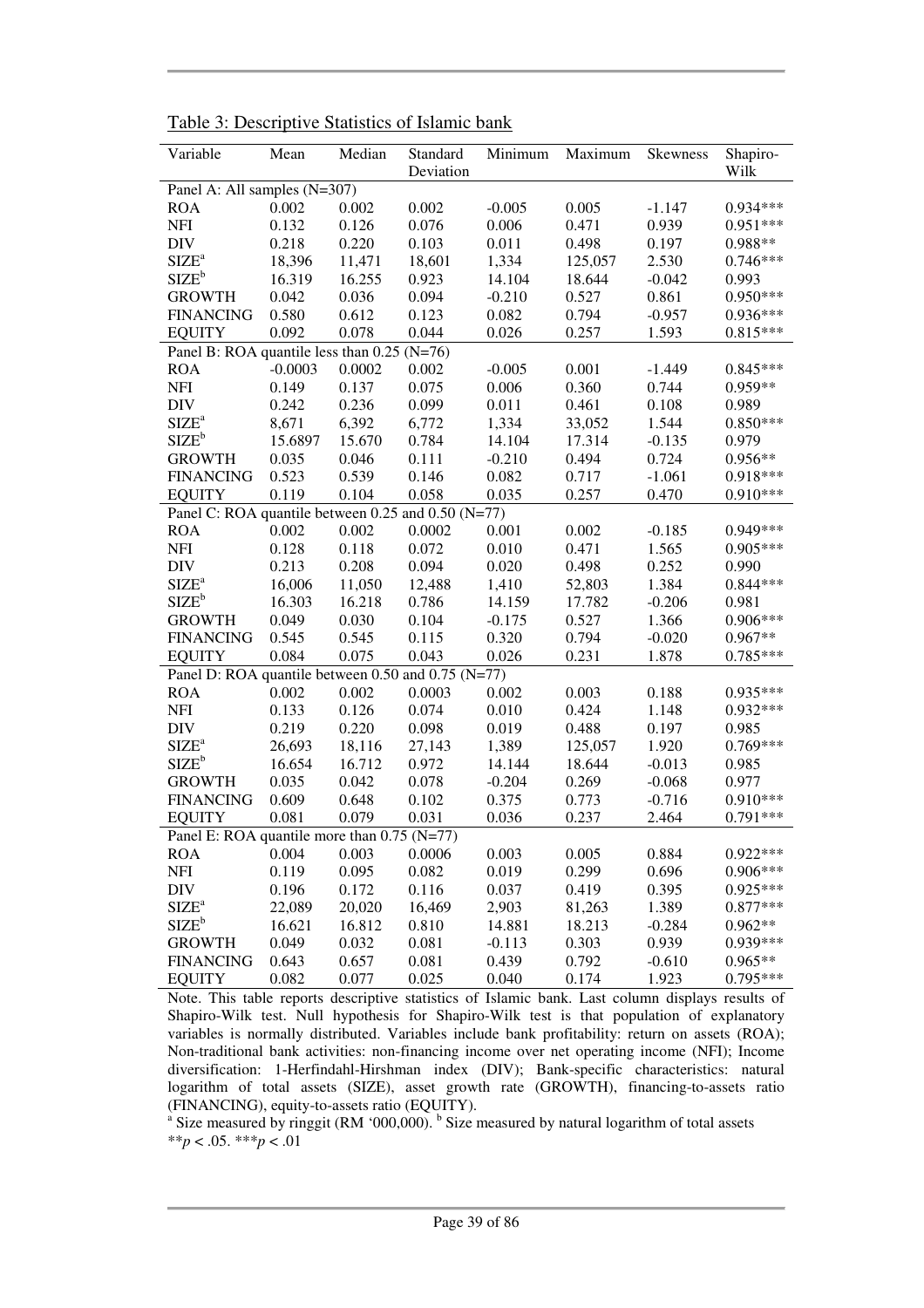Table 3: Descriptive Statistics of Islamic bank

| Variable | Mean | Median | Standard Deviation | Minimum | Maximum | Skewness | Shapiro-Wilk |
|---|---|---|---|---|---|---|---|
| Panel A: All samples (N=307) | | | | | | | |
| ROA | 0.002 | 0.002 | 0.002 | -0.005 | 0.005 | -1.147 | 0.934*** |
| NFI | 0.132 | 0.126 | 0.076 | 0.006 | 0.471 | 0.939 | 0.951*** |
| DIV | 0.218 | 0.220 | 0.103 | 0.011 | 0.498 | 0.197 | 0.988** |
| SIZE[a] | 18,396 | 11,471 | 18,601 | 1,334 | 125,057 | 2.530 | 0.746*** |
| SIZE[b] | 16.319 | 16.255 | 0.923 | 14.104 | 18.644 | -0.042 | 0.993 |
| GROWTH | 0.042 | 0.036 | 0.094 | -0.210 | 0.527 | 0.861 | 0.950*** |
| FINANCING | 0.580 | 0.612 | 0.123 | 0.082 | 0.794 | -0.957 | 0.936*** |
| EQUITY | 0.092 | 0.078 | 0.044 | 0.026 | 0.257 | 1.593 | 0.815*** |
| Panel B: ROA quantile less than 0.25 (N=76) | | | | | | | |
| ROA | -0.0003 | 0.0002 | 0.002 | -0.005 | 0.001 | -1.449 | 0.845*** |
| NFI | 0.149 | 0.137 | 0.075 | 0.006 | 0.360 | 0.744 | 0.959** |
| DIV | 0.242 | 0.236 | 0.099 | 0.011 | 0.461 | 0.108 | 0.989 |
| SIZE[a] | 8,671 | 6,392 | 6,772 | 1,334 | 33,052 | 1.544 | 0.850*** |
| SIZE[b] | 15.6897 | 15.670 | 0.784 | 14.104 | 17.314 | -0.135 | 0.979 |
| GROWTH | 0.035 | 0.046 | 0.111 | -0.210 | 0.494 | 0.724 | 0.956** |
| FINANCING | 0.523 | 0.539 | 0.146 | 0.082 | 0.717 | -1.061 | 0.918*** |
| EQUITY | 0.119 | 0.104 | 0.058 | 0.035 | 0.257 | 0.470 | 0.910*** |
| Panel C: ROA quantile between 0.25 and 0.50 (N=77) | | | | | | | |
| ROA | 0.002 | 0.002 | 0.0002 | 0.001 | 0.002 | -0.185 | 0.949*** |
| NFI | 0.128 | 0.118 | 0.072 | 0.010 | 0.471 | 1.565 | 0.905*** |
| DIV | 0.213 | 0.208 | 0.094 | 0.020 | 0.498 | 0.252 | 0.990 |
| SIZE[a] | 16,006 | 11,050 | 12,488 | 1,410 | 52,803 | 1.384 | 0.844*** |
| SIZE[b] | 16.303 | 16.218 | 0.786 | 14.159 | 17.782 | -0.206 | 0.981 |
| GROWTH | 0.049 | 0.030 | 0.104 | -0.175 | 0.527 | 1.366 | 0.906*** |
| FINANCING | 0.545 | 0.545 | 0.115 | 0.320 | 0.794 | -0.020 | 0.967** |
| EQUITY | 0.084 | 0.075 | 0.043 | 0.026 | 0.231 | 1.878 | 0.785*** |
| Panel D: ROA quantile between 0.50 and 0.75 (N=77) | | | | | | | |
| ROA | 0.002 | 0.002 | 0.0003 | 0.002 | 0.003 | 0.188 | 0.935*** |
| NFI | 0.133 | 0.126 | 0.074 | 0.010 | 0.424 | 1.148 | 0.932*** |
| DIV | 0.219 | 0.220 | 0.098 | 0.019 | 0.488 | 0.197 | 0.985 |
| SIZE[a] | 26,693 | 18,116 | 27,143 | 1,389 | 125,057 | 1.920 | 0.769*** |
| SIZE[b] | 16.654 | 16.712 | 0.972 | 14.144 | 18.644 | -0.013 | 0.985 |
| GROWTH | 0.035 | 0.042 | 0.078 | -0.204 | 0.269 | -0.068 | 0.977 |
| FINANCING | 0.609 | 0.648 | 0.102 | 0.375 | 0.773 | -0.716 | 0.910*** |
| EQUITY | 0.081 | 0.079 | 0.031 | 0.036 | 0.237 | 2.464 | 0.791*** |
| Panel E: ROA quantile more than 0.75 (N=77) | | | | | | | |
| ROA | 0.004 | 0.003 | 0.0006 | 0.003 | 0.005 | 0.884 | 0.922*** |
| NFI | 0.119 | 0.095 | 0.082 | 0.019 | 0.299 | 0.696 | 0.906*** |
| DIV | 0.196 | 0.172 | 0.116 | 0.037 | 0.419 | 0.395 | 0.925*** |
| SIZE[a] | 22,089 | 20,020 | 16,469 | 2,903 | 81,263 | 1.389 | 0.877*** |
| SIZE[b] | 16.621 | 16.812 | 0.810 | 14.881 | 18.213 | -0.284 | 0.962** |
| GROWTH | 0.049 | 0.032 | 0.081 | -0.113 | 0.303 | 0.939 | 0.939*** |
| FINANCING | 0.643 | 0.657 | 0.081 | 0.439 | 0.792 | -0.610 | 0.965** |
| EQUITY | 0.082 | 0.077 | 0.025 | 0.040 | 0.174 | 1.923 | 0.795*** |

Note. This table reports descriptive statistics of Islamic bank. Last column displays results of Shapiro-Wilk test. Null hypothesis for Shapiro-Wilk test is that population of explanatory variables is normally distributed. Variables include bank profitability: return on assets (ROA); Non-traditional bank activities: non-financing income over net operating income (NFI); Income diversification: 1-Herfindahl-Hirshman index (DIV); Bank-specific characteristics: natural logarithm of total assets (SIZE), asset growth rate (GROWTH), financing-to-assets ratio (FINANCING), equity-to-assets ratio (EQUITY).

[a] Size measured by ringgit (RM '000,000). [b] Size measured by natural logarithm of total assets

$^{**}p < .05$. $^{***}p < .01$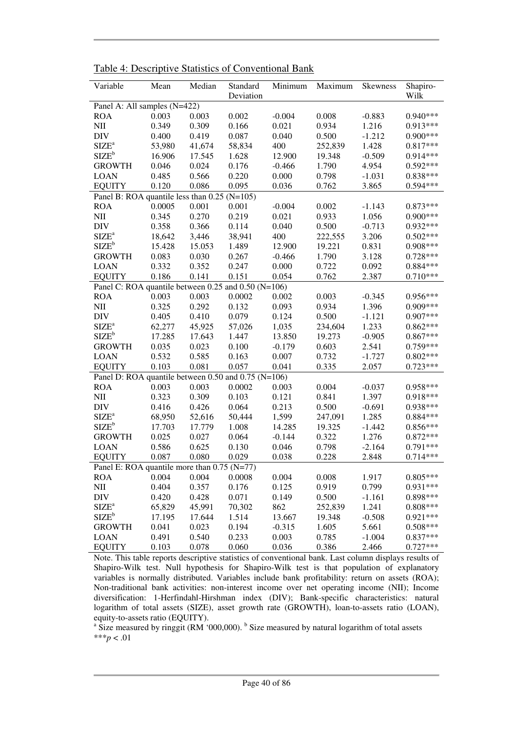Table 4: Descriptive Statistics of Conventional Bank

| Variable | Mean | Median | Standard Deviation | Minimum | Maximum | Skewness | Shapiro-Wilk |
|---|---|---|---|---|---|---|---|
| Panel A: All samples (N=422) | | | | | | | |
| ROA | 0.003 | 0.003 | 0.002 | -0.004 | 0.008 | -0.883 | 0.940*** |
| NII | 0.349 | 0.309 | 0.166 | 0.021 | 0.934 | 1.216 | 0.913*** |
| DIV | 0.400 | 0.419 | 0.087 | 0.040 | 0.500 | -1.212 | 0.900*** |
| SIZE[a] | 53,980 | 41,674 | 58,834 | 400 | 252,839 | 1.428 | 0.817*** |
| SIZE[b] | 16.906 | 17.545 | 1.628 | 12.900 | 19.348 | -0.509 | 0.914*** |
| GROWTH | 0.046 | 0.024 | 0.176 | -0.466 | 1.790 | 4.954 | 0.592*** |
| LOAN | 0.485 | 0.566 | 0.220 | 0.000 | 0.798 | -1.031 | 0.838*** |
| EQUITY | 0.120 | 0.086 | 0.095 | 0.036 | 0.762 | 3.865 | 0.594*** |
| Panel B: ROA quantile less than 0.25 (N=105) | | | | | | | |
| ROA | 0.0005 | 0.001 | 0.001 | -0.004 | 0.002 | -1.143 | 0.873*** |
| NII | 0.345 | 0.270 | 0.219 | 0.021 | 0.933 | 1.056 | 0.900*** |
| DIV | 0.358 | 0.366 | 0.114 | 0.040 | 0.500 | -0.713 | 0.932*** |
| SIZE[a] | 18,642 | 3,446 | 38,941 | 400 | 222,555 | 3.206 | 0.502*** |
| SIZE[b] | 15.428 | 15.053 | 1.489 | 12.900 | 19.221 | 0.831 | 0.908*** |
| GROWTH | 0.083 | 0.030 | 0.267 | -0.466 | 1.790 | 3.128 | 0.728*** |
| LOAN | 0.332 | 0.352 | 0.247 | 0.000 | 0.722 | 0.092 | 0.884*** |
| EQUITY | 0.186 | 0.141 | 0.151 | 0.054 | 0.762 | 2.387 | 0.710*** |
| Panel C: ROA quantile between 0.25 and 0.50 (N=106) | | | | | | | |
| ROA | 0.003 | 0.003 | 0.0002 | 0.002 | 0.003 | -0.345 | 0.956*** |
| NII | 0.325 | 0.292 | 0.132 | 0.093 | 0.934 | 1.396 | 0.909*** |
| DIV | 0.405 | 0.410 | 0.079 | 0.124 | 0.500 | -1.121 | 0.907*** |
| SIZE[a] | 62,277 | 45,925 | 57,026 | 1,035 | 234,604 | 1.233 | 0.862*** |
| SIZE[b] | 17.285 | 17.643 | 1.447 | 13.850 | 19.273 | -0.905 | 0.867*** |
| GROWTH | 0.035 | 0.023 | 0.100 | -0.179 | 0.603 | 2.541 | 0.759*** |
| LOAN | 0.532 | 0.585 | 0.163 | 0.007 | 0.732 | -1.727 | 0.802*** |
| EQUITY | 0.103 | 0.081 | 0.057 | 0.041 | 0.335 | 2.057 | 0.723*** |
| Panel D: ROA quantile between 0.50 and 0.75 (N=106) | | | | | | | |
| ROA | 0.003 | 0.003 | 0.0002 | 0.003 | 0.004 | -0.037 | 0.958*** |
| NII | 0.323 | 0.309 | 0.103 | 0.121 | 0.841 | 1.397 | 0.918*** |
| DIV | 0.416 | 0.426 | 0.064 | 0.213 | 0.500 | -0.691 | 0.938*** |
| SIZE[a] | 68,950 | 52,616 | 50,444 | 1,599 | 247,091 | 1.285 | 0.884*** |
| SIZE[b] | 17.703 | 17.779 | 1.008 | 14.285 | 19.325 | -1.442 | 0.856*** |
| GROWTH | 0.025 | 0.027 | 0.064 | -0.144 | 0.322 | 1.276 | 0.872*** |
| LOAN | 0.586 | 0.625 | 0.130 | 0.046 | 0.798 | -2.164 | 0.791*** |
| EQUITY | 0.087 | 0.080 | 0.029 | 0.038 | 0.228 | 2.848 | 0.714*** |
| Panel E: ROA quantile more than 0.75 (N=77) | | | | | | | |
| ROA | 0.004 | 0.004 | 0.0008 | 0.004 | 0.008 | 1.917 | 0.805*** |
| NII | 0.404 | 0.357 | 0.176 | 0.125 | 0.919 | 0.799 | 0.931*** |
| DIV | 0.420 | 0.428 | 0.071 | 0.149 | 0.500 | -1.161 | 0.898*** |
| SIZE[a] | 65,829 | 45,991 | 70,302 | 862 | 252,839 | 1.241 | 0.808*** |
| SIZE[b] | 17.195 | 17.644 | 1.514 | 13.667 | 19.348 | -0.508 | 0.921*** |
| GROWTH | 0.041 | 0.023 | 0.194 | -0.315 | 1.605 | 5.661 | 0.508*** |
| LOAN | 0.491 | 0.540 | 0.233 | 0.003 | 0.785 | -1.004 | 0.837*** |
| EQUITY | 0.103 | 0.078 | 0.060 | 0.036 | 0.386 | 2.466 | 0.727*** |

Note. This table reports descriptive statistics of conventional bank. Last column displays results of Shapiro-Wilk test. Null hypothesis for Shapiro-Wilk test is that population of explanatory variables is normally distributed. Variables include bank profitability: return on assets (ROA); Non-traditional bank activities: non-interest income over net operating income (NII); Income diversification: 1-Herfindahl-Hirshman index (DIV); Bank-specific characteristics: natural logarithm of total assets (SIZE), asset growth rate (GROWTH), loan-to-assets ratio (LOAN), equity-to-assets ratio (EQUITY).

[a] Size measured by ringgit (RM '000,000). [b] Size measured by natural logarithm of total assets

***$p < .01$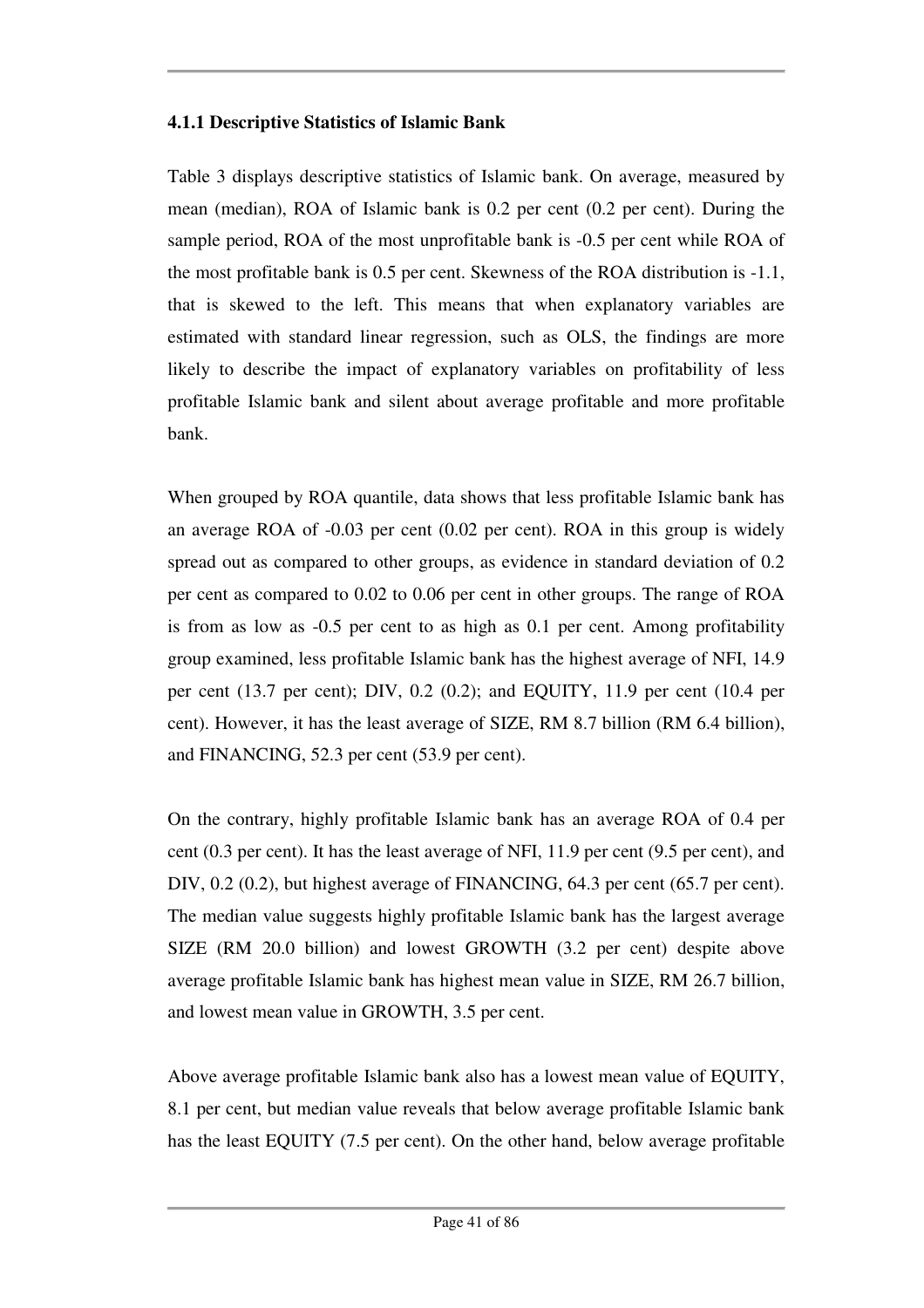### 4.1.1 Descriptive Statistics of Islamic Bank

Table 3 displays descriptive statistics of Islamic bank. On average, measured by mean (median), ROA of Islamic bank is 0.2 per cent (0.2 per cent). During the sample period, ROA of the most unprofitable bank is -0.5 per cent while ROA of the most profitable bank is 0.5 per cent. Skewness of the ROA distribution is -1.1, that is skewed to the left. This means that when explanatory variables are estimated with standard linear regression, such as OLS, the findings are more likely to describe the impact of explanatory variables on profitability of less profitable Islamic bank and silent about average profitable and more profitable bank.

When grouped by ROA quantile, data shows that less profitable Islamic bank has an average ROA of -0.03 per cent (0.02 per cent). ROA in this group is widely spread out as compared to other groups, as evidence in standard deviation of 0.2 per cent as compared to 0.02 to 0.06 per cent in other groups. The range of ROA is from as low as -0.5 per cent to as high as 0.1 per cent. Among profitability group examined, less profitable Islamic bank has the highest average of NFI, 14.9 per cent (13.7 per cent); DIV, 0.2 (0.2); and EQUITY, 11.9 per cent (10.4 per cent). However, it has the least average of SIZE, RM 8.7 billion (RM 6.4 billion), and FINANCING, 52.3 per cent (53.9 per cent).

On the contrary, highly profitable Islamic bank has an average ROA of 0.4 per cent (0.3 per cent). It has the least average of NFI, 11.9 per cent (9.5 per cent), and DIV, 0.2 (0.2), but highest average of FINANCING, 64.3 per cent (65.7 per cent). The median value suggests highly profitable Islamic bank has the largest average SIZE (RM 20.0 billion) and lowest GROWTH (3.2 per cent) despite above average profitable Islamic bank has highest mean value in SIZE, RM 26.7 billion, and lowest mean value in GROWTH, 3.5 per cent.

Above average profitable Islamic bank also has a lowest mean value of EQUITY, 8.1 per cent, but median value reveals that below average profitable Islamic bank has the least EQUITY (7.5 per cent). On the other hand, below average profitable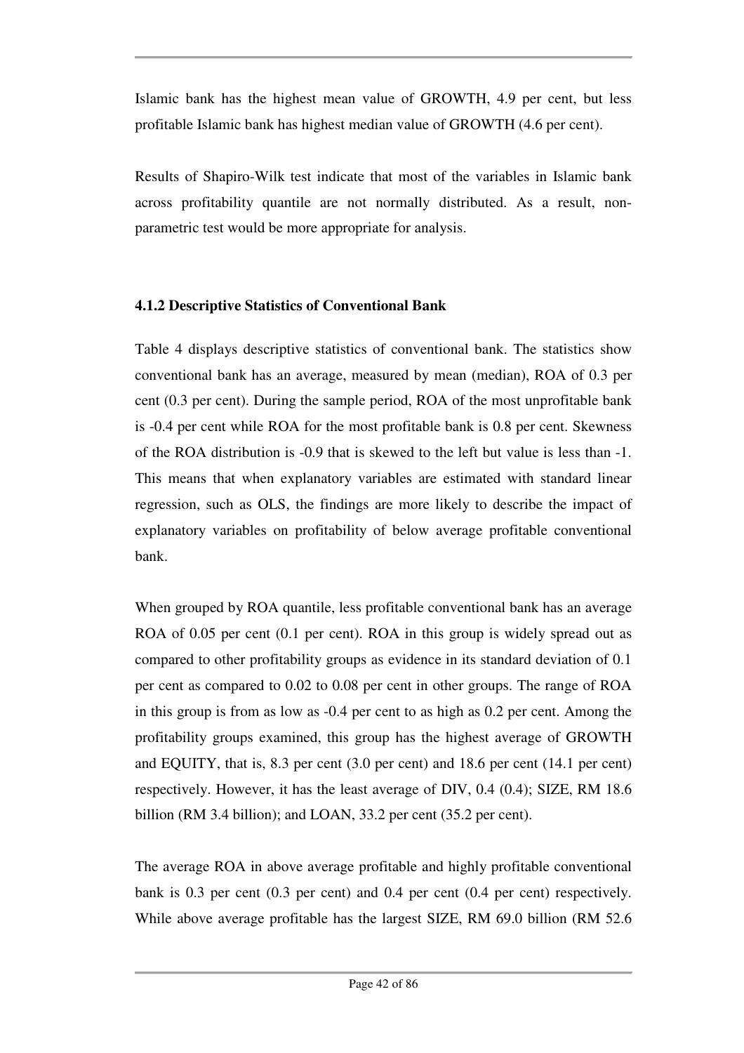Islamic bank has the highest mean value of GROWTH, 4.9 per cent, but less profitable Islamic bank has highest median value of GROWTH (4.6 per cent).

Results of Shapiro-Wilk test indicate that most of the variables in Islamic bank across profitability quantile are not normally distributed. As a result, non-parametric test would be more appropriate for analysis.

### 4.1.2 Descriptive Statistics of Conventional Bank

Table 4 displays descriptive statistics of conventional bank. The statistics show conventional bank has an average, measured by mean (median), ROA of 0.3 per cent (0.3 per cent). During the sample period, ROA of the most unprofitable bank is -0.4 per cent while ROA for the most profitable bank is 0.8 per cent. Skewness of the ROA distribution is -0.9 that is skewed to the left but value is less than -1. This means that when explanatory variables are estimated with standard linear regression, such as OLS, the findings are more likely to describe the impact of explanatory variables on profitability of below average profitable conventional bank.

When grouped by ROA quantile, less profitable conventional bank has an average ROA of 0.05 per cent (0.1 per cent). ROA in this group is widely spread out as compared to other profitability groups as evidence in its standard deviation of 0.1 per cent as compared to 0.02 to 0.08 per cent in other groups. The range of ROA in this group is from as low as -0.4 per cent to as high as 0.2 per cent. Among the profitability groups examined, this group has the highest average of GROWTH and EQUITY, that is, 8.3 per cent (3.0 per cent) and 18.6 per cent (14.1 per cent) respectively. However, it has the least average of DIV, 0.4 (0.4); SIZE, RM 18.6 billion (RM 3.4 billion); and LOAN, 33.2 per cent (35.2 per cent).

The average ROA in above average profitable and highly profitable conventional bank is 0.3 per cent (0.3 per cent) and 0.4 per cent (0.4 per cent) respectively. While above average profitable has the largest SIZE, RM 69.0 billion (RM 52.6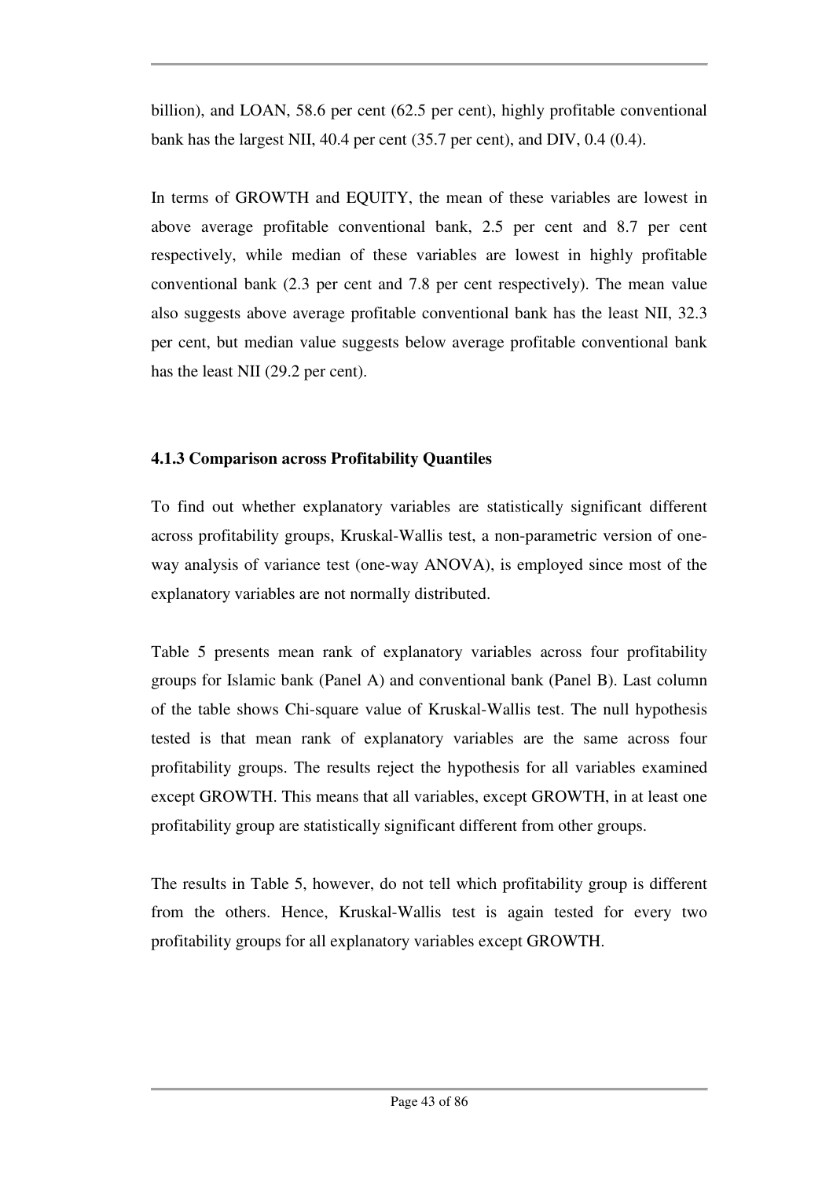billion), and LOAN, 58.6 per cent (62.5 per cent), highly profitable conventional bank has the largest NII, 40.4 per cent (35.7 per cent), and DIV, 0.4 (0.4).

In terms of GROWTH and EQUITY, the mean of these variables are lowest in above average profitable conventional bank, 2.5 per cent and 8.7 per cent respectively, while median of these variables are lowest in highly profitable conventional bank (2.3 per cent and 7.8 per cent respectively). The mean value also suggests above average profitable conventional bank has the least NII, 32.3 per cent, but median value suggests below average profitable conventional bank has the least NII (29.2 per cent).

#### 4.1.3 Comparison across Profitability Quantiles

To find out whether explanatory variables are statistically significant different across profitability groups, Kruskal-Wallis test, a non-parametric version of one-way analysis of variance test (one-way ANOVA), is employed since most of the explanatory variables are not normally distributed.

Table 5 presents mean rank of explanatory variables across four profitability groups for Islamic bank (Panel A) and conventional bank (Panel B). Last column of the table shows Chi-square value of Kruskal-Wallis test. The null hypothesis tested is that mean rank of explanatory variables are the same across four profitability groups. The results reject the hypothesis for all variables examined except GROWTH. This means that all variables, except GROWTH, in at least one profitability group are statistically significant different from other groups.

The results in Table 5, however, do not tell which profitability group is different from the others. Hence, Kruskal-Wallis test is again tested for every two profitability groups for all explanatory variables except GROWTH.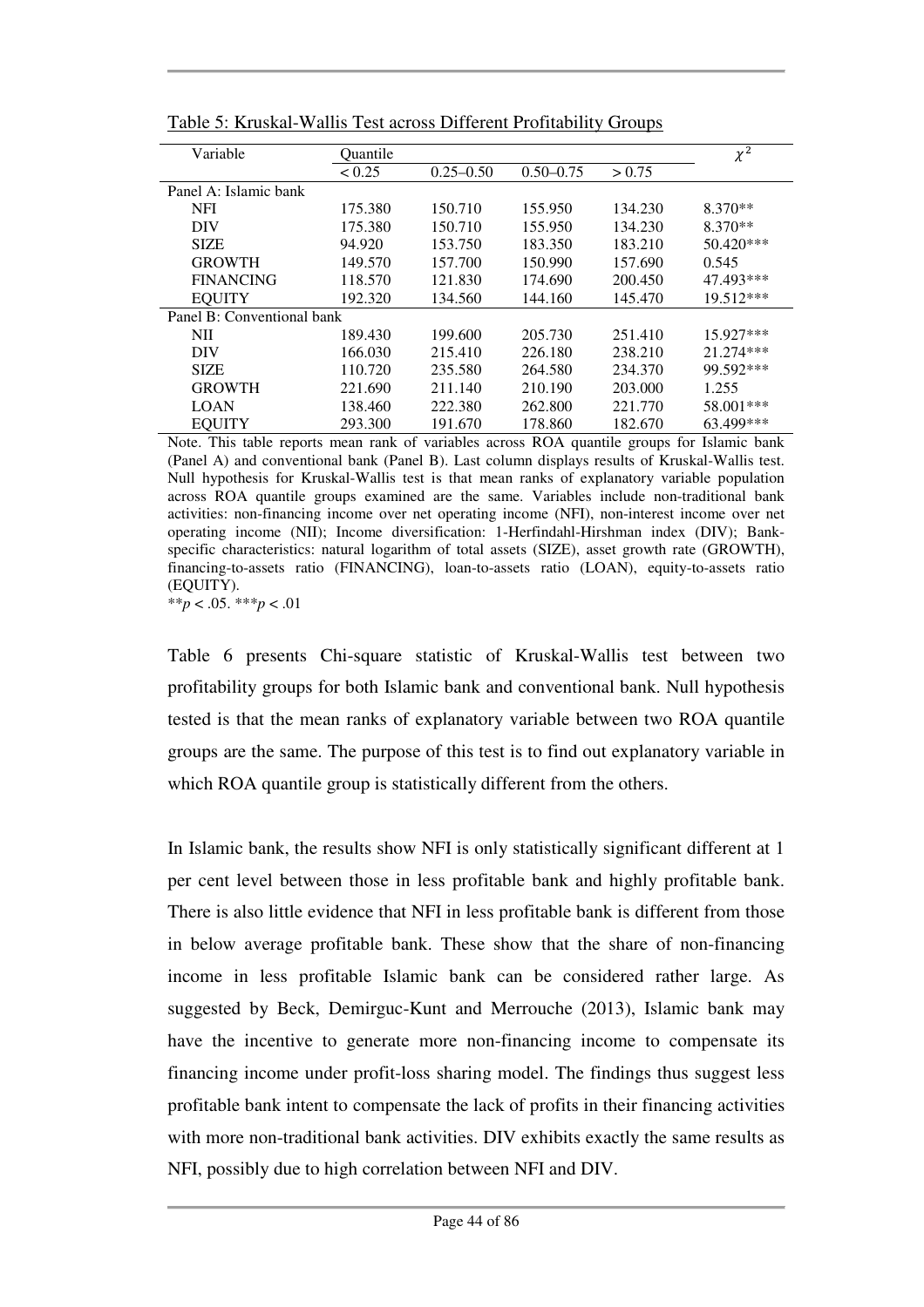Table 5: Kruskal-Wallis Test across Different Profitability Groups

| Variable | Quantile | | | | $\chi^2$ |
|---|---|---|---|---|---|
| | < 0.25 | 0.25–0.50 | 0.50–0.75 | > 0.75 | |
| Panel A: Islamic bank | | | | | |
| NFI | 175.380 | 150.710 | 155.950 | 134.230 | 8.370** |
| DIV | 175.380 | 150.710 | 155.950 | 134.230 | 8.370** |
| SIZE | 94.920 | 153.750 | 183.350 | 183.210 | 50.420*** |
| GROWTH | 149.570 | 157.700 | 150.990 | 157.690 | 0.545 |
| FINANCING | 118.570 | 121.830 | 174.690 | 200.450 | 47.493*** |
| EQUITY | 192.320 | 134.560 | 144.160 | 145.470 | 19.512*** |
| Panel B: Conventional bank | | | | | |
| NII | 189.430 | 199.600 | 205.730 | 251.410 | 15.927*** |
| DIV | 166.030 | 215.410 | 226.180 | 238.210 | 21.274*** |
| SIZE | 110.720 | 235.580 | 264.580 | 234.370 | 99.592*** |
| GROWTH | 221.690 | 211.140 | 210.190 | 203.000 | 1.255 |
| LOAN | 138.460 | 222.380 | 262.800 | 221.770 | 58.001*** |
| EQUITY | 293.300 | 191.670 | 178.860 | 182.670 | 63.499*** |

Note. This table reports mean rank of variables across ROA quantile groups for Islamic bank (Panel A) and conventional bank (Panel B). Last column displays results of Kruskal-Wallis test. Null hypothesis for Kruskal-Wallis test is that mean ranks of explanatory variable population across ROA quantile groups examined are the same. Variables include non-traditional bank activities: non-financing income over net operating income (NFI), non-interest income over net operating income (NII); Income diversification: 1-Herfindahl-Hirshman index (DIV); Bank-specific characteristics: natural logarithm of total assets (SIZE), asset growth rate (GROWTH), financing-to-assets ratio (FINANCING), loan-to-assets ratio (LOAN), equity-to-assets ratio (EQUITY).

**$p < .05$. ***$p < .01$

Table 6 presents Chi-square statistic of Kruskal-Wallis test between two profitability groups for both Islamic bank and conventional bank. Null hypothesis tested is that the mean ranks of explanatory variable between two ROA quantile groups are the same. The purpose of this test is to find out explanatory variable in which ROA quantile group is statistically different from the others.

In Islamic bank, the results show NFI is only statistically significant different at 1 per cent level between those in less profitable bank and highly profitable bank. There is also little evidence that NFI in less profitable bank is different from those in below average profitable bank. These show that the share of non-financing income in less profitable Islamic bank can be considered rather large. As suggested by Beck, Demirguc-Kunt and Merrouche (2013), Islamic bank may have the incentive to generate more non-financing income to compensate its financing income under profit-loss sharing model. The findings thus suggest less profitable bank intent to compensate the lack of profits in their financing activities with more non-traditional bank activities. DIV exhibits exactly the same results as NFI, possibly due to high correlation between NFI and DIV.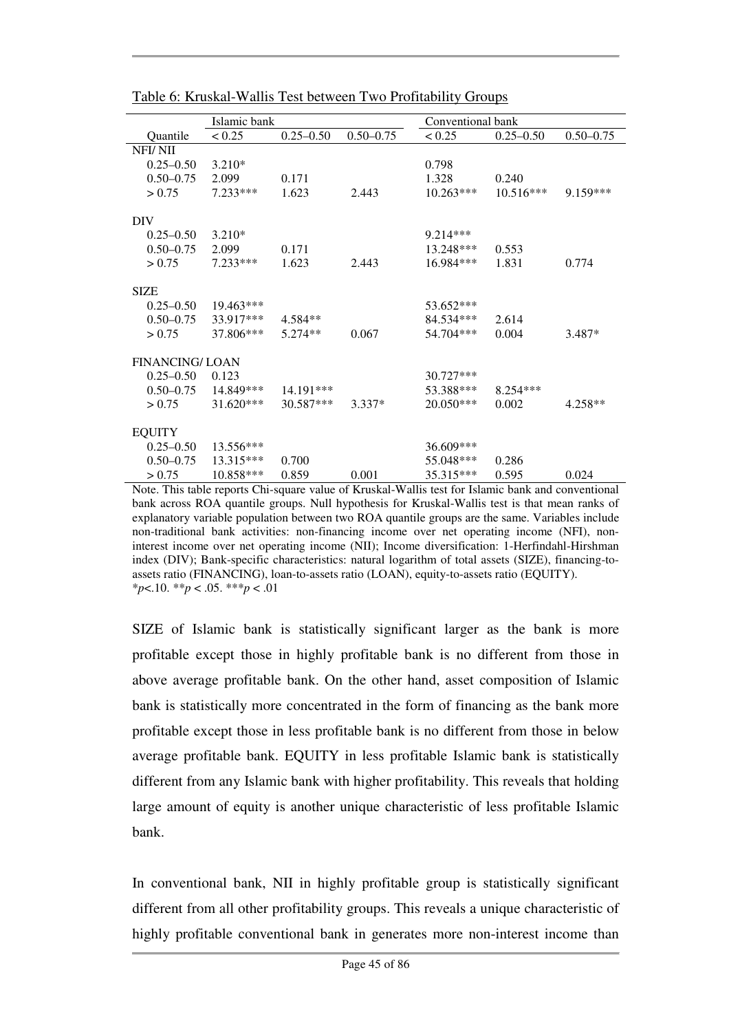Table 6: Kruskal-Wallis Test between Two Profitability Groups

| | Islamic bank | | | Conventional bank | | |
|---|---|---|---|---|---|---|
| Quantile | < 0.25 | 0.25–0.50 | 0.50–0.75 | < 0.25 | 0.25–0.50 | 0.50–0.75 |
| NFI/ NII | | | | | | |
| 0.25–0.50 | 3.210* | | | 0.798 | | |
| 0.50–0.75 | 2.099 | 0.171 | | 1.328 | 0.240 | |
| > 0.75 | 7.233*** | 1.623 | 2.443 | 10.263*** | 10.516*** | 9.159*** |
| DIV | | | | | | |
| 0.25–0.50 | 3.210* | | | 9.214*** | | |
| 0.50–0.75 | 2.099 | 0.171 | | 13.248*** | 0.553 | |
| > 0.75 | 7.233*** | 1.623 | 2.443 | 16.984*** | 1.831 | 0.774 |
| SIZE | | | | | | |
| 0.25–0.50 | 19.463*** | | | 53.652*** | | |
| 0.50–0.75 | 33.917*** | 4.584** | | 84.534*** | 2.614 | |
| > 0.75 | 37.806*** | 5.274** | 0.067 | 54.704*** | 0.004 | 3.487* |
| FINANCING/ LOAN | | | | | | |
| 0.25–0.50 | 0.123 | | | 30.727*** | | |
| 0.50–0.75 | 14.849*** | 14.191*** | | 53.388*** | 8.254*** | |
| > 0.75 | 31.620*** | 30.587*** | 3.337* | 20.050*** | 0.002 | 4.258** |
| EQUITY | | | | | | |
| 0.25–0.50 | 13.556*** | | | 36.609*** | | |
| 0.50–0.75 | 13.315*** | 0.700 | | 55.048*** | 0.286 | |
| > 0.75 | 10.858*** | 0.859 | 0.001 | 35.315*** | 0.595 | 0.024 |

Note. This table reports Chi-square value of Kruskal-Wallis test for Islamic bank and conventional bank across ROA quantile groups. Null hypothesis for Kruskal-Wallis test is that mean ranks of explanatory variable population between two ROA quantile groups are the same. Variables include non-traditional bank activities: non-financing income over net operating income (NFI), non-interest income over net operating income (NII); Income diversification: 1-Herfindahl-Hirshman index (DIV); Bank-specific characteristics: natural logarithm of total assets (SIZE), financing-to-assets ratio (FINANCING), loan-to-assets ratio (LOAN), equity-to-assets ratio (EQUITY).
\*$p$<.10. \*\*$p$ < .05. \*\*\*$p$ < .01

SIZE of Islamic bank is statistically significant larger as the bank is more profitable except those in highly profitable bank is no different from those in above average profitable bank. On the other hand, asset composition of Islamic bank is statistically more concentrated in the form of financing as the bank more profitable except those in less profitable bank is no different from those in below average profitable bank. EQUITY in less profitable Islamic bank is statistically different from any Islamic bank with higher profitability. This reveals that holding large amount of equity is another unique characteristic of less profitable Islamic bank.

In conventional bank, NII in highly profitable group is statistically significant different from all other profitability groups. This reveals a unique characteristic of highly profitable conventional bank in generates more non-interest income than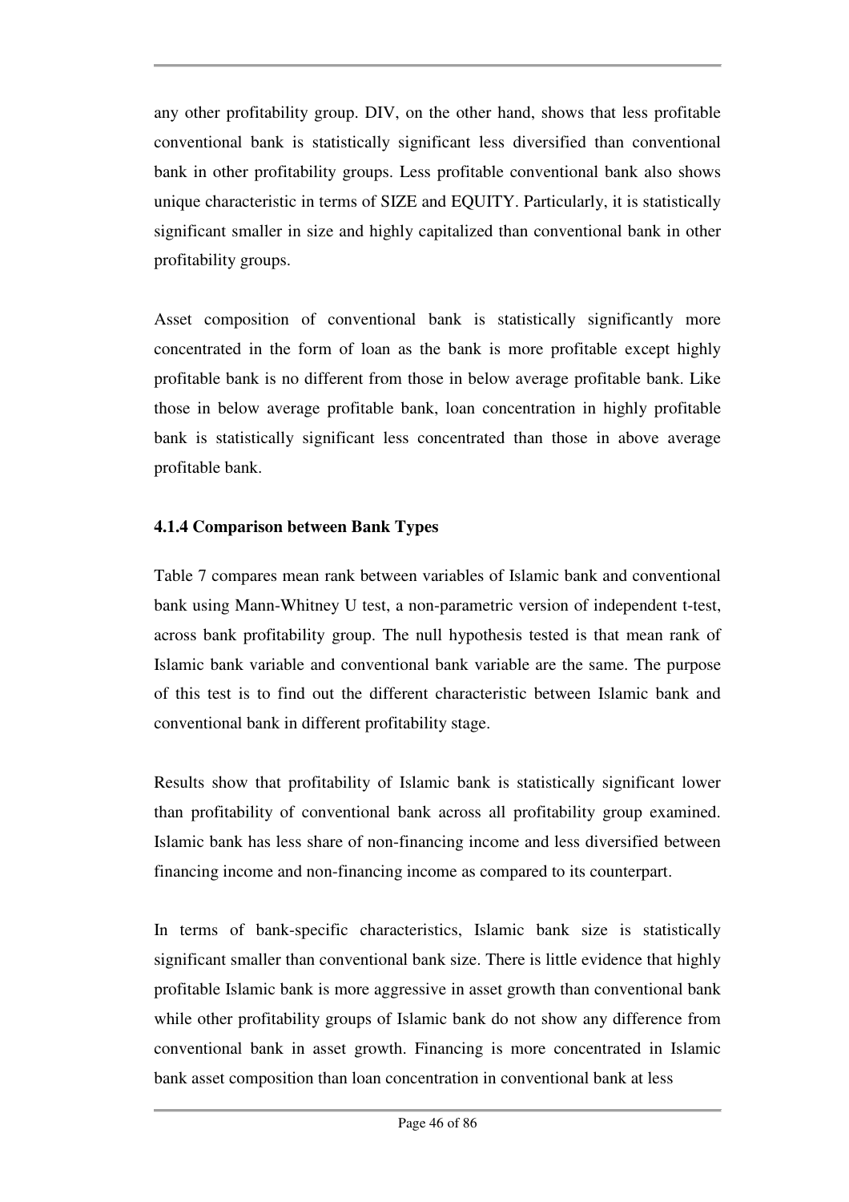any other profitability group. DIV, on the other hand, shows that less profitable conventional bank is statistically significant less diversified than conventional bank in other profitability groups. Less profitable conventional bank also shows unique characteristic in terms of SIZE and EQUITY. Particularly, it is statistically significant smaller in size and highly capitalized than conventional bank in other profitability groups.

Asset composition of conventional bank is statistically significantly more concentrated in the form of loan as the bank is more profitable except highly profitable bank is no different from those in below average profitable bank. Like those in below average profitable bank, loan concentration in highly profitable bank is statistically significant less concentrated than those in above average profitable bank.

### 4.1.4 Comparison between Bank Types

Table 7 compares mean rank between variables of Islamic bank and conventional bank using Mann-Whitney U test, a non-parametric version of independent t-test, across bank profitability group. The null hypothesis tested is that mean rank of Islamic bank variable and conventional bank variable are the same. The purpose of this test is to find out the different characteristic between Islamic bank and conventional bank in different profitability stage.

Results show that profitability of Islamic bank is statistically significant lower than profitability of conventional bank across all profitability group examined. Islamic bank has less share of non-financing income and less diversified between financing income and non-financing income as compared to its counterpart.

In terms of bank-specific characteristics, Islamic bank size is statistically significant smaller than conventional bank size. There is little evidence that highly profitable Islamic bank is more aggressive in asset growth than conventional bank while other profitability groups of Islamic bank do not show any difference from conventional bank in asset growth. Financing is more concentrated in Islamic bank asset composition than loan concentration in conventional bank at less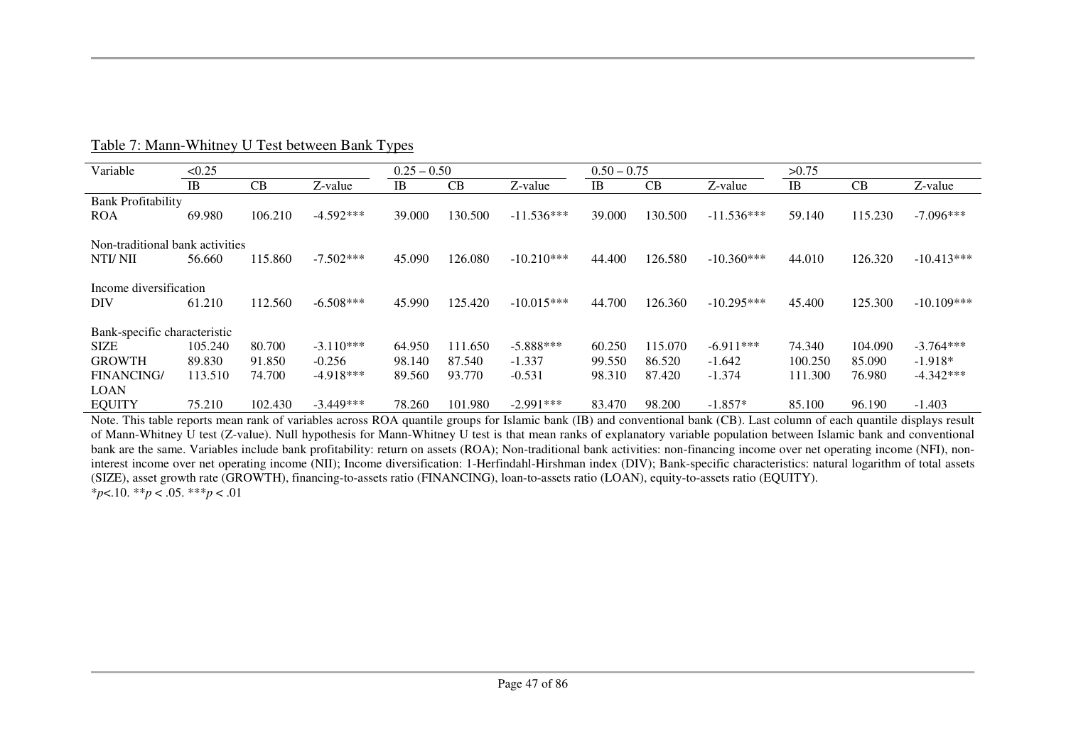Table 7: Mann-Whitney U Test between Bank Types

| Variable | <0.25 | | | 0.25 – 0.50 | | | 0.50 – 0.75 | | | >0.75 | | |
|---|---|---|---|---|---|---|---|---|---|---|---|---|
| | IB | CB | Z-value | IB | CB | Z-value | IB | CB | Z-value | IB | CB | Z-value |
| Bank Profitability | | | | | | | | | | | | |
| ROA | 69.980 | 106.210 | -4.592*** | 39.000 | 130.500 | -11.536*** | 39.000 | 130.500 | -11.536*** | 59.140 | 115.230 | -7.096*** |
| Non-traditional bank activities | | | | | | | | | | | | |
| NTI/ NII | 56.660 | 115.860 | -7.502*** | 45.090 | 126.080 | -10.210*** | 44.400 | 126.580 | -10.360*** | 44.010 | 126.320 | -10.413*** |
| Income diversification | | | | | | | | | | | | |
| DIV | 61.210 | 112.560 | -6.508*** | 45.990 | 125.420 | -10.015*** | 44.700 | 126.360 | -10.295*** | 45.400 | 125.300 | -10.109*** |
| Bank-specific characteristic | | | | | | | | | | | | |
| SIZE | 105.240 | 80.700 | -3.110*** | 64.950 | 111.650 | -5.888*** | 60.250 | 115.070 | -6.911*** | 74.340 | 104.090 | -3.764*** |
| GROWTH | 89.830 | 91.850 | -0.256 | 98.140 | 87.540 | -1.337 | 99.550 | 86.520 | -1.642 | 100.250 | 85.090 | -1.918* |
| FINANCING/ LOAN | 113.510 | 74.700 | -4.918*** | 89.560 | 93.770 | -0.531 | 98.310 | 87.420 | -1.374 | 111.300 | 76.980 | -4.342*** |
| EQUITY | 75.210 | 102.430 | -3.449*** | 78.260 | 101.980 | -2.991*** | 83.470 | 98.200 | -1.857* | 85.100 | 96.190 | -1.403 |

Note. This table reports mean rank of variables across ROA quantile groups for Islamic bank (IB) and conventional bank (CB). Last column of each quantile displays result of Mann-Whitney U test (Z-value). Null hypothesis for Mann-Whitney U test is that mean ranks of explanatory variable population between Islamic bank and conventional bank are the same. Variables include bank profitability: return on assets (ROA); Non-traditional bank activities: non-financing income over net operating income (NFI), non-interest income over net operating income (NII); Income diversification: 1-Herfindahl-Hirshman index (DIV); Bank-specific characteristics: natural logarithm of total assets (SIZE), asset growth rate (GROWTH), financing-to-assets ratio (FINANCING), loan-to-assets ratio (LOAN), equity-to-assets ratio (EQUITY).
*$p<.10$. **$p < .05$. ***$p < .01$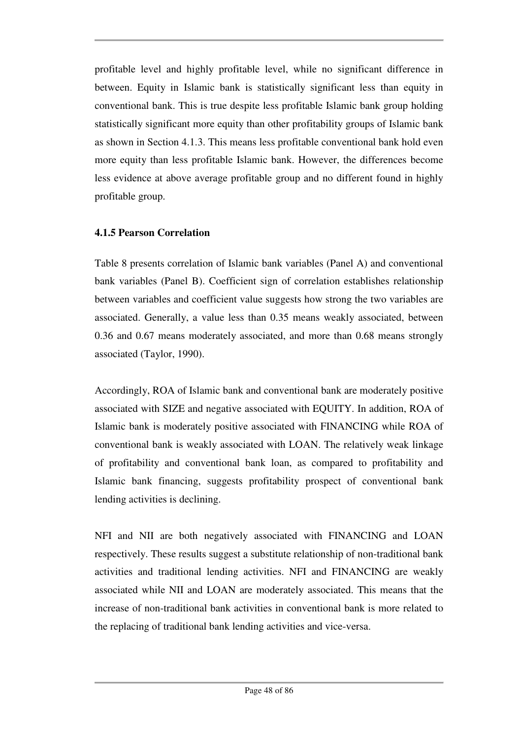profitable level and highly profitable level, while no significant difference in between. Equity in Islamic bank is statistically significant less than equity in conventional bank. This is true despite less profitable Islamic bank group holding statistically significant more equity than other profitability groups of Islamic bank as shown in Section 4.1.3. This means less profitable conventional bank hold even more equity than less profitable Islamic bank. However, the differences become less evidence at above average profitable group and no different found in highly profitable group.

### 4.1.5 Pearson Correlation

Table 8 presents correlation of Islamic bank variables (Panel A) and conventional bank variables (Panel B). Coefficient sign of correlation establishes relationship between variables and coefficient value suggests how strong the two variables are associated. Generally, a value less than 0.35 means weakly associated, between 0.36 and 0.67 means moderately associated, and more than 0.68 means strongly associated (Taylor, 1990).

Accordingly, ROA of Islamic bank and conventional bank are moderately positive associated with SIZE and negative associated with EQUITY. In addition, ROA of Islamic bank is moderately positive associated with FINANCING while ROA of conventional bank is weakly associated with LOAN. The relatively weak linkage of profitability and conventional bank loan, as compared to profitability and Islamic bank financing, suggests profitability prospect of conventional bank lending activities is declining.

NFI and NII are both negatively associated with FINANCING and LOAN respectively. These results suggest a substitute relationship of non-traditional bank activities and traditional lending activities. NFI and FINANCING are weakly associated while NII and LOAN are moderately associated. This means that the increase of non-traditional bank activities in conventional bank is more related to the replacing of traditional bank lending activities and vice-versa.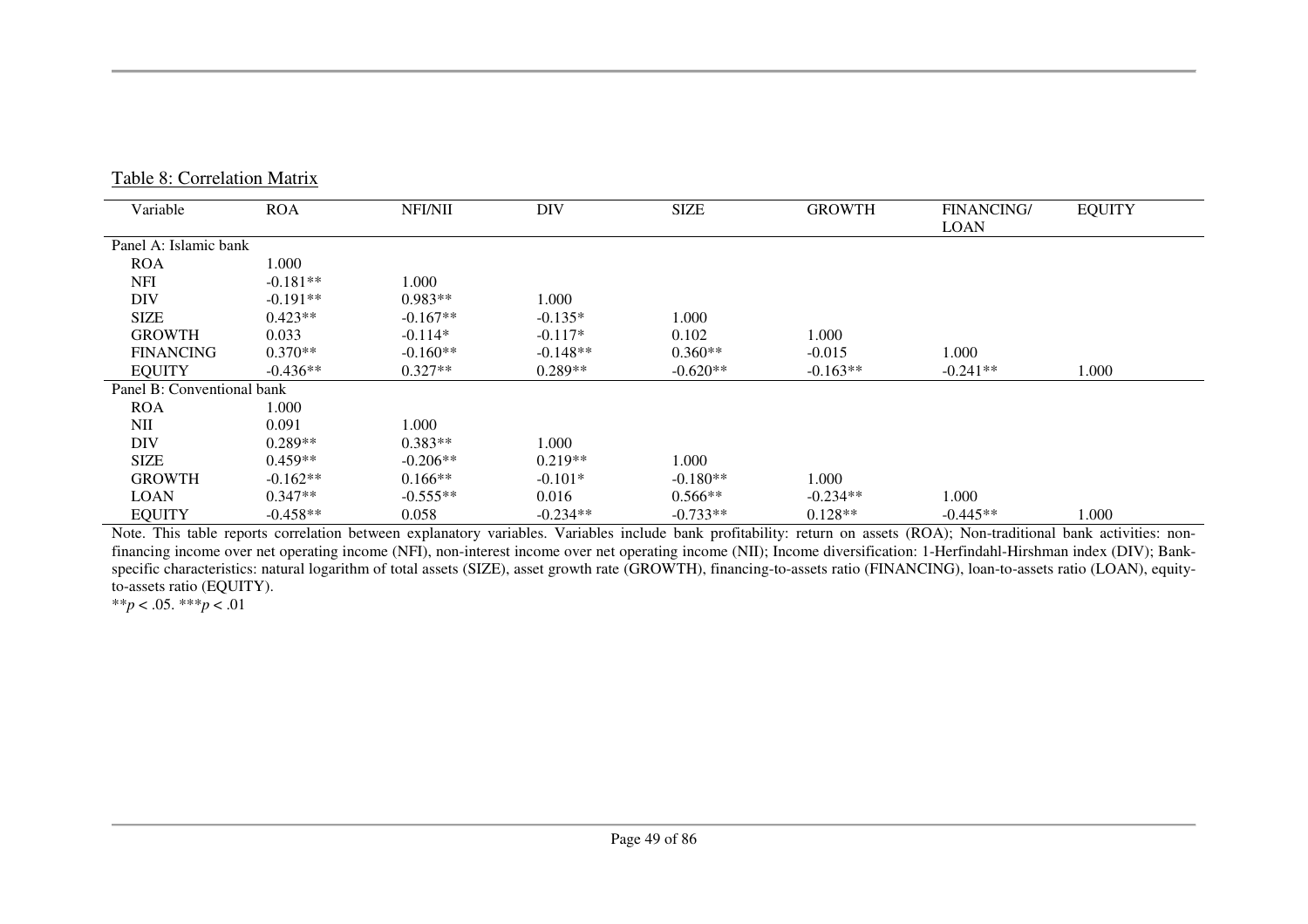Table 8: Correlation Matrix

| Variable | ROA | NFI/NII | DIV | SIZE | GROWTH | FINANCING/ LOAN | EQUITY |
|---|---|---|---|---|---|---|---|
| Panel A: Islamic bank | | | | | | | |
| ROA | 1.000 | | | | | | |
| NFI | -0.181** | 1.000 | | | | | |
| DIV | -0.191** | 0.983** | 1.000 | | | | |
| SIZE | 0.423** | -0.167** | -0.135* | 1.000 | | | |
| GROWTH | 0.033 | -0.114* | -0.117* | 0.102 | 1.000 | | |
| FINANCING | 0.370** | -0.160** | -0.148** | 0.360** | -0.015 | 1.000 | |
| EQUITY | -0.436** | 0.327** | 0.289** | -0.620** | -0.163** | -0.241** | 1.000 |
| Panel B: Conventional bank | | | | | | | |
| ROA | 1.000 | | | | | | |
| NII | 0.091 | 1.000 | | | | | |
| DIV | 0.289** | 0.383** | 1.000 | | | | |
| SIZE | 0.459** | -0.206** | 0.219** | 1.000 | | | |
| GROWTH | -0.162** | 0.166** | -0.101* | -0.180** | 1.000 | | |
| LOAN | 0.347** | -0.555** | 0.016 | 0.566** | -0.234** | 1.000 | |
| EQUITY | -0.458** | 0.058 | -0.234** | -0.733** | 0.128** | -0.445** | 1.000 |

Note. This table reports correlation between explanatory variables. Variables include bank profitability: return on assets (ROA); Non-traditional bank activities: non-financing income over net operating income (NFI), non-interest income over net operating income (NII); Income diversification: 1-Herfindahl-Hirshman index (DIV); Bank-specific characteristics: natural logarithm of total assets (SIZE), asset growth rate (GROWTH), financing-to-assets ratio (FINANCING), loan-to-assets ratio (LOAN), equity-to-assets ratio (EQUITY).

***p* < .05. ****p* < .01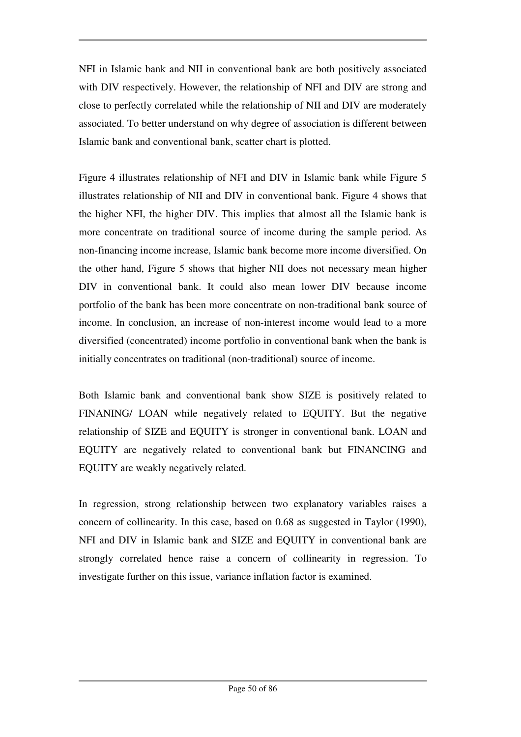NFI in Islamic bank and NII in conventional bank are both positively associated with DIV respectively. However, the relationship of NFI and DIV are strong and close to perfectly correlated while the relationship of NII and DIV are moderately associated. To better understand on why degree of association is different between Islamic bank and conventional bank, scatter chart is plotted.

Figure 4 illustrates relationship of NFI and DIV in Islamic bank while Figure 5 illustrates relationship of NII and DIV in conventional bank. Figure 4 shows that the higher NFI, the higher DIV. This implies that almost all the Islamic bank is more concentrate on traditional source of income during the sample period. As non-financing income increase, Islamic bank become more income diversified. On the other hand, Figure 5 shows that higher NII does not necessary mean higher DIV in conventional bank. It could also mean lower DIV because income portfolio of the bank has been more concentrate on non-traditional bank source of income. In conclusion, an increase of non-interest income would lead to a more diversified (concentrated) income portfolio in conventional bank when the bank is initially concentrates on traditional (non-traditional) source of income.

Both Islamic bank and conventional bank show SIZE is positively related to FINANING/ LOAN while negatively related to EQUITY. But the negative relationship of SIZE and EQUITY is stronger in conventional bank. LOAN and EQUITY are negatively related to conventional bank but FINANCING and EQUITY are weakly negatively related.

In regression, strong relationship between two explanatory variables raises a concern of collinearity. In this case, based on 0.68 as suggested in Taylor (1990), NFI and DIV in Islamic bank and SIZE and EQUITY in conventional bank are strongly correlated hence raise a concern of collinearity in regression. To investigate further on this issue, variance inflation factor is examined.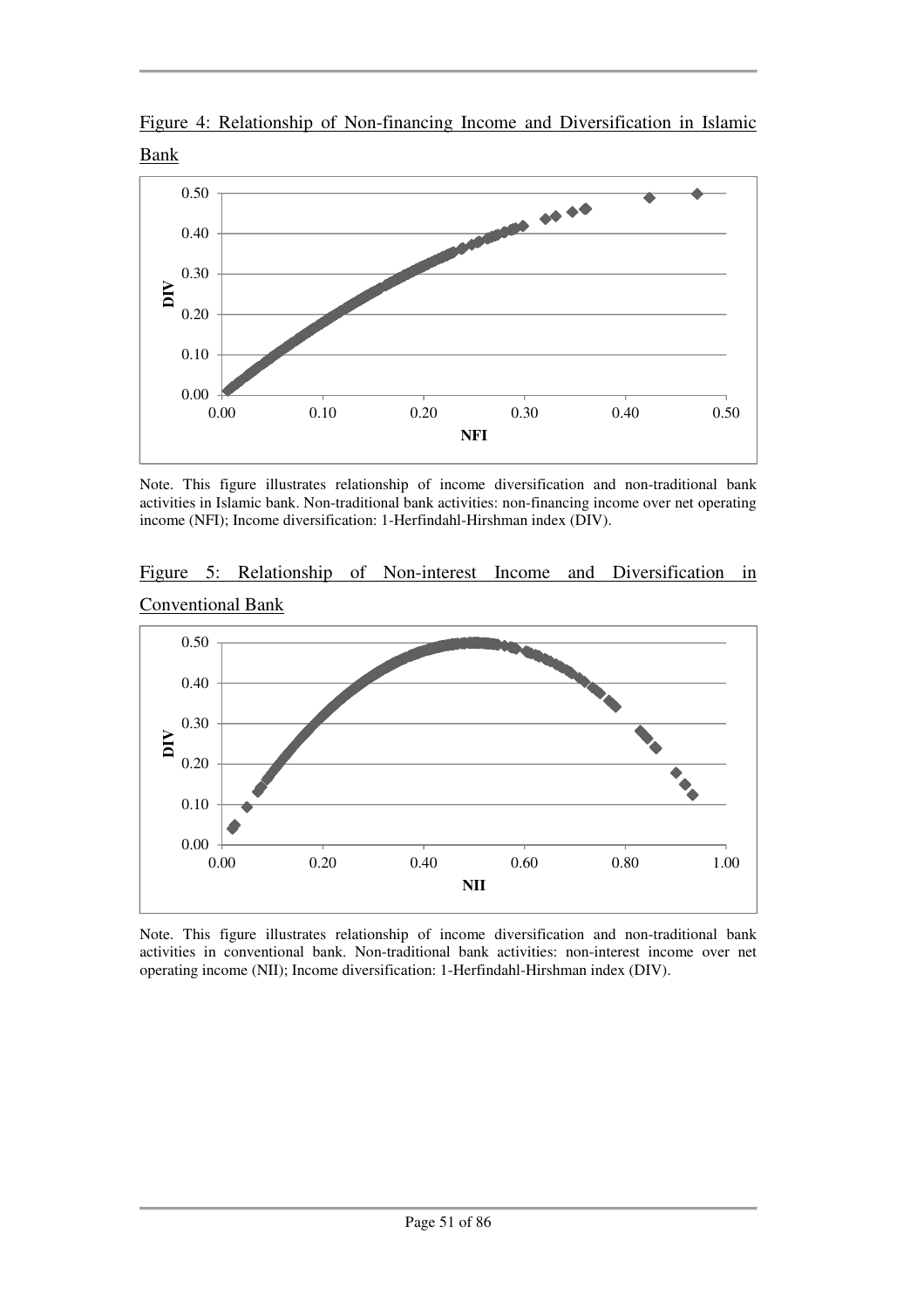Figure 4: Relationship of Non-financing Income and Diversification in Islamic Bank

Note. This figure illustrates relationship of income diversification and non-traditional bank activities in Islamic bank. Non-traditional bank activities: non-financing income over net operating income (NFI); Income diversification: 1-Herfindahl-Hirshman index (DIV).

Figure 5: Relationship of Non-interest Income and Diversification in Conventional Bank

Note. This figure illustrates relationship of income diversification and non-traditional bank activities in conventional bank. Non-traditional bank activities: non-interest income over net operating income (NII); Income diversification: 1-Herfindahl-Hirshman index (DIV).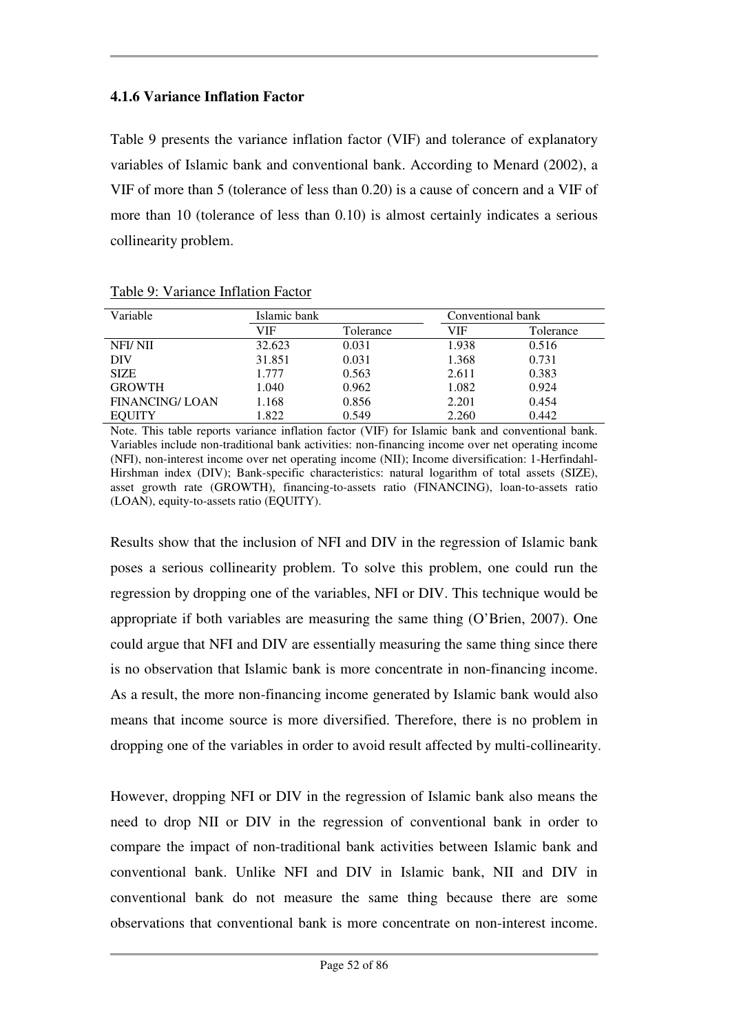### 4.1.6 Variance Inflation Factor

Table 9 presents the variance inflation factor (VIF) and tolerance of explanatory variables of Islamic bank and conventional bank. According to Menard (2002), a VIF of more than 5 (tolerance of less than 0.20) is a cause of concern and a VIF of more than 10 (tolerance of less than 0.10) is almost certainly indicates a serious collinearity problem.

Table 9: Variance Inflation Factor

| Variable | Islamic bank | | Conventional bank | |
|---|---|---|---|---|
| | VIF | Tolerance | VIF | Tolerance |
| NFI/ NII | 32.623 | 0.031 | 1.938 | 0.516 |
| DIV | 31.851 | 0.031 | 1.368 | 0.731 |
| SIZE | 1.777 | 0.563 | 2.611 | 0.383 |
| GROWTH | 1.040 | 0.962 | 1.082 | 0.924 |
| FINANCING/ LOAN | 1.168 | 0.856 | 2.201 | 0.454 |
| EQUITY | 1.822 | 0.549 | 2.260 | 0.442 |

Note. This table reports variance inflation factor (VIF) for Islamic bank and conventional bank. Variables include non-traditional bank activities: non-financing income over net operating income (NFI), non-interest income over net operating income (NII); Income diversification: 1-Herfindahl-Hirshman index (DIV); Bank-specific characteristics: natural logarithm of total assets (SIZE), asset growth rate (GROWTH), financing-to-assets ratio (FINANCING), loan-to-assets ratio (LOAN), equity-to-assets ratio (EQUITY).

Results show that the inclusion of NFI and DIV in the regression of Islamic bank poses a serious collinearity problem. To solve this problem, one could run the regression by dropping one of the variables, NFI or DIV. This technique would be appropriate if both variables are measuring the same thing (O'Brien, 2007). One could argue that NFI and DIV are essentially measuring the same thing since there is no observation that Islamic bank is more concentrate in non-financing income. As a result, the more non-financing income generated by Islamic bank would also means that income source is more diversified. Therefore, there is no problem in dropping one of the variables in order to avoid result affected by multi-collinearity.

However, dropping NFI or DIV in the regression of Islamic bank also means the need to drop NII or DIV in the regression of conventional bank in order to compare the impact of non-traditional bank activities between Islamic bank and conventional bank. Unlike NFI and DIV in Islamic bank, NII and DIV in conventional bank do not measure the same thing because there are some observations that conventional bank is more concentrate on non-interest income.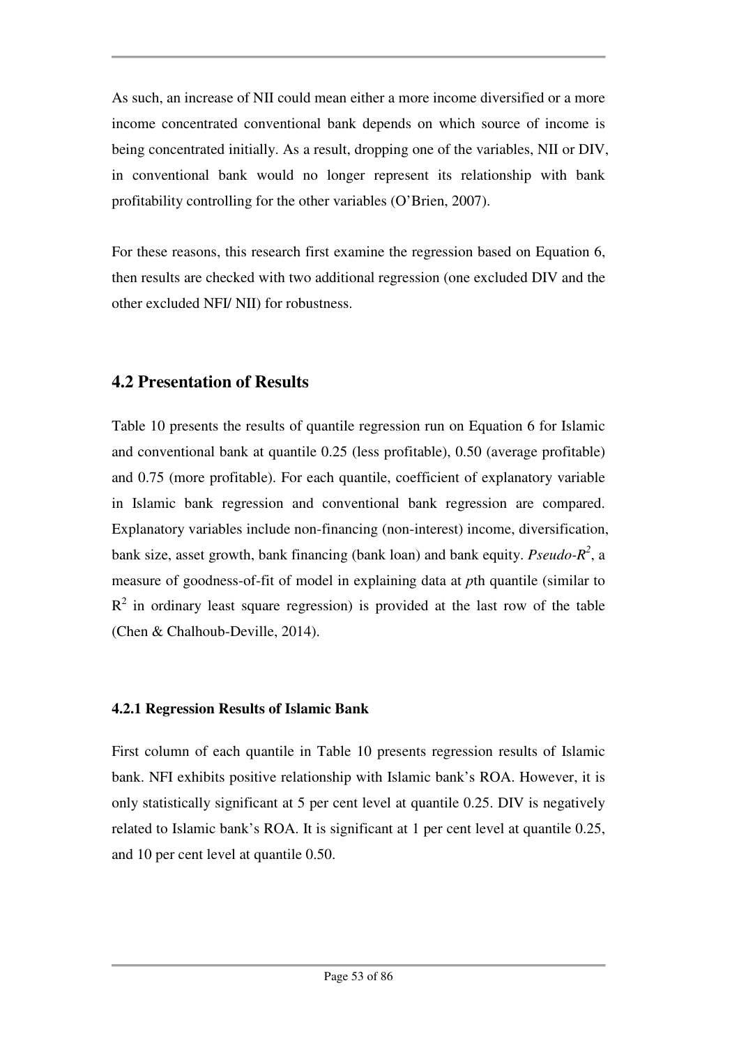As such, an increase of NII could mean either a more income diversified or a more income concentrated conventional bank depends on which source of income is being concentrated initially. As a result, dropping one of the variables, NII or DIV, in conventional bank would no longer represent its relationship with bank profitability controlling for the other variables (O'Brien, 2007).

For these reasons, this research first examine the regression based on Equation 6, then results are checked with two additional regression (one excluded DIV and the other excluded NFI/ NII) for robustness.

## 4.2 Presentation of Results

Table 10 presents the results of quantile regression run on Equation 6 for Islamic and conventional bank at quantile 0.25 (less profitable), 0.50 (average profitable) and 0.75 (more profitable). For each quantile, coefficient of explanatory variable in Islamic bank regression and conventional bank regression are compared. Explanatory variables include non-financing (non-interest) income, diversification, bank size, asset growth, bank financing (bank loan) and bank equity. *Pseudo-*$R^2$, a measure of goodness-of-fit of model in explaining data at *p*th quantile (similar to $R^2$ in ordinary least square regression) is provided at the last row of the table (Chen & Chalhoub-Deville, 2014).

### 4.2.1 Regression Results of Islamic Bank

First column of each quantile in Table 10 presents regression results of Islamic bank. NFI exhibits positive relationship with Islamic bank's ROA. However, it is only statistically significant at 5 per cent level at quantile 0.25. DIV is negatively related to Islamic bank's ROA. It is significant at 1 per cent level at quantile 0.25, and 10 per cent level at quantile 0.50.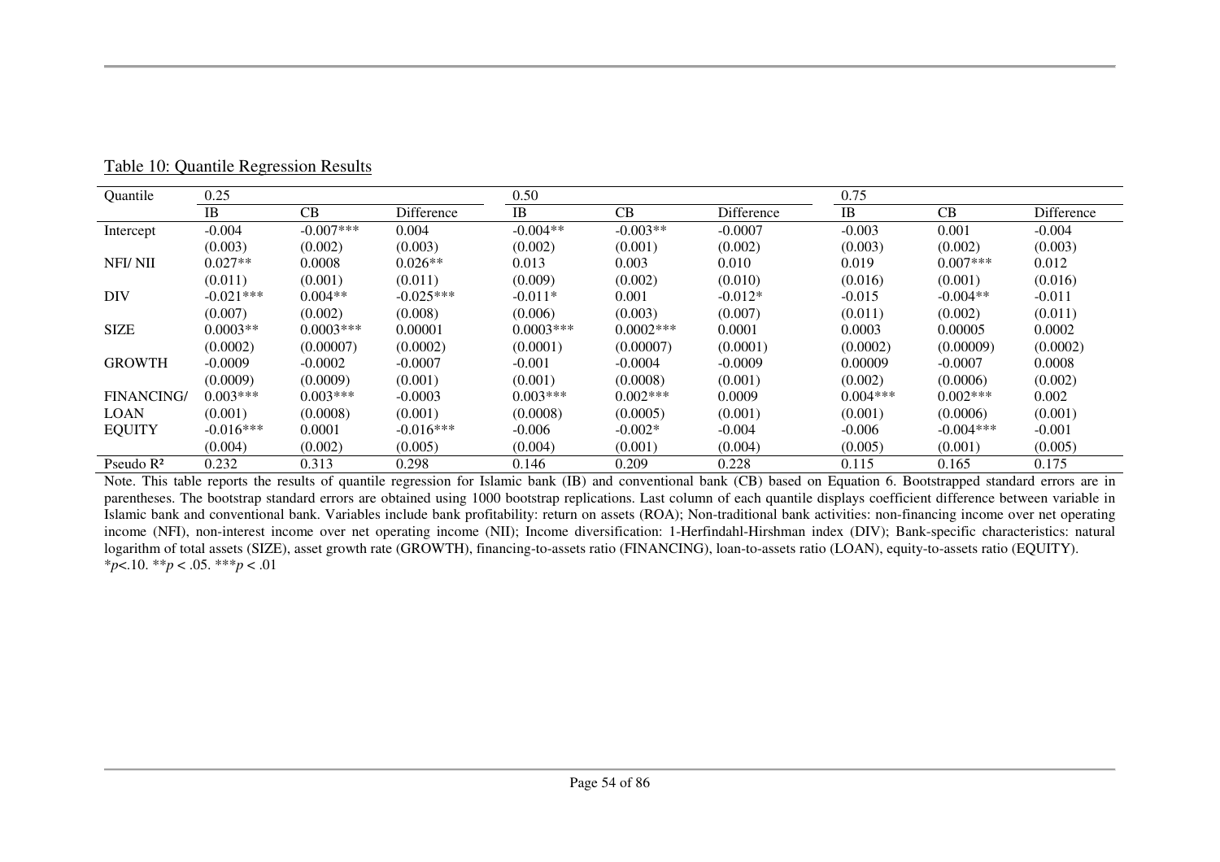Table 10: Quantile Regression Results

| Quantile | 0.25 | | | 0.50 | | | 0.75 | | |
|---|---|---|---|---|---|---|---|---|---|
| | IB | CB | Difference | IB | CB | Difference | IB | CB | Difference |
| Intercept | -0.004 | -0.007*** | 0.004 | -0.004** | -0.003** | -0.0007 | -0.003 | 0.001 | -0.004 |
| | (0.003) | (0.002) | (0.003) | (0.002) | (0.001) | (0.002) | (0.003) | (0.002) | (0.003) |
| NFI/ NII | 0.027** | 0.0008 | 0.026** | 0.013 | 0.003 | 0.010 | 0.019 | 0.007*** | 0.012 |
| | (0.011) | (0.001) | (0.011) | (0.009) | (0.002) | (0.010) | (0.016) | (0.001) | (0.016) |
| DIV | -0.021*** | 0.004** | -0.025*** | -0.011* | 0.001 | -0.012* | -0.015 | -0.004** | -0.011 |
| | (0.007) | (0.002) | (0.008) | (0.006) | (0.003) | (0.007) | (0.011) | (0.002) | (0.011) |
| SIZE | 0.0003** | 0.0003*** | 0.00001 | 0.0003*** | 0.0002*** | 0.0001 | 0.0003 | 0.00005 | 0.0002 |
| | (0.0002) | (0.00007) | (0.0002) | (0.0001) | (0.00007) | (0.0001) | (0.0002) | (0.00009) | (0.0002) |
| GROWTH | -0.0009 | -0.0002 | -0.0007 | -0.001 | -0.0004 | -0.0009 | 0.00009 | -0.0007 | 0.0008 |
| | (0.0009) | (0.0009) | (0.001) | (0.001) | (0.0008) | (0.001) | (0.002) | (0.0006) | (0.002) |
| FINANCING/ | 0.003*** | 0.003*** | -0.0003 | 0.003*** | 0.002*** | 0.0009 | 0.004*** | 0.002*** | 0.002 |
| LOAN | (0.001) | (0.0008) | (0.001) | (0.0008) | (0.0005) | (0.001) | (0.001) | (0.0006) | (0.001) |
| EQUITY | -0.016*** | 0.0001 | -0.016*** | -0.006 | -0.002* | -0.004 | -0.006 | -0.004*** | -0.001 |
| | (0.004) | (0.002) | (0.005) | (0.004) | (0.001) | (0.004) | (0.005) | (0.001) | (0.005) |
| Pseudo $R^2$ | 0.232 | 0.313 | 0.298 | 0.146 | 0.209 | 0.228 | 0.115 | 0.165 | 0.175 |

Note. This table reports the results of quantile regression for Islamic bank (IB) and conventional bank (CB) based on Equation 6. Bootstrapped standard errors are in parentheses. The bootstrap standard errors are obtained using 1000 bootstrap replications. Last column of each quantile displays coefficient difference between variable in Islamic bank and conventional bank. Variables include bank profitability: return on assets (ROA); Non-traditional bank activities: non-financing income over net operating income (NFI), non-interest income over net operating income (NII); Income diversification: 1-Herfindahl-Hirshman index (DIV); Bank-specific characteristics: natural logarithm of total assets (SIZE), asset growth rate (GROWTH), financing-to-assets ratio (FINANCING), loan-to-assets ratio (LOAN), equity-to-assets ratio (EQUITY).
\*$p<.10$. \*\*$p < .05$. \*\*\*$p < .01$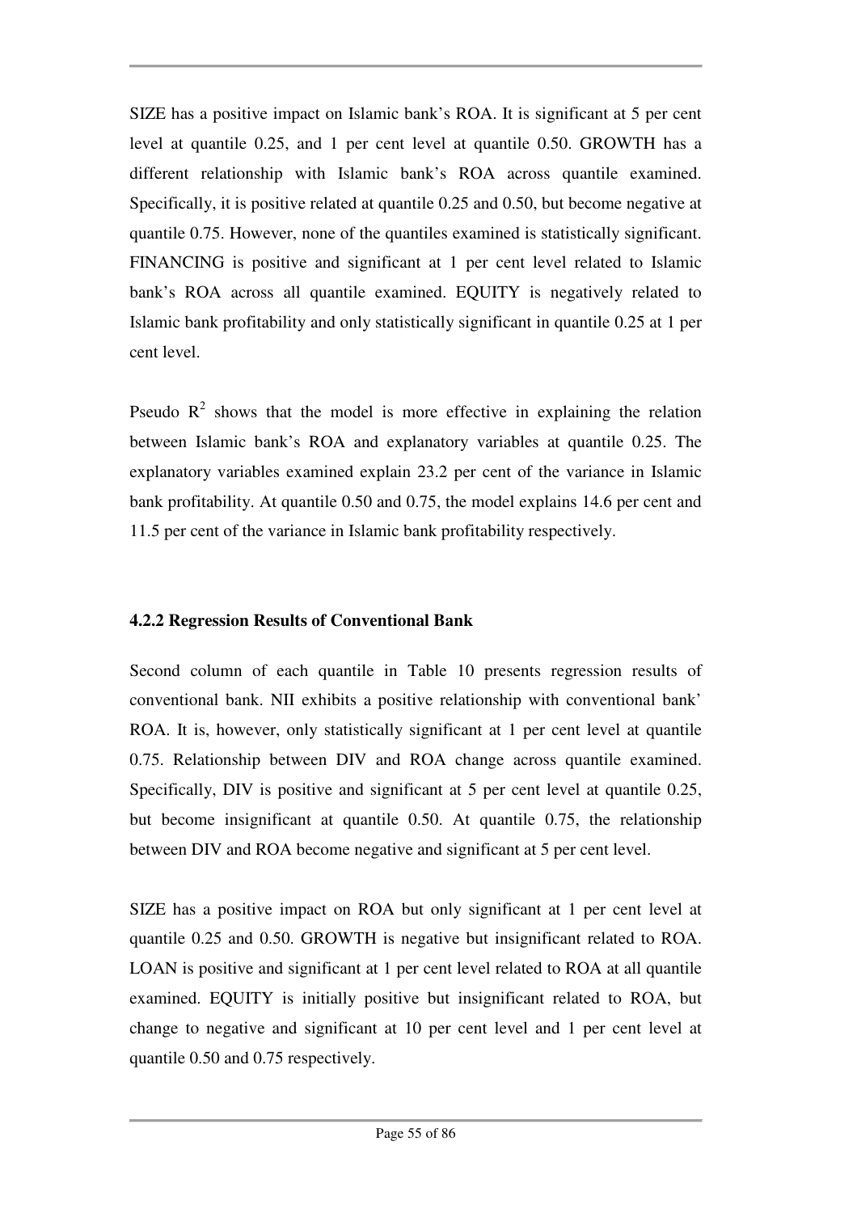SIZE has a positive impact on Islamic bank's ROA. It is significant at 5 per cent level at quantile 0.25, and 1 per cent level at quantile 0.50. GROWTH has a different relationship with Islamic bank's ROA across quantile examined. Specifically, it is positive related at quantile 0.25 and 0.50, but become negative at quantile 0.75. However, none of the quantiles examined is statistically significant. FINANCING is positive and significant at 1 per cent level related to Islamic bank's ROA across all quantile examined. EQUITY is negatively related to Islamic bank profitability and only statistically significant in quantile 0.25 at 1 per cent level.

Pseudo $R^2$ shows that the model is more effective in explaining the relation between Islamic bank's ROA and explanatory variables at quantile 0.25. The explanatory variables examined explain 23.2 per cent of the variance in Islamic bank profitability. At quantile 0.50 and 0.75, the model explains 14.6 per cent and 11.5 per cent of the variance in Islamic bank profitability respectively.

### 4.2.2 Regression Results of Conventional Bank

Second column of each quantile in Table 10 presents regression results of conventional bank. NII exhibits a positive relationship with conventional bank' ROA. It is, however, only statistically significant at 1 per cent level at quantile 0.75. Relationship between DIV and ROA change across quantile examined. Specifically, DIV is positive and significant at 5 per cent level at quantile 0.25, but become insignificant at quantile 0.50. At quantile 0.75, the relationship between DIV and ROA become negative and significant at 5 per cent level.

SIZE has a positive impact on ROA but only significant at 1 per cent level at quantile 0.25 and 0.50. GROWTH is negative but insignificant related to ROA. LOAN is positive and significant at 1 per cent level related to ROA at all quantile examined. EQUITY is initially positive but insignificant related to ROA, but change to negative and significant at 10 per cent level and 1 per cent level at quantile 0.50 and 0.75 respectively.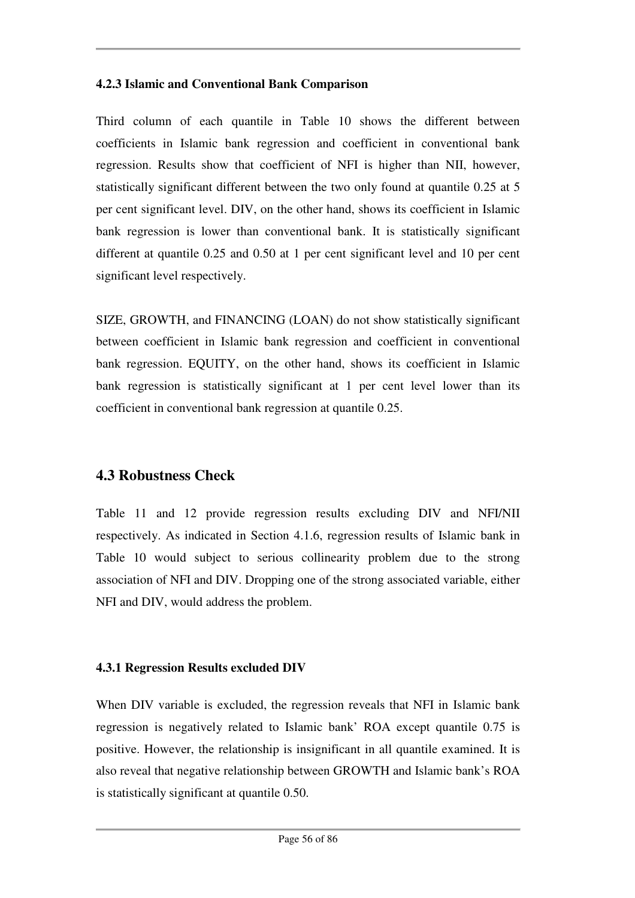#### 4.2.3 Islamic and Conventional Bank Comparison

Third column of each quantile in Table 10 shows the different between coefficients in Islamic bank regression and coefficient in conventional bank regression. Results show that coefficient of NFI is higher than NII, however, statistically significant different between the two only found at quantile 0.25 at 5 per cent significant level. DIV, on the other hand, shows its coefficient in Islamic bank regression is lower than conventional bank. It is statistically significant different at quantile 0.25 and 0.50 at 1 per cent significant level and 10 per cent significant level respectively.

SIZE, GROWTH, and FINANCING (LOAN) do not show statistically significant between coefficient in Islamic bank regression and coefficient in conventional bank regression. EQUITY, on the other hand, shows its coefficient in Islamic bank regression is statistically significant at 1 per cent level lower than its coefficient in conventional bank regression at quantile 0.25.

## 4.3 Robustness Check

Table 11 and 12 provide regression results excluding DIV and NFI/NII respectively. As indicated in Section 4.1.6, regression results of Islamic bank in Table 10 would subject to serious collinearity problem due to the strong association of NFI and DIV. Dropping one of the strong associated variable, either NFI and DIV, would address the problem.

#### 4.3.1 Regression Results excluded DIV

When DIV variable is excluded, the regression reveals that NFI in Islamic bank regression is negatively related to Islamic bank' ROA except quantile 0.75 is positive. However, the relationship is insignificant in all quantile examined. It is also reveal that negative relationship between GROWTH and Islamic bank's ROA is statistically significant at quantile 0.50.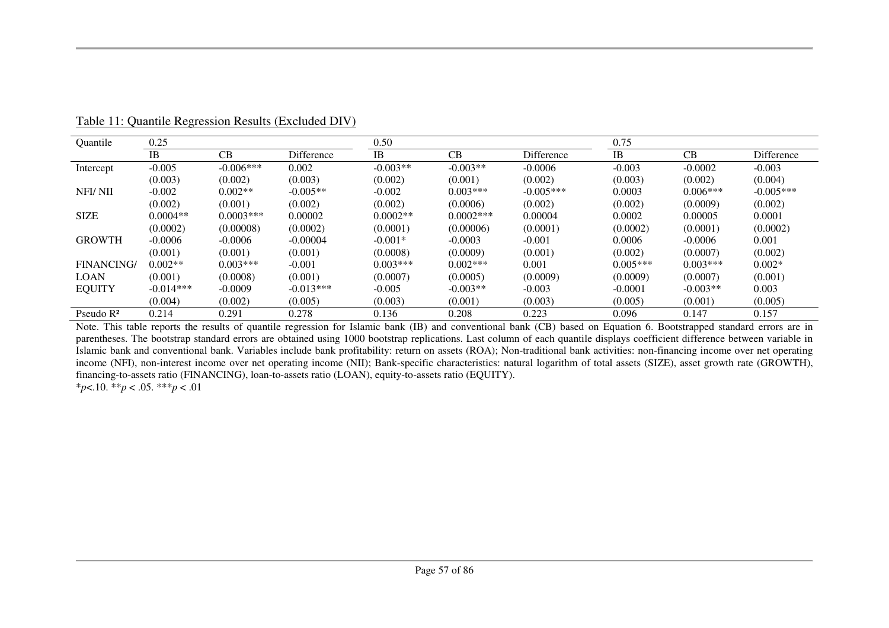Table 11: Quantile Regression Results (Excluded DIV)

| Quantile | 0.25 | | | 0.50 | | | 0.75 | | |
|---|---|---|---|---|---|---|---|---|---|
| | IB | CB | Difference | IB | CB | Difference | IB | CB | Difference |
| Intercept | -0.005 | -0.006*** | 0.002 | -0.003** | -0.003** | -0.0006 | -0.003 | -0.0002 | -0.003 |
| | (0.003) | (0.002) | (0.003) | (0.002) | (0.001) | (0.002) | (0.003) | (0.002) | (0.004) |
| NFI/ NII | -0.002 | 0.002** | -0.005** | -0.002 | 0.003*** | -0.005*** | 0.0003 | 0.006*** | -0.005*** |
| | (0.002) | (0.001) | (0.002) | (0.002) | (0.0006) | (0.002) | (0.002) | (0.0009) | (0.002) |
| SIZE | 0.0004** | 0.0003*** | 0.00002 | 0.0002** | 0.0002*** | 0.00004 | 0.0002 | 0.00005 | 0.0001 |
| | (0.0002) | (0.00008) | (0.0002) | (0.0001) | (0.00006) | (0.0001) | (0.0002) | (0.0001) | (0.0002) |
| GROWTH | -0.0006 | -0.0006 | -0.00004 | -0.001* | -0.0003 | -0.001 | 0.0006 | -0.0006 | 0.001 |
| | (0.001) | (0.001) | (0.001) | (0.0008) | (0.0009) | (0.001) | (0.002) | (0.0007) | (0.002) |
| FINANCING/ | 0.002** | 0.003*** | -0.001 | 0.003*** | 0.002*** | 0.001 | 0.005*** | 0.003*** | 0.002* |
| LOAN | (0.001) | (0.0008) | (0.001) | (0.0007) | (0.0005) | (0.0009) | (0.0009) | (0.0007) | (0.001) |
| EQUITY | -0.014*** | -0.0009 | -0.013*** | -0.005 | -0.003** | -0.003 | -0.0001 | -0.003** | 0.003 |
| | (0.004) | (0.002) | (0.005) | (0.003) | (0.001) | (0.003) | (0.005) | (0.001) | (0.005) |
| Pseudo $R^2$ | 0.214 | 0.291 | 0.278 | 0.136 | 0.208 | 0.223 | 0.096 | 0.147 | 0.157 |

Note. This table reports the results of quantile regression for Islamic bank (IB) and conventional bank (CB) based on Equation 6. Bootstrapped standard errors are in parentheses. The bootstrap standard errors are obtained using 1000 bootstrap replications. Last column of each quantile displays coefficient difference between variable in Islamic bank and conventional bank. Variables include bank profitability: return on assets (ROA); Non-traditional bank activities: non-financing income over net operating income (NFI), non-interest income over net operating income (NII); Bank-specific characteristics: natural logarithm of total assets (SIZE), asset growth rate (GROWTH), financing-to-assets ratio (FINANCING), loan-to-assets ratio (LOAN), equity-to-assets ratio (EQUITY).

*$p$<.10. **$p$ < .05. ***$p$ < .01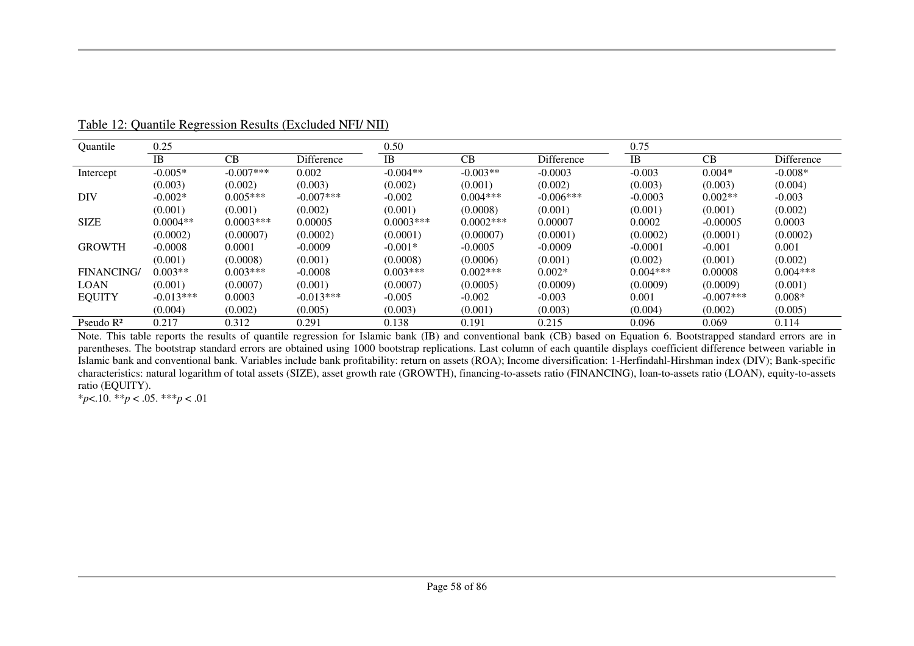Table 12: Quantile Regression Results (Excluded NFI/ NII)

| Quantile | 0.25 | | | 0.50 | | | 0.75 | | |
|---|---|---|---|---|---|---|---|---|---|
| | IB | CB | Difference | IB | CB | Difference | IB | CB | Difference |
| Intercept | -0.005* | -0.007*** | 0.002 | -0.004** | -0.003** | -0.0003 | -0.003 | 0.004* | -0.008* |
| | (0.003) | (0.002) | (0.003) | (0.002) | (0.001) | (0.002) | (0.003) | (0.003) | (0.004) |
| DIV | -0.002* | 0.005*** | -0.007*** | -0.002 | 0.004*** | -0.006*** | -0.0003 | 0.002** | -0.003 |
| | (0.001) | (0.001) | (0.002) | (0.001) | (0.0008) | (0.001) | (0.001) | (0.001) | (0.002) |
| SIZE | 0.0004** | 0.0003*** | 0.00005 | 0.0003*** | 0.0002*** | 0.00007 | 0.0002 | -0.00005 | 0.0003 |
| | (0.0002) | (0.00007) | (0.0002) | (0.0001) | (0.00007) | (0.0001) | (0.0002) | (0.0001) | (0.0002) |
| GROWTH | -0.0008 | 0.0001 | -0.0009 | -0.001* | -0.0005 | -0.0009 | -0.0001 | -0.001 | 0.001 |
| | (0.001) | (0.0008) | (0.001) | (0.0008) | (0.0006) | (0.001) | (0.002) | (0.001) | (0.002) |
| FINANCING/ | 0.003** | 0.003*** | -0.0008 | 0.003*** | 0.002*** | 0.002* | 0.004*** | 0.00008 | 0.004*** |
| LOAN | (0.001) | (0.0007) | (0.001) | (0.0007) | (0.0005) | (0.0009) | (0.0009) | (0.0009) | (0.001) |
| EQUITY | -0.013*** | 0.0003 | -0.013*** | -0.005 | -0.002 | -0.003 | 0.001 | -0.007*** | 0.008* |
| | (0.004) | (0.002) | (0.005) | (0.003) | (0.001) | (0.003) | (0.004) | (0.002) | (0.005) |
| Pseudo $R^2$ | 0.217 | 0.312 | 0.291 | 0.138 | 0.191 | 0.215 | 0.096 | 0.069 | 0.114 |

Note. This table reports the results of quantile regression for Islamic bank (IB) and conventional bank (CB) based on Equation 6. Bootstrapped standard errors are in parentheses. The bootstrap standard errors are obtained using 1000 bootstrap replications. Last column of each quantile displays coefficient difference between variable in Islamic bank and conventional bank. Variables include bank profitability: return on assets (ROA); Income diversification: 1-Herfindahl-Hirshman index (DIV); Bank-specific characteristics: natural logarithm of total assets (SIZE), asset growth rate (GROWTH), financing-to-assets ratio (FINANCING), loan-to-assets ratio (LOAN), equity-to-assets ratio (EQUITY).

*$p$<.10. **$p$ < .05. ***$p$ < .01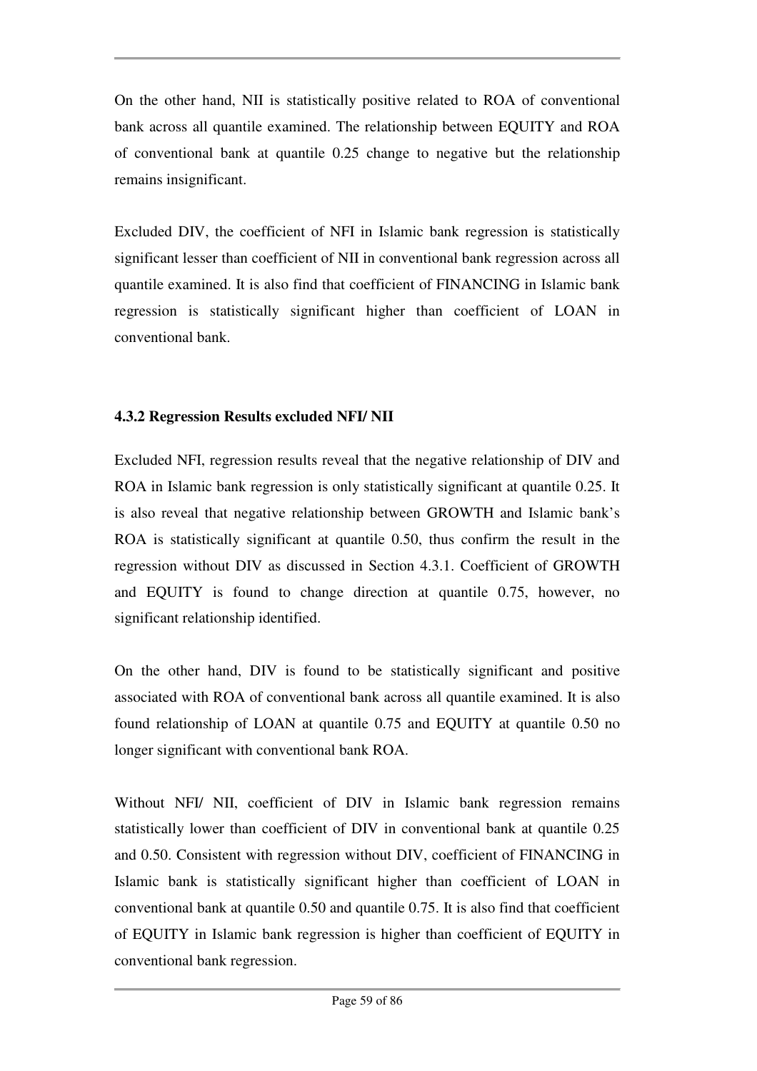On the other hand, NII is statistically positive related to ROA of conventional bank across all quantile examined. The relationship between EQUITY and ROA of conventional bank at quantile 0.25 change to negative but the relationship remains insignificant.

Excluded DIV, the coefficient of NFI in Islamic bank regression is statistically significant lesser than coefficient of NII in conventional bank regression across all quantile examined. It is also find that coefficient of FINANCING in Islamic bank regression is statistically significant higher than coefficient of LOAN in conventional bank.

### 4.3.2 Regression Results excluded NFI/ NII

Excluded NFI, regression results reveal that the negative relationship of DIV and ROA in Islamic bank regression is only statistically significant at quantile 0.25. It is also reveal that negative relationship between GROWTH and Islamic bank's ROA is statistically significant at quantile 0.50, thus confirm the result in the regression without DIV as discussed in Section 4.3.1. Coefficient of GROWTH and EQUITY is found to change direction at quantile 0.75, however, no significant relationship identified.

On the other hand, DIV is found to be statistically significant and positive associated with ROA of conventional bank across all quantile examined. It is also found relationship of LOAN at quantile 0.75 and EQUITY at quantile 0.50 no longer significant with conventional bank ROA.

Without NFI/ NII, coefficient of DIV in Islamic bank regression remains statistically lower than coefficient of DIV in conventional bank at quantile 0.25 and 0.50. Consistent with regression without DIV, coefficient of FINANCING in Islamic bank is statistically significant higher than coefficient of LOAN in conventional bank at quantile 0.50 and quantile 0.75. It is also find that coefficient of EQUITY in Islamic bank regression is higher than coefficient of EQUITY in conventional bank regression.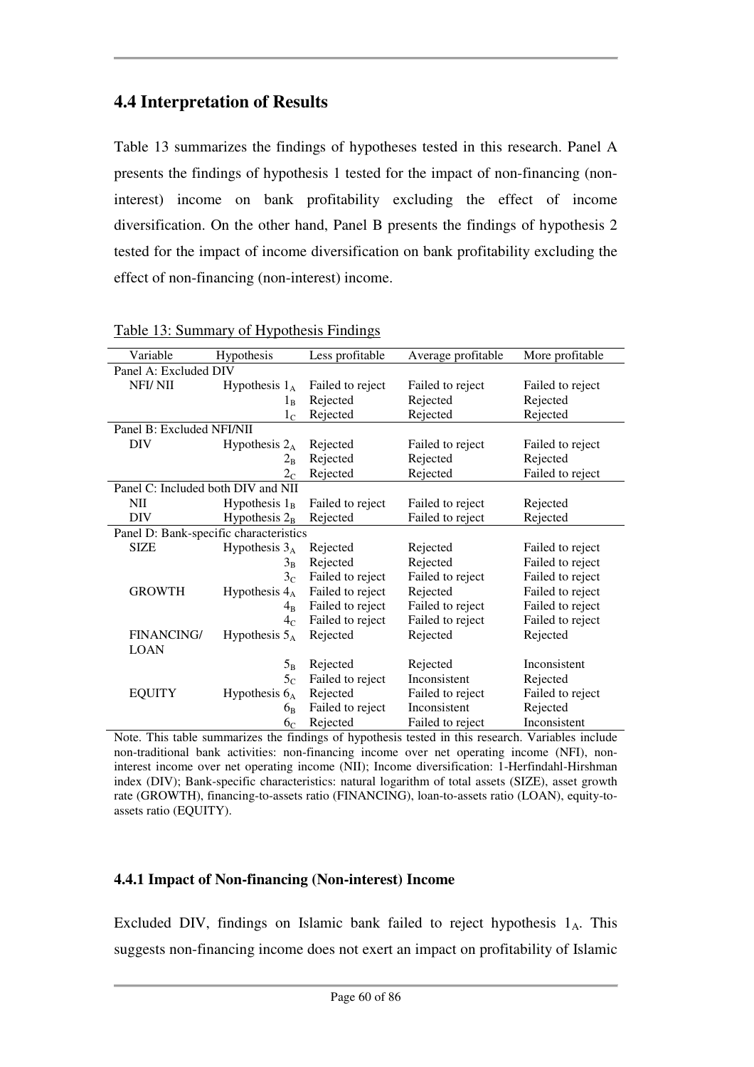## 4.4 Interpretation of Results

Table 13 summarizes the findings of hypotheses tested in this research. Panel A presents the findings of hypothesis 1 tested for the impact of non-financing (non-interest) income on bank profitability excluding the effect of income diversification. On the other hand, Panel B presents the findings of hypothesis 2 tested for the impact of income diversification on bank profitability excluding the effect of non-financing (non-interest) income.

Table 13: Summary of Hypothesis Findings

| Variable | Hypothesis | Less profitable | Average profitable | More profitable |
|---|---|---|---|---|
| Panel A: Excluded DIV | | | | |
| NFI/ NII | Hypothesis $1_A$ | Failed to reject | Failed to reject | Failed to reject |
| | $1_B$ | Rejected | Rejected | Rejected |
| | $1_C$ | Rejected | Rejected | Rejected |
| Panel B: Excluded NFI/NII | | | | |
| DIV | Hypothesis $2_A$ | Rejected | Failed to reject | Failed to reject |
| | $2_B$ | Rejected | Rejected | Rejected |
| | $2_C$ | Rejected | Rejected | Failed to reject |
| Panel C: Included both DIV and NII | | | | |
| NII | Hypothesis $1_B$ | Failed to reject | Failed to reject | Rejected |
| DIV | Hypothesis $2_B$ | Rejected | Failed to reject | Rejected |
| Panel D: Bank-specific characteristics | | | | |
| SIZE | Hypothesis $3_A$ | Rejected | Rejected | Failed to reject |
| | $3_B$ | Rejected | Rejected | Failed to reject |
| | $3_C$ | Failed to reject | Failed to reject | Failed to reject |
| GROWTH | Hypothesis $4_A$ | Failed to reject | Rejected | Failed to reject |
| | $4_B$ | Failed to reject | Failed to reject | Failed to reject |
| | $4_C$ | Failed to reject | Failed to reject | Failed to reject |
| FINANCING/ LOAN | Hypothesis $5_A$ | Rejected | Rejected | Rejected |
| | $5_B$ | Rejected | Rejected | Inconsistent |
| | $5_C$ | Failed to reject | Inconsistent | Rejected |
| EQUITY | Hypothesis $6_A$ | Rejected | Failed to reject | Failed to reject |
| | $6_B$ | Failed to reject | Inconsistent | Rejected |
| | $6_C$ | Rejected | Failed to reject | Inconsistent |

Note. This table summarizes the findings of hypothesis tested in this research. Variables include non-traditional bank activities: non-financing income over net operating income (NFI), non-interest income over net operating income (NII); Income diversification: 1-Herfindahl-Hirshman index (DIV); Bank-specific characteristics: natural logarithm of total assets (SIZE), asset growth rate (GROWTH), financing-to-assets ratio (FINANCING), loan-to-assets ratio (LOAN), equity-to-assets ratio (EQUITY).

### 4.4.1 Impact of Non-financing (Non-interest) Income

Excluded DIV, findings on Islamic bank failed to reject hypothesis $1_A$. This suggests non-financing income does not exert an impact on profitability of Islamic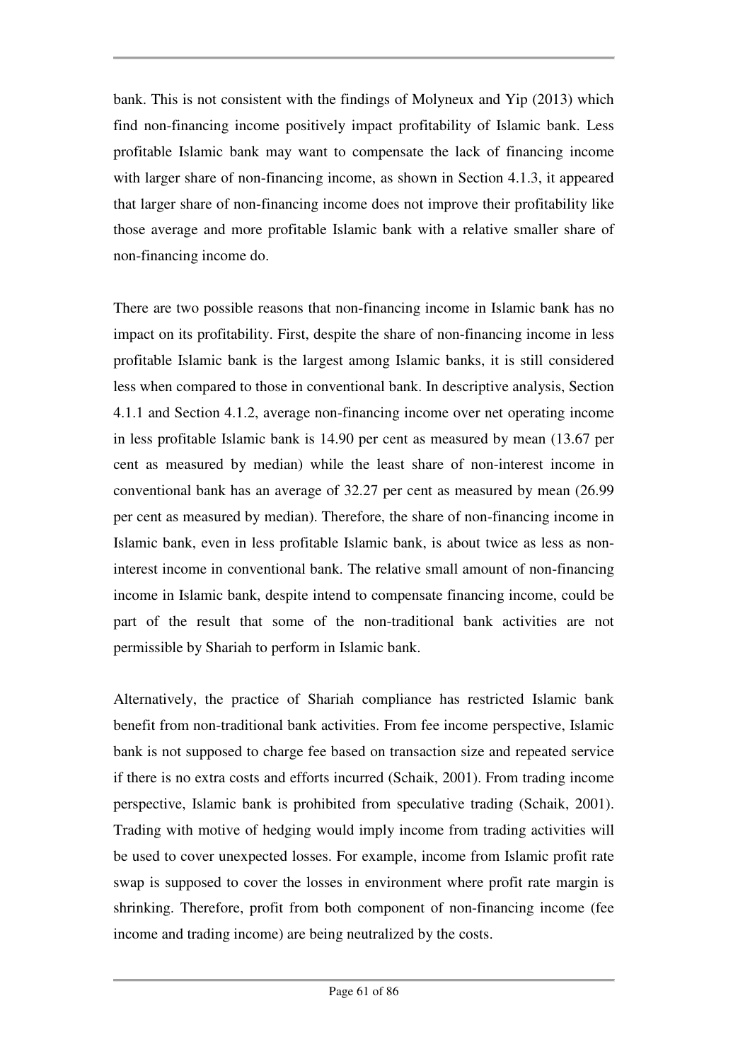bank. This is not consistent with the findings of Molyneux and Yip (2013) which find non-financing income positively impact profitability of Islamic bank. Less profitable Islamic bank may want to compensate the lack of financing income with larger share of non-financing income, as shown in Section 4.1.3, it appeared that larger share of non-financing income does not improve their profitability like those average and more profitable Islamic bank with a relative smaller share of non-financing income do.

There are two possible reasons that non-financing income in Islamic bank has no impact on its profitability. First, despite the share of non-financing income in less profitable Islamic bank is the largest among Islamic banks, it is still considered less when compared to those in conventional bank. In descriptive analysis, Section 4.1.1 and Section 4.1.2, average non-financing income over net operating income in less profitable Islamic bank is 14.90 per cent as measured by mean (13.67 per cent as measured by median) while the least share of non-interest income in conventional bank has an average of 32.27 per cent as measured by mean (26.99 per cent as measured by median). Therefore, the share of non-financing income in Islamic bank, even in less profitable Islamic bank, is about twice as less as non-interest income in conventional bank. The relative small amount of non-financing income in Islamic bank, despite intend to compensate financing income, could be part of the result that some of the non-traditional bank activities are not permissible by Shariah to perform in Islamic bank.

Alternatively, the practice of Shariah compliance has restricted Islamic bank benefit from non-traditional bank activities. From fee income perspective, Islamic bank is not supposed to charge fee based on transaction size and repeated service if there is no extra costs and efforts incurred (Schaik, 2001). From trading income perspective, Islamic bank is prohibited from speculative trading (Schaik, 2001). Trading with motive of hedging would imply income from trading activities will be used to cover unexpected losses. For example, income from Islamic profit rate swap is supposed to cover the losses in environment where profit rate margin is shrinking. Therefore, profit from both component of non-financing income (fee income and trading income) are being neutralized by the costs.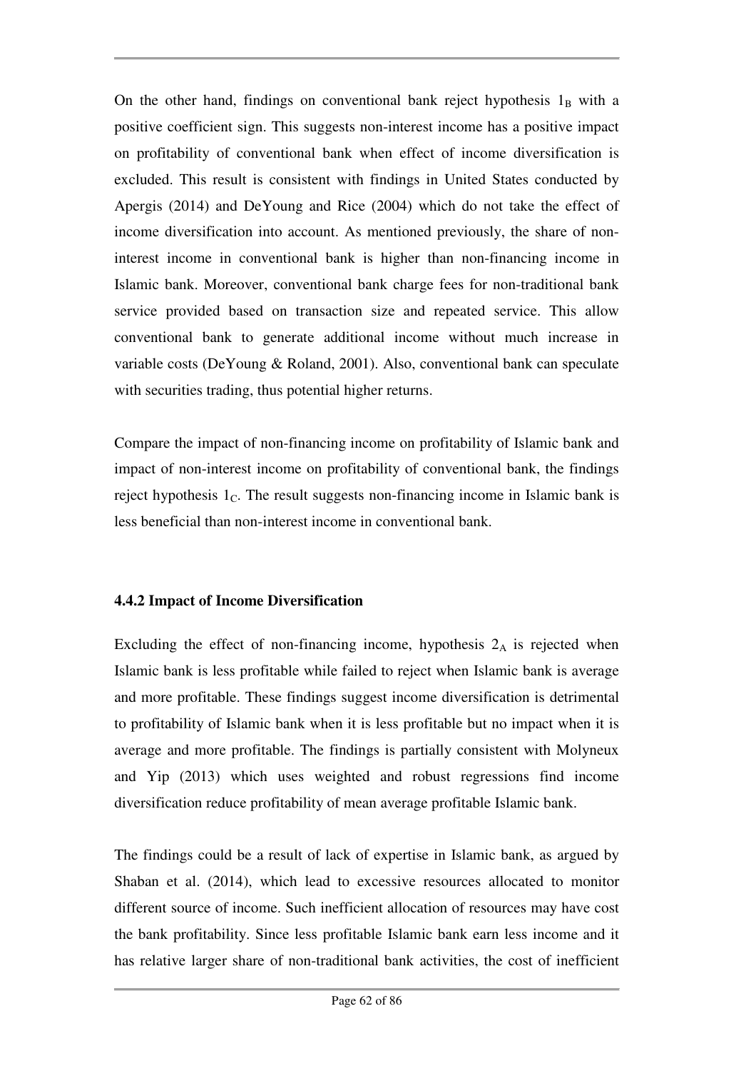On the other hand, findings on conventional bank reject hypothesis $1_B$ with a positive coefficient sign. This suggests non-interest income has a positive impact on profitability of conventional bank when effect of income diversification is excluded. This result is consistent with findings in United States conducted by Apergis (2014) and DeYoung and Rice (2004) which do not take the effect of income diversification into account. As mentioned previously, the share of non-interest income in conventional bank is higher than non-financing income in Islamic bank. Moreover, conventional bank charge fees for non-traditional bank service provided based on transaction size and repeated service. This allow conventional bank to generate additional income without much increase in variable costs (DeYoung & Roland, 2001). Also, conventional bank can speculate with securities trading, thus potential higher returns.

Compare the impact of non-financing income on profitability of Islamic bank and impact of non-interest income on profitability of conventional bank, the findings reject hypothesis $1_C$. The result suggests non-financing income in Islamic bank is less beneficial than non-interest income in conventional bank.

### 4.4.2 Impact of Income Diversification

Excluding the effect of non-financing income, hypothesis $2_A$ is rejected when Islamic bank is less profitable while failed to reject when Islamic bank is average and more profitable. These findings suggest income diversification is detrimental to profitability of Islamic bank when it is less profitable but no impact when it is average and more profitable. The findings is partially consistent with Molyneux and Yip (2013) which uses weighted and robust regressions find income diversification reduce profitability of mean average profitable Islamic bank.

The findings could be a result of lack of expertise in Islamic bank, as argued by Shaban et al. (2014), which lead to excessive resources allocated to monitor different source of income. Such inefficient allocation of resources may have cost the bank profitability. Since less profitable Islamic bank earn less income and it has relative larger share of non-traditional bank activities, the cost of inefficient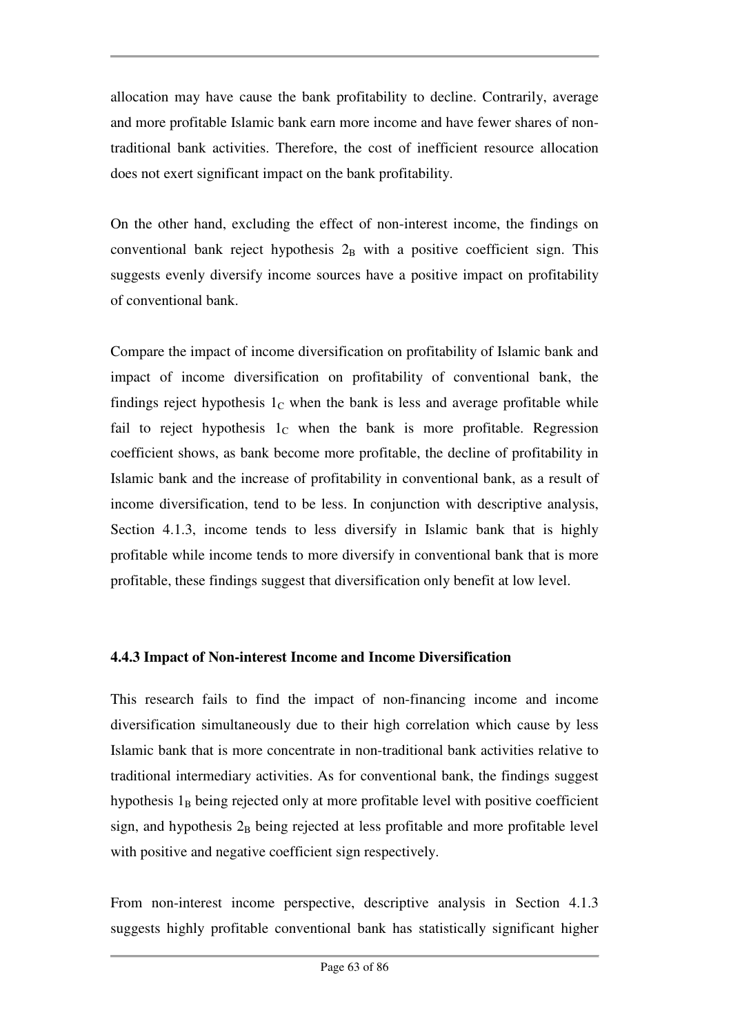allocation may have cause the bank profitability to decline. Contrarily, average and more profitable Islamic bank earn more income and have fewer shares of non-traditional bank activities. Therefore, the cost of inefficient resource allocation does not exert significant impact on the bank profitability.

On the other hand, excluding the effect of non-interest income, the findings on conventional bank reject hypothesis $2_B$ with a positive coefficient sign. This suggests evenly diversify income sources have a positive impact on profitability of conventional bank.

Compare the impact of income diversification on profitability of Islamic bank and impact of income diversification on profitability of conventional bank, the findings reject hypothesis $1_C$ when the bank is less and average profitable while fail to reject hypothesis $1_C$ when the bank is more profitable. Regression coefficient shows, as bank become more profitable, the decline of profitability in Islamic bank and the increase of profitability in conventional bank, as a result of income diversification, tend to be less. In conjunction with descriptive analysis, Section 4.1.3, income tends to less diversify in Islamic bank that is highly profitable while income tends to more diversify in conventional bank that is more profitable, these findings suggest that diversification only benefit at low level.

### 4.4.3 Impact of Non-interest Income and Income Diversification

This research fails to find the impact of non-financing income and income diversification simultaneously due to their high correlation which cause by less Islamic bank that is more concentrate in non-traditional bank activities relative to traditional intermediary activities. As for conventional bank, the findings suggest hypothesis $1_B$ being rejected only at more profitable level with positive coefficient sign, and hypothesis $2_B$ being rejected at less profitable and more profitable level with positive and negative coefficient sign respectively.

From non-interest income perspective, descriptive analysis in Section 4.1.3 suggests highly profitable conventional bank has statistically significant higher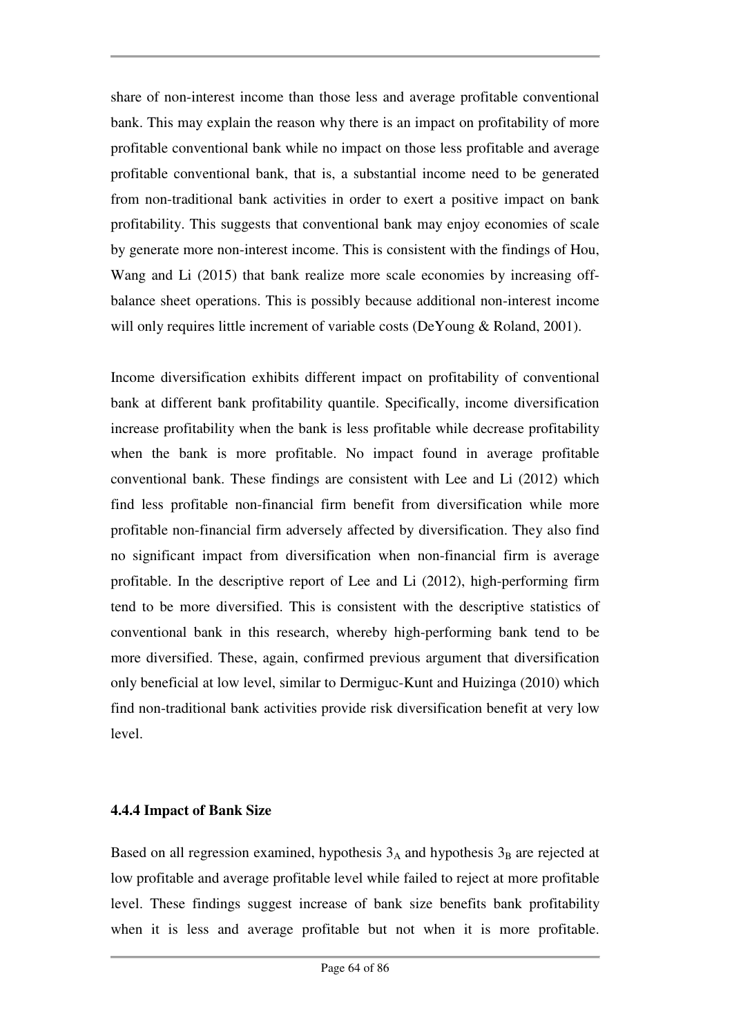share of non-interest income than those less and average profitable conventional bank. This may explain the reason why there is an impact on profitability of more profitable conventional bank while no impact on those less profitable and average profitable conventional bank, that is, a substantial income need to be generated from non-traditional bank activities in order to exert a positive impact on bank profitability. This suggests that conventional bank may enjoy economies of scale by generate more non-interest income. This is consistent with the findings of Hou, Wang and Li (2015) that bank realize more scale economies by increasing off-balance sheet operations. This is possibly because additional non-interest income will only requires little increment of variable costs (DeYoung & Roland, 2001).

Income diversification exhibits different impact on profitability of conventional bank at different bank profitability quantile. Specifically, income diversification increase profitability when the bank is less profitable while decrease profitability when the bank is more profitable. No impact found in average profitable conventional bank. These findings are consistent with Lee and Li (2012) which find less profitable non-financial firm benefit from diversification while more profitable non-financial firm adversely affected by diversification. They also find no significant impact from diversification when non-financial firm is average profitable. In the descriptive report of Lee and Li (2012), high-performing firm tend to be more diversified. This is consistent with the descriptive statistics of conventional bank in this research, whereby high-performing bank tend to be more diversified. These, again, confirmed previous argument that diversification only beneficial at low level, similar to Dermiguc-Kunt and Huizinga (2010) which find non-traditional bank activities provide risk diversification benefit at very low level.

### 4.4.4 Impact of Bank Size

Based on all regression examined, hypothesis $3_A$ and hypothesis $3_B$ are rejected at low profitable and average profitable level while failed to reject at more profitable level. These findings suggest increase of bank size benefits bank profitability when it is less and average profitable but not when it is more profitable.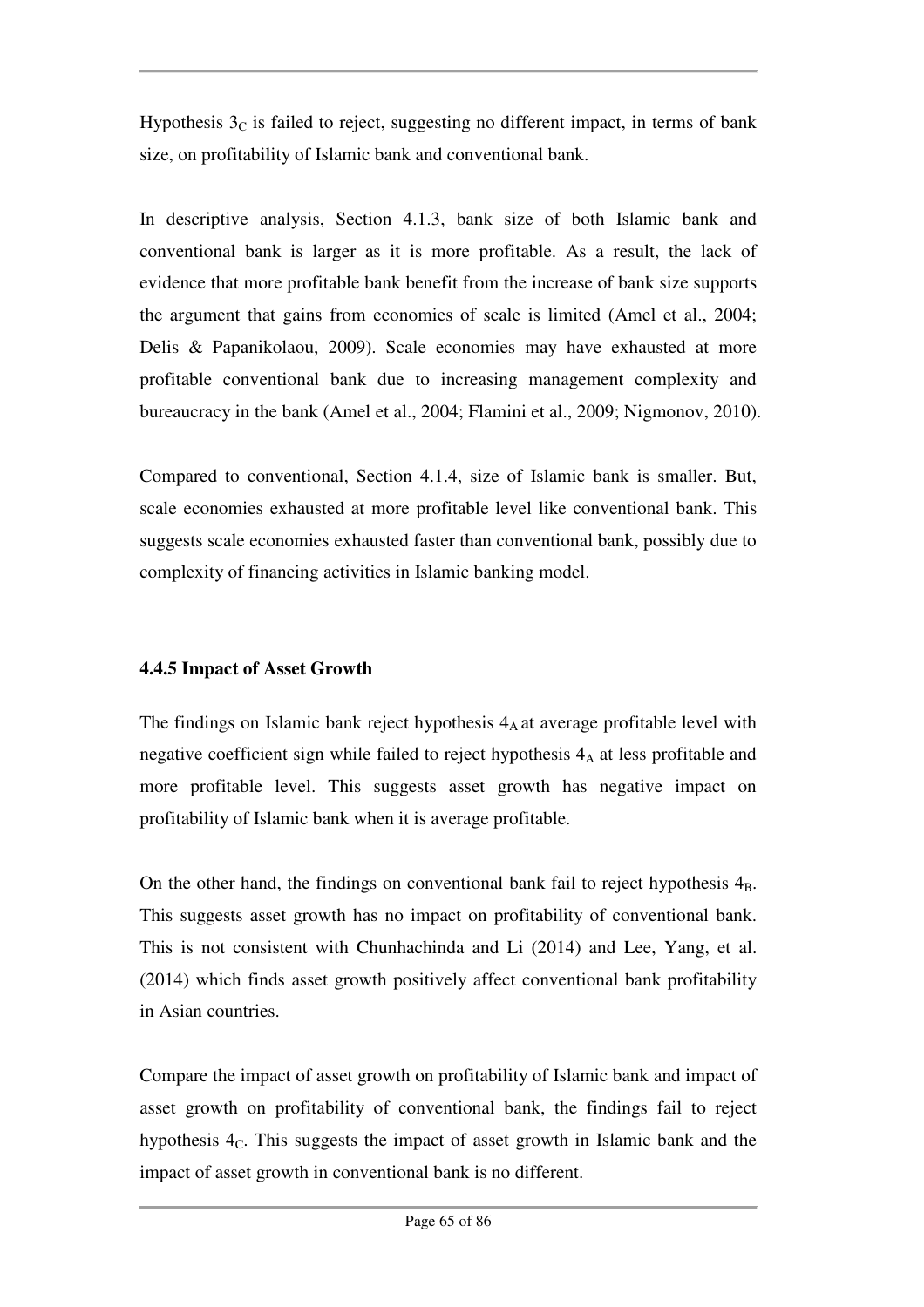Hypothesis $3_C$ is failed to reject, suggesting no different impact, in terms of bank size, on profitability of Islamic bank and conventional bank.

In descriptive analysis, Section 4.1.3, bank size of both Islamic bank and conventional bank is larger as it is more profitable. As a result, the lack of evidence that more profitable bank benefit from the increase of bank size supports the argument that gains from economies of scale is limited (Amel et al., 2004; Delis & Papanikolaou, 2009). Scale economies may have exhausted at more profitable conventional bank due to increasing management complexity and bureaucracy in the bank (Amel et al., 2004; Flamini et al., 2009; Nigmonov, 2010).

Compared to conventional, Section 4.1.4, size of Islamic bank is smaller. But, scale economies exhausted at more profitable level like conventional bank. This suggests scale economies exhausted faster than conventional bank, possibly due to complexity of financing activities in Islamic banking model.

### 4.4.5 Impact of Asset Growth

The findings on Islamic bank reject hypothesis $4_A$ at average profitable level with negative coefficient sign while failed to reject hypothesis $4_A$ at less profitable and more profitable level. This suggests asset growth has negative impact on profitability of Islamic bank when it is average profitable.

On the other hand, the findings on conventional bank fail to reject hypothesis $4_B$. This suggests asset growth has no impact on profitability of conventional bank. This is not consistent with Chunhachinda and Li (2014) and Lee, Yang, et al. (2014) which finds asset growth positively affect conventional bank profitability in Asian countries.

Compare the impact of asset growth on profitability of Islamic bank and impact of asset growth on profitability of conventional bank, the findings fail to reject hypothesis $4_C$. This suggests the impact of asset growth in Islamic bank and the impact of asset growth in conventional bank is no different.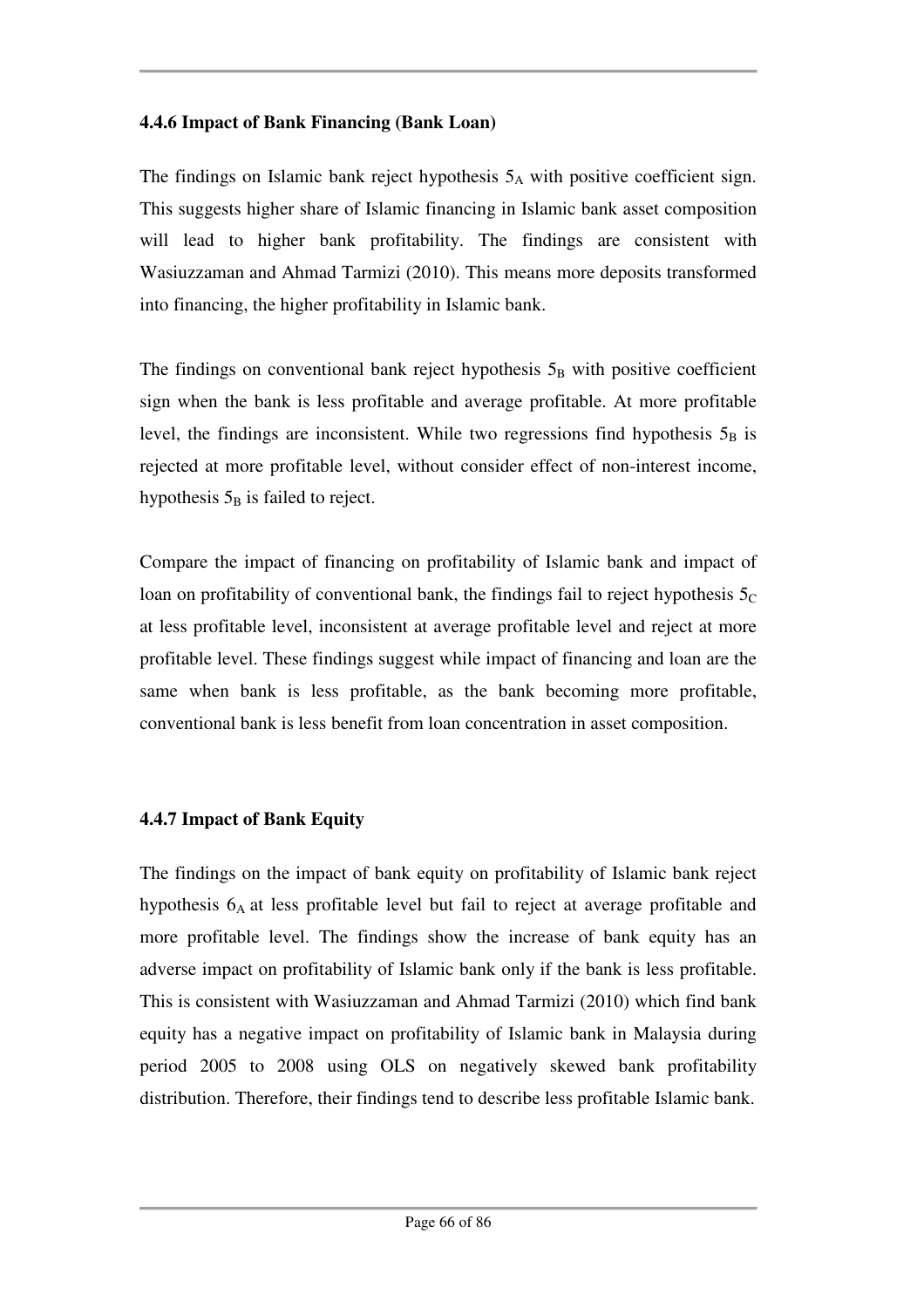### 4.4.6 Impact of Bank Financing (Bank Loan)

The findings on Islamic bank reject hypothesis $5_A$ with positive coefficient sign. This suggests higher share of Islamic financing in Islamic bank asset composition will lead to higher bank profitability. The findings are consistent with Wasiuzzaman and Ahmad Tarmizi (2010). This means more deposits transformed into financing, the higher profitability in Islamic bank.

The findings on conventional bank reject hypothesis $5_B$ with positive coefficient sign when the bank is less profitable and average profitable. At more profitable level, the findings are inconsistent. While two regressions find hypothesis $5_B$ is rejected at more profitable level, without consider effect of non-interest income, hypothesis $5_B$ is failed to reject.

Compare the impact of financing on profitability of Islamic bank and impact of loan on profitability of conventional bank, the findings fail to reject hypothesis $5_C$ at less profitable level, inconsistent at average profitable level and reject at more profitable level. These findings suggest while impact of financing and loan are the same when bank is less profitable, as the bank becoming more profitable, conventional bank is less benefit from loan concentration in asset composition.

### 4.4.7 Impact of Bank Equity

The findings on the impact of bank equity on profitability of Islamic bank reject hypothesis $6_A$ at less profitable level but fail to reject at average profitable and more profitable level. The findings show the increase of bank equity has an adverse impact on profitability of Islamic bank only if the bank is less profitable. This is consistent with Wasiuzzaman and Ahmad Tarmizi (2010) which find bank equity has a negative impact on profitability of Islamic bank in Malaysia during period 2005 to 2008 using OLS on negatively skewed bank profitability distribution. Therefore, their findings tend to describe less profitable Islamic bank.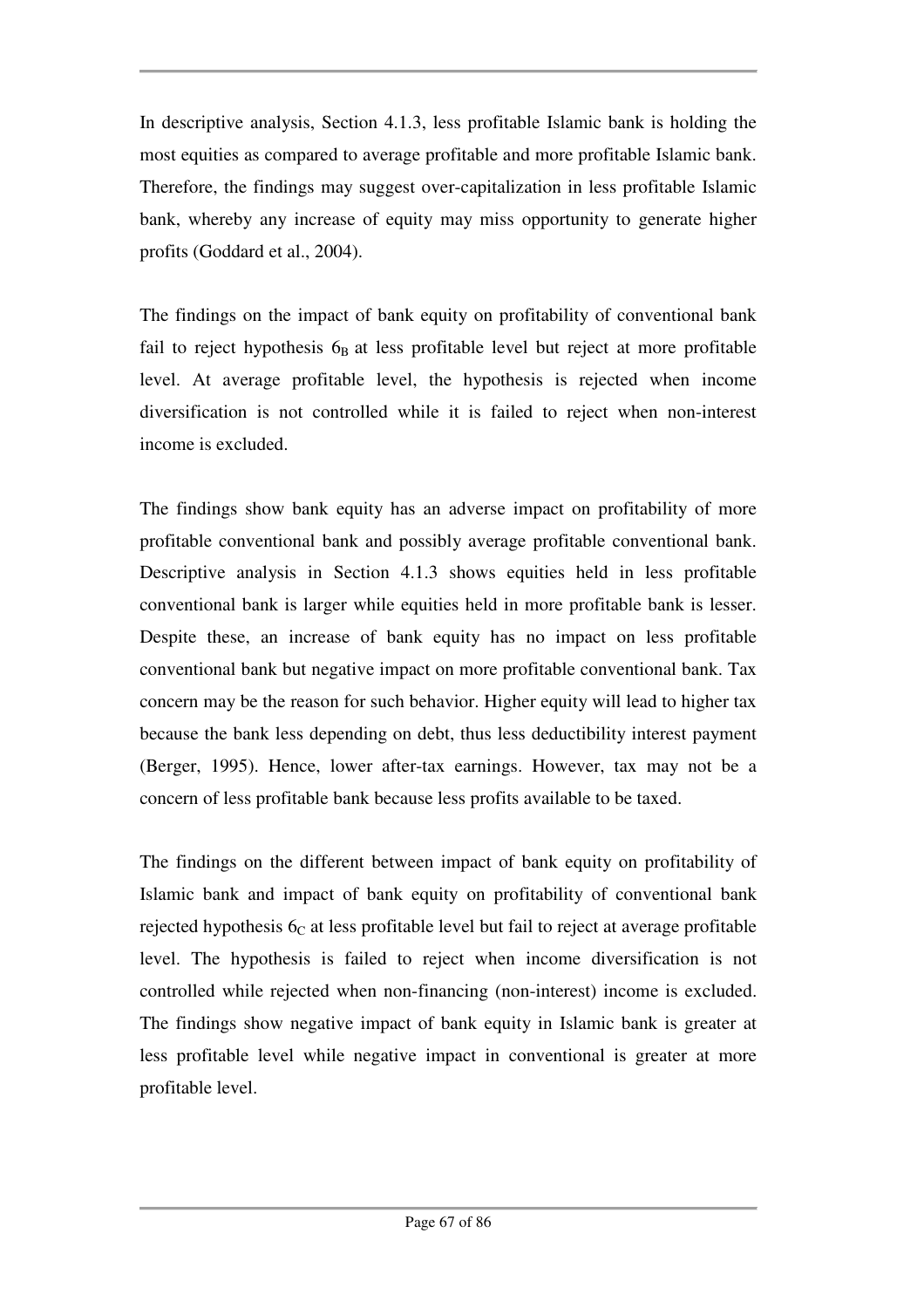In descriptive analysis, Section 4.1.3, less profitable Islamic bank is holding the most equities as compared to average profitable and more profitable Islamic bank. Therefore, the findings may suggest over-capitalization in less profitable Islamic bank, whereby any increase of equity may miss opportunity to generate higher profits (Goddard et al., 2004).

The findings on the impact of bank equity on profitability of conventional bank fail to reject hypothesis $6_B$ at less profitable level but reject at more profitable level. At average profitable level, the hypothesis is rejected when income diversification is not controlled while it is failed to reject when non-interest income is excluded.

The findings show bank equity has an adverse impact on profitability of more profitable conventional bank and possibly average profitable conventional bank. Descriptive analysis in Section 4.1.3 shows equities held in less profitable conventional bank is larger while equities held in more profitable bank is lesser. Despite these, an increase of bank equity has no impact on less profitable conventional bank but negative impact on more profitable conventional bank. Tax concern may be the reason for such behavior. Higher equity will lead to higher tax because the bank less depending on debt, thus less deductibility interest payment (Berger, 1995). Hence, lower after-tax earnings. However, tax may not be a concern of less profitable bank because less profits available to be taxed.

The findings on the different between impact of bank equity on profitability of Islamic bank and impact of bank equity on profitability of conventional bank rejected hypothesis $6_C$ at less profitable level but fail to reject at average profitable level. The hypothesis is failed to reject when income diversification is not controlled while rejected when non-financing (non-interest) income is excluded. The findings show negative impact of bank equity in Islamic bank is greater at less profitable level while negative impact in conventional is greater at more profitable level.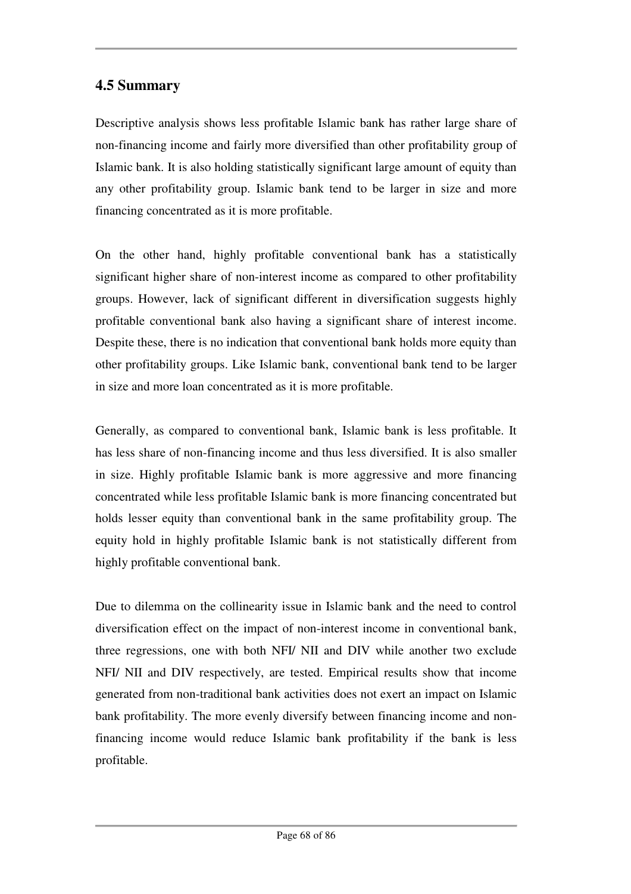## 4.5 Summary

Descriptive analysis shows less profitable Islamic bank has rather large share of non-financing income and fairly more diversified than other profitability group of Islamic bank. It is also holding statistically significant large amount of equity than any other profitability group. Islamic bank tend to be larger in size and more financing concentrated as it is more profitable.

On the other hand, highly profitable conventional bank has a statistically significant higher share of non-interest income as compared to other profitability groups. However, lack of significant different in diversification suggests highly profitable conventional bank also having a significant share of interest income. Despite these, there is no indication that conventional bank holds more equity than other profitability groups. Like Islamic bank, conventional bank tend to be larger in size and more loan concentrated as it is more profitable.

Generally, as compared to conventional bank, Islamic bank is less profitable. It has less share of non-financing income and thus less diversified. It is also smaller in size. Highly profitable Islamic bank is more aggressive and more financing concentrated while less profitable Islamic bank is more financing concentrated but holds lesser equity than conventional bank in the same profitability group. The equity hold in highly profitable Islamic bank is not statistically different from highly profitable conventional bank.

Due to dilemma on the collinearity issue in Islamic bank and the need to control diversification effect on the impact of non-interest income in conventional bank, three regressions, one with both NFI/ NII and DIV while another two exclude NFI/ NII and DIV respectively, are tested. Empirical results show that income generated from non-traditional bank activities does not exert an impact on Islamic bank profitability. The more evenly diversify between financing income and non-financing income would reduce Islamic bank profitability if the bank is less profitable.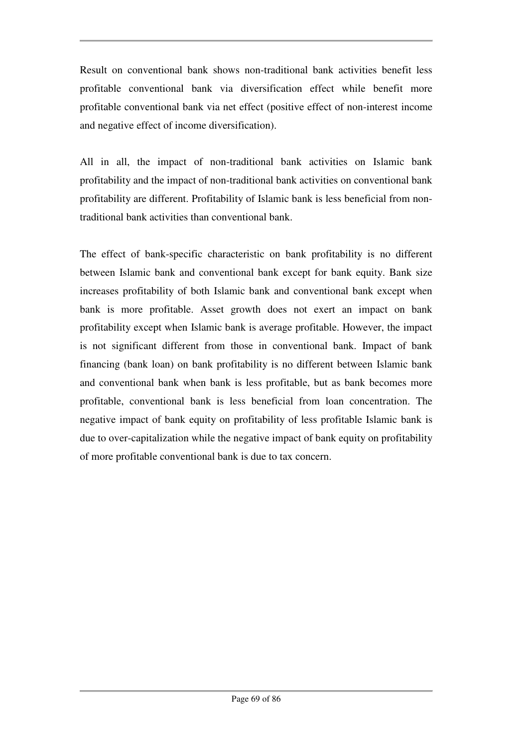Result on conventional bank shows non-traditional bank activities benefit less profitable conventional bank via diversification effect while benefit more profitable conventional bank via net effect (positive effect of non-interest income and negative effect of income diversification).

All in all, the impact of non-traditional bank activities on Islamic bank profitability and the impact of non-traditional bank activities on conventional bank profitability are different. Profitability of Islamic bank is less beneficial from non-traditional bank activities than conventional bank.

The effect of bank-specific characteristic on bank profitability is no different between Islamic bank and conventional bank except for bank equity. Bank size increases profitability of both Islamic bank and conventional bank except when bank is more profitable. Asset growth does not exert an impact on bank profitability except when Islamic bank is average profitable. However, the impact is not significant different from those in conventional bank. Impact of bank financing (bank loan) on bank profitability is no different between Islamic bank and conventional bank when bank is less profitable, but as bank becomes more profitable, conventional bank is less beneficial from loan concentration. The negative impact of bank equity on profitability of less profitable Islamic bank is due to over-capitalization while the negative impact of bank equity on profitability of more profitable conventional bank is due to tax concern.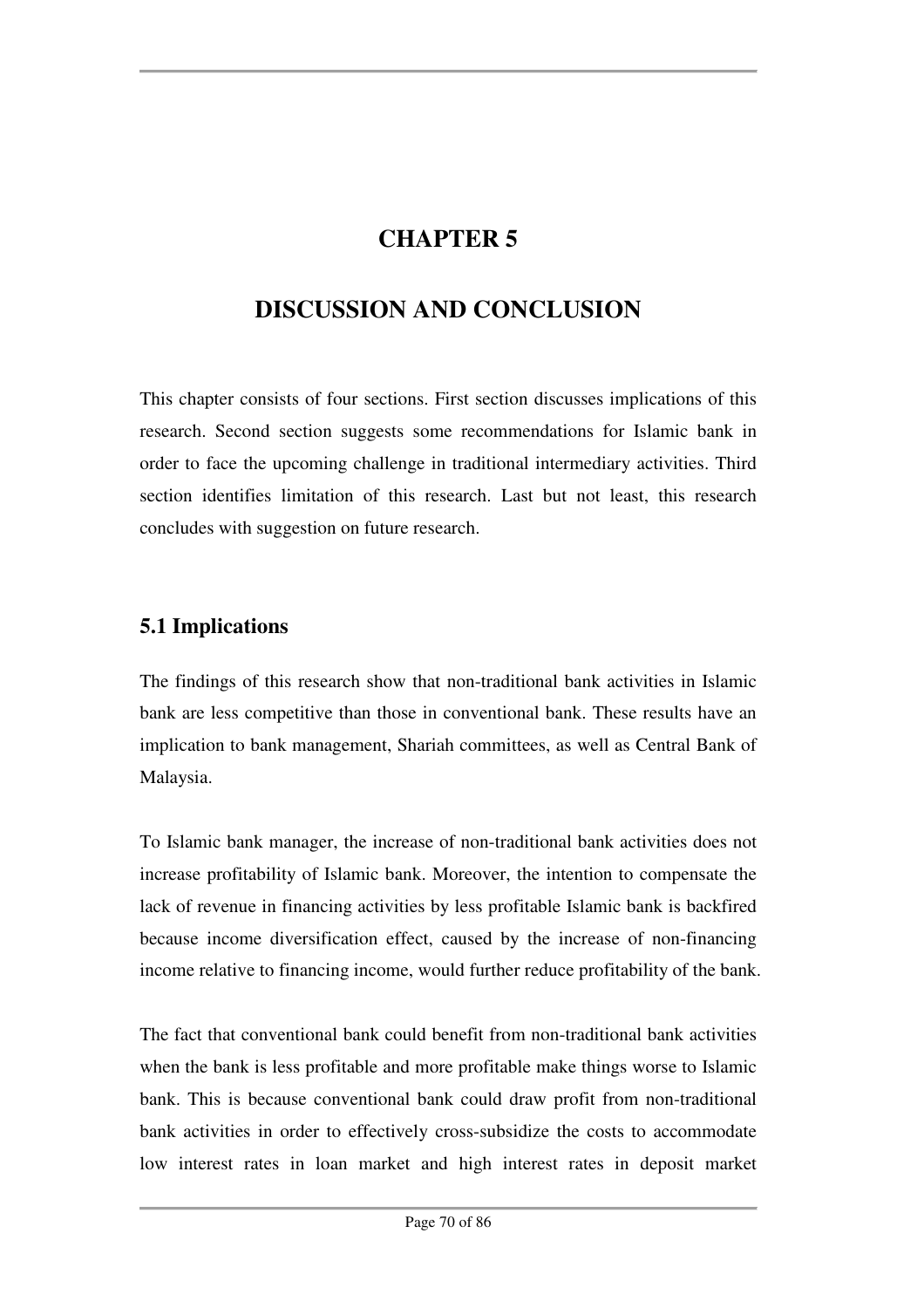# CHAPTER 5

# DISCUSSION AND CONCLUSION

This chapter consists of four sections. First section discusses implications of this research. Second section suggests some recommendations for Islamic bank in order to face the upcoming challenge in traditional intermediary activities. Third section identifies limitation of this research. Last but not least, this research concludes with suggestion on future research.

## 5.1 Implications

The findings of this research show that non-traditional bank activities in Islamic bank are less competitive than those in conventional bank. These results have an implication to bank management, Shariah committees, as well as Central Bank of Malaysia.

To Islamic bank manager, the increase of non-traditional bank activities does not increase profitability of Islamic bank. Moreover, the intention to compensate the lack of revenue in financing activities by less profitable Islamic bank is backfired because income diversification effect, caused by the increase of non-financing income relative to financing income, would further reduce profitability of the bank.

The fact that conventional bank could benefit from non-traditional bank activities when the bank is less profitable and more profitable make things worse to Islamic bank. This is because conventional bank could draw profit from non-traditional bank activities in order to effectively cross-subsidize the costs to accommodate low interest rates in loan market and high interest rates in deposit market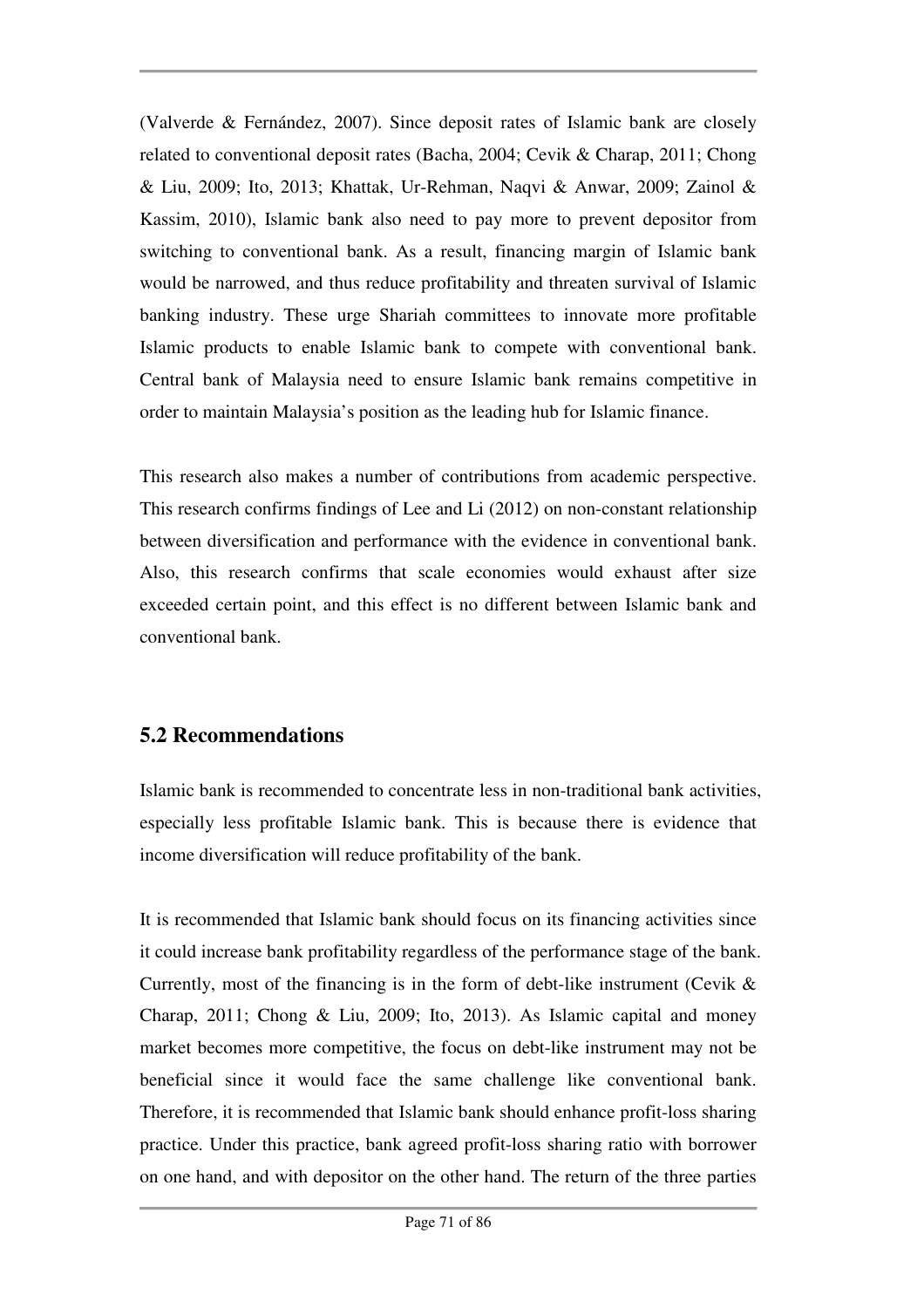(Valverde & Fernández, 2007). Since deposit rates of Islamic bank are closely related to conventional deposit rates (Bacha, 2004; Cevik & Charap, 2011; Chong & Liu, 2009; Ito, 2013; Khattak, Ur-Rehman, Naqvi & Anwar, 2009; Zainol & Kassim, 2010), Islamic bank also need to pay more to prevent depositor from switching to conventional bank. As a result, financing margin of Islamic bank would be narrowed, and thus reduce profitability and threaten survival of Islamic banking industry. These urge Shariah committees to innovate more profitable Islamic products to enable Islamic bank to compete with conventional bank. Central bank of Malaysia need to ensure Islamic bank remains competitive in order to maintain Malaysia's position as the leading hub for Islamic finance.

This research also makes a number of contributions from academic perspective. This research confirms findings of Lee and Li (2012) on non-constant relationship between diversification and performance with the evidence in conventional bank. Also, this research confirms that scale economies would exhaust after size exceeded certain point, and this effect is no different between Islamic bank and conventional bank.

## 5.2 Recommendations

Islamic bank is recommended to concentrate less in non-traditional bank activities, especially less profitable Islamic bank. This is because there is evidence that income diversification will reduce profitability of the bank.

It is recommended that Islamic bank should focus on its financing activities since it could increase bank profitability regardless of the performance stage of the bank. Currently, most of the financing is in the form of debt-like instrument (Cevik & Charap, 2011; Chong & Liu, 2009; Ito, 2013). As Islamic capital and money market becomes more competitive, the focus on debt-like instrument may not be beneficial since it would face the same challenge like conventional bank. Therefore, it is recommended that Islamic bank should enhance profit-loss sharing practice. Under this practice, bank agreed profit-loss sharing ratio with borrower on one hand, and with depositor on the other hand. The return of the three parties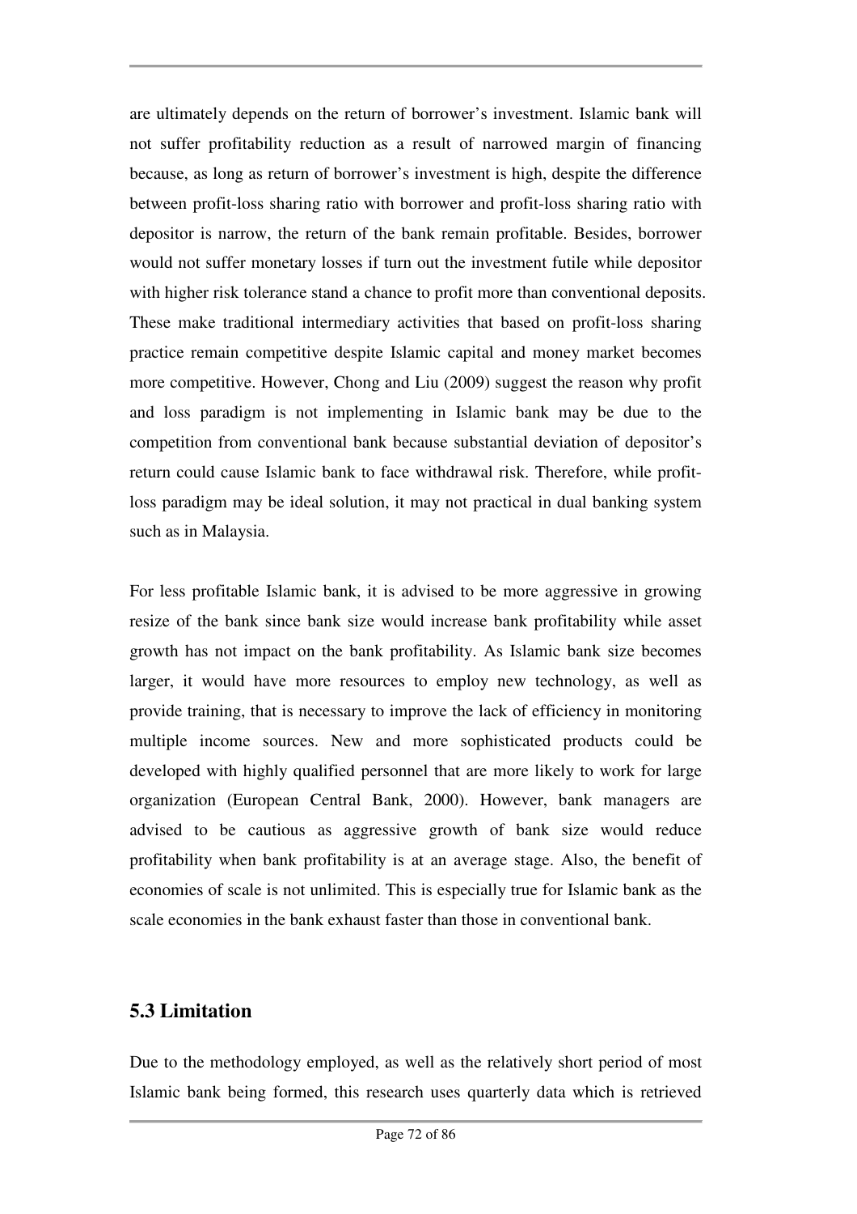are ultimately depends on the return of borrower's investment. Islamic bank will not suffer profitability reduction as a result of narrowed margin of financing because, as long as return of borrower's investment is high, despite the difference between profit-loss sharing ratio with borrower and profit-loss sharing ratio with depositor is narrow, the return of the bank remain profitable. Besides, borrower would not suffer monetary losses if turn out the investment futile while depositor with higher risk tolerance stand a chance to profit more than conventional deposits. These make traditional intermediary activities that based on profit-loss sharing practice remain competitive despite Islamic capital and money market becomes more competitive. However, Chong and Liu (2009) suggest the reason why profit and loss paradigm is not implementing in Islamic bank may be due to the competition from conventional bank because substantial deviation of depositor's return could cause Islamic bank to face withdrawal risk. Therefore, while profit-loss paradigm may be ideal solution, it may not practical in dual banking system such as in Malaysia.

For less profitable Islamic bank, it is advised to be more aggressive in growing resize of the bank since bank size would increase bank profitability while asset growth has not impact on the bank profitability. As Islamic bank size becomes larger, it would have more resources to employ new technology, as well as provide training, that is necessary to improve the lack of efficiency in monitoring multiple income sources. New and more sophisticated products could be developed with highly qualified personnel that are more likely to work for large organization (European Central Bank, 2000). However, bank managers are advised to be cautious as aggressive growth of bank size would reduce profitability when bank profitability is at an average stage. Also, the benefit of economies of scale is not unlimited. This is especially true for Islamic bank as the scale economies in the bank exhaust faster than those in conventional bank.

## 5.3 Limitation

Due to the methodology employed, as well as the relatively short period of most Islamic bank being formed, this research uses quarterly data which is retrieved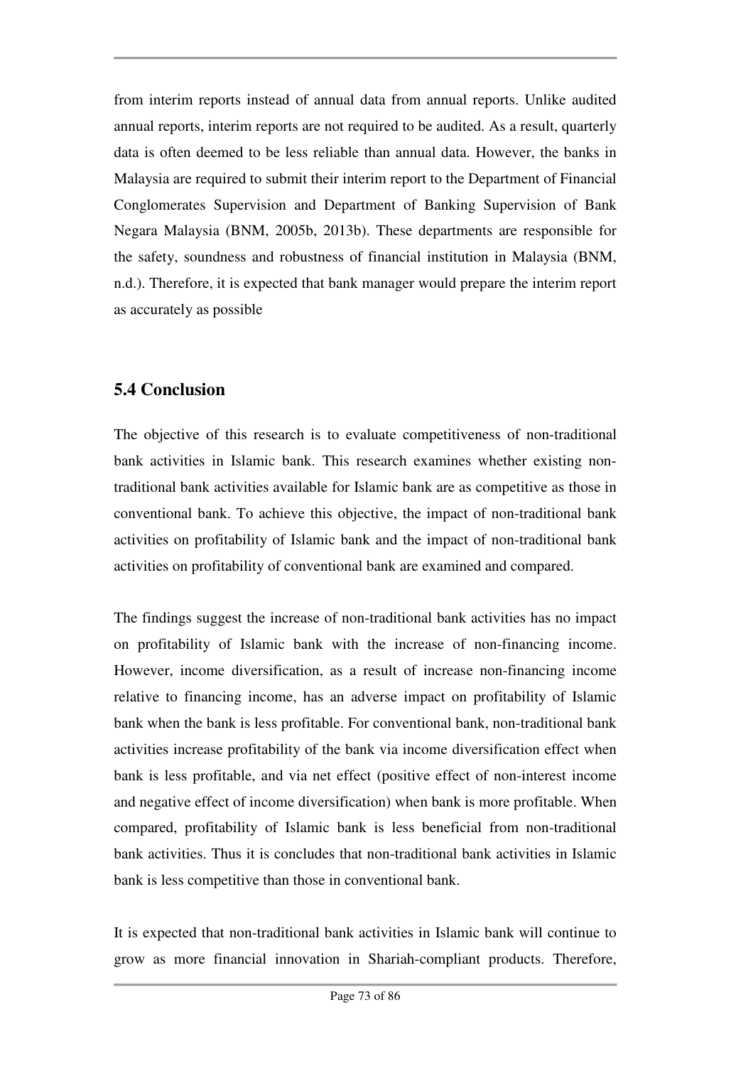from interim reports instead of annual data from annual reports. Unlike audited annual reports, interim reports are not required to be audited. As a result, quarterly data is often deemed to be less reliable than annual data. However, the banks in Malaysia are required to submit their interim report to the Department of Financial Conglomerates Supervision and Department of Banking Supervision of Bank Negara Malaysia (BNM, 2005b, 2013b). These departments are responsible for the safety, soundness and robustness of financial institution in Malaysia (BNM, n.d.). Therefore, it is expected that bank manager would prepare the interim report as accurately as possible

## 5.4 Conclusion

The objective of this research is to evaluate competitiveness of non-traditional bank activities in Islamic bank. This research examines whether existing non-traditional bank activities available for Islamic bank are as competitive as those in conventional bank. To achieve this objective, the impact of non-traditional bank activities on profitability of Islamic bank and the impact of non-traditional bank activities on profitability of conventional bank are examined and compared.

The findings suggest the increase of non-traditional bank activities has no impact on profitability of Islamic bank with the increase of non-financing income. However, income diversification, as a result of increase non-financing income relative to financing income, has an adverse impact on profitability of Islamic bank when the bank is less profitable. For conventional bank, non-traditional bank activities increase profitability of the bank via income diversification effect when bank is less profitable, and via net effect (positive effect of non-interest income and negative effect of income diversification) when bank is more profitable. When compared, profitability of Islamic bank is less beneficial from non-traditional bank activities. Thus it is concludes that non-traditional bank activities in Islamic bank is less competitive than those in conventional bank.

It is expected that non-traditional bank activities in Islamic bank will continue to grow as more financial innovation in Shariah-compliant products. Therefore,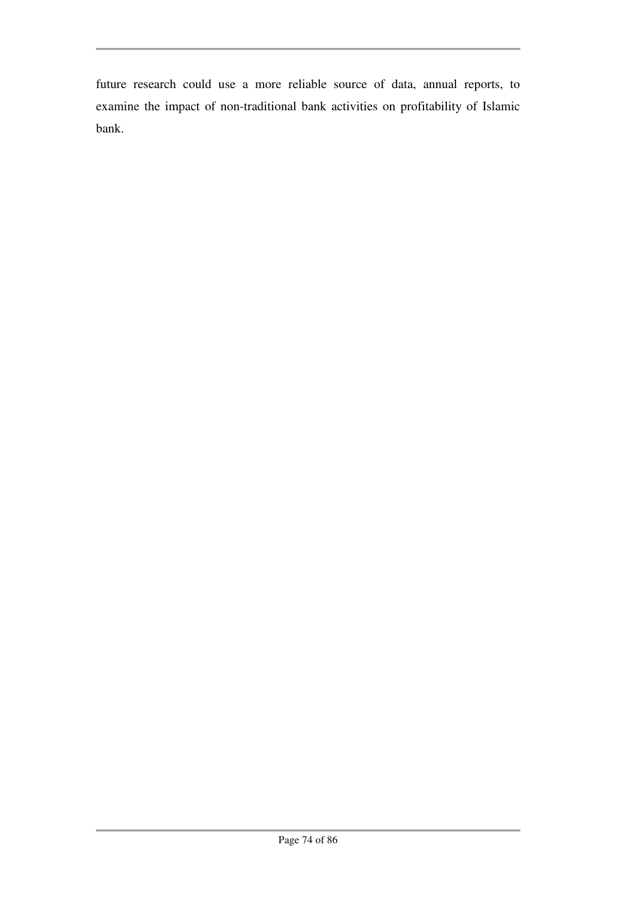future research could use a more reliable source of data, annual reports, to examine the impact of non-traditional bank activities on profitability of Islamic bank.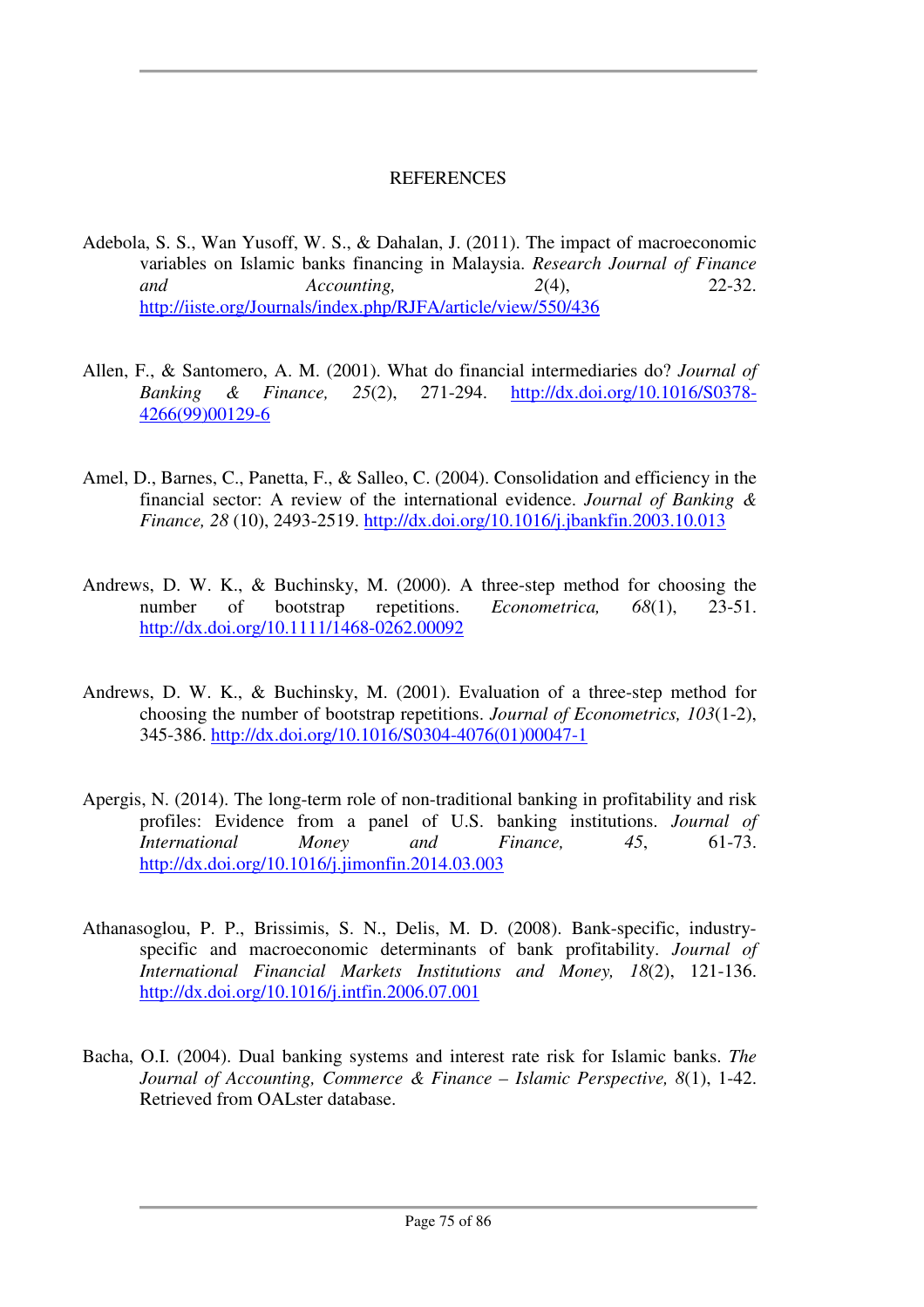# REFERENCES

Adebola, S. S., Wan Yusoff, W. S., & Dahalan, J. (2011). The impact of macroeconomic variables on Islamic banks financing in Malaysia. *Research Journal of Finance and Accounting, 2*(4), 22-32. http://iiste.org/Journals/index.php/RJFA/article/view/550/436

Allen, F., & Santomero, A. M. (2001). What do financial intermediaries do? *Journal of Banking & Finance, 25*(2), 271-294. http://dx.doi.org/10.1016/S0378-4266(99)00129-6

Amel, D., Barnes, C., Panetta, F., & Salleo, C. (2004). Consolidation and efficiency in the financial sector: A review of the international evidence. *Journal of Banking & Finance, 28* (10), 2493-2519. http://dx.doi.org/10.1016/j.jbankfin.2003.10.013

Andrews, D. W. K., & Buchinsky, M. (2000). A three-step method for choosing the number of bootstrap repetitions. *Econometrica, 68*(1), 23-51. http://dx.doi.org/10.1111/1468-0262.00092

Andrews, D. W. K., & Buchinsky, M. (2001). Evaluation of a three-step method for choosing the number of bootstrap repetitions. *Journal of Econometrics, 103*(1-2), 345-386. http://dx.doi.org/10.1016/S0304-4076(01)00047-1

Apergis, N. (2014). The long-term role of non-traditional banking in profitability and risk profiles: Evidence from a panel of U.S. banking institutions. *Journal of International Money and Finance, 45*, 61-73. http://dx.doi.org/10.1016/j.jimonfin.2014.03.003

Athanasoglou, P. P., Brissimis, S. N., Delis, M. D. (2008). Bank-specific, industry-specific and macroeconomic determinants of bank profitability. *Journal of International Financial Markets Institutions and Money, 18*(2), 121-136. http://dx.doi.org/10.1016/j.intfin.2006.07.001

Bacha, O.I. (2004). Dual banking systems and interest rate risk for Islamic banks. *The Journal of Accounting, Commerce & Finance – Islamic Perspective, 8*(1), 1-42. Retrieved from OALster database.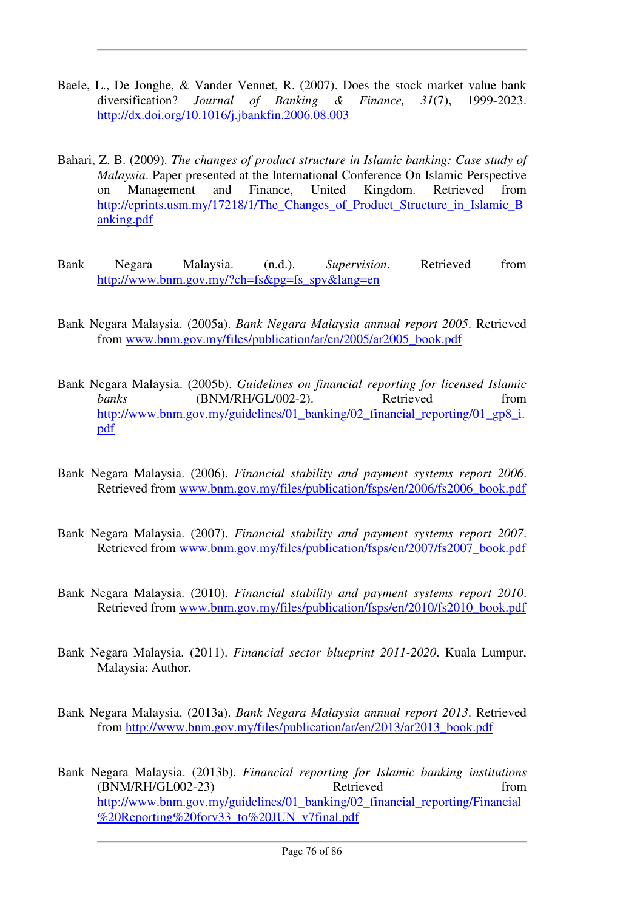Baele, L., De Jonghe, & Vander Vennet, R. (2007). Does the stock market value bank diversification? *Journal of Banking & Finance, 31*(7), 1999-2023. http://dx.doi.org/10.1016/j.jbankfin.2006.08.003

Bahari, Z. B. (2009). *The changes of product structure in Islamic banking: Case study of Malaysia*. Paper presented at the International Conference On Islamic Perspective on Management and Finance, United Kingdom. Retrieved from http://eprints.usm.my/17218/1/The_Changes_of_Product_Structure_in_Islamic_Banking.pdf

Bank Negara Malaysia. (n.d.). *Supervision*. Retrieved from http://www.bnm.gov.my/?ch=fs&pg=fs_spv&lang=en

Bank Negara Malaysia. (2005a). *Bank Negara Malaysia annual report 2005*. Retrieved from www.bnm.gov.my/files/publication/ar/en/2005/ar2005_book.pdf

Bank Negara Malaysia. (2005b). *Guidelines on financial reporting for licensed Islamic banks* (BNM/RH/GL/002-2). Retrieved from http://www.bnm.gov.my/guidelines/01_banking/02_financial_reporting/01_gp8_i.pdf

Bank Negara Malaysia. (2006). *Financial stability and payment systems report 2006*. Retrieved from www.bnm.gov.my/files/publication/fsps/en/2006/fs2006_book.pdf

Bank Negara Malaysia. (2007). *Financial stability and payment systems report 2007*. Retrieved from www.bnm.gov.my/files/publication/fsps/en/2007/fs2007_book.pdf

Bank Negara Malaysia. (2010). *Financial stability and payment systems report 2010*. Retrieved from www.bnm.gov.my/files/publication/fsps/en/2010/fs2010_book.pdf

Bank Negara Malaysia. (2011). *Financial sector blueprint 2011-2020*. Kuala Lumpur, Malaysia: Author.

Bank Negara Malaysia. (2013a). *Bank Negara Malaysia annual report 2013*. Retrieved from http://www.bnm.gov.my/files/publication/ar/en/2013/ar2013_book.pdf

Bank Negara Malaysia. (2013b). *Financial reporting for Islamic banking institutions* (BNM/RH/GL002-23) Retrieved from http://www.bnm.gov.my/guidelines/01_banking/02_financial_reporting/Financial%20Reporting%20forv33_to%20JUN_v7final.pdf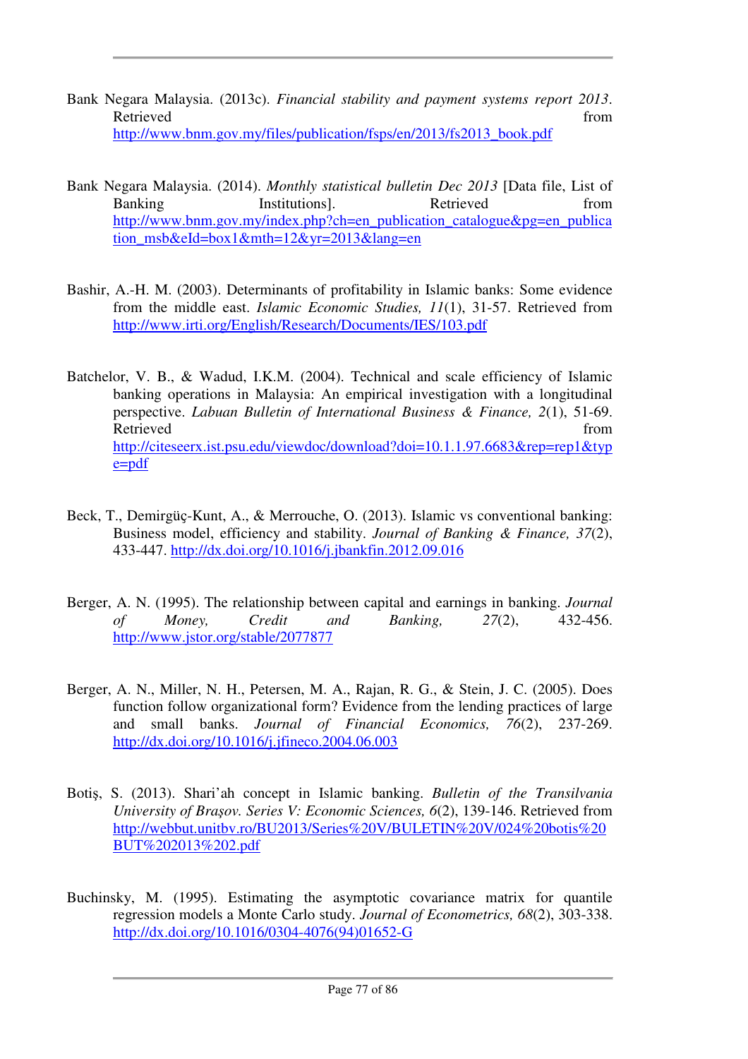Bank Negara Malaysia. (2013c). *Financial stability and payment systems report 2013*. Retrieved from http://www.bnm.gov.my/files/publication/fsps/en/2013/fs2013_book.pdf

Bank Negara Malaysia. (2014). *Monthly statistical bulletin Dec 2013* [Data file, List of Banking Institutions]. Retrieved from http://www.bnm.gov.my/index.php?ch=en_publication_catalogue&pg=en_publication_msb&eId=box1&mth=12&yr=2013&lang=en

Bashir, A.-H. M. (2003). Determinants of profitability in Islamic banks: Some evidence from the middle east. *Islamic Economic Studies, 11*(1), 31-57. Retrieved from http://www.irti.org/English/Research/Documents/IES/103.pdf

Batchelor, V. B., & Wadud, I.K.M. (2004). Technical and scale efficiency of Islamic banking operations in Malaysia: An empirical investigation with a longitudinal perspective. *Labuan Bulletin of International Business & Finance, 2*(1), 51-69. Retrieved from http://citeseerx.ist.psu.edu/viewdoc/download?doi=10.1.1.97.6683&rep=rep1&type=pdf

Beck, T., Demirgüç-Kunt, A., & Merrouche, O. (2013). Islamic vs conventional banking: Business model, efficiency and stability. *Journal of Banking & Finance, 37*(2), 433-447. http://dx.doi.org/10.1016/j.jbankfin.2012.09.016

Berger, A. N. (1995). The relationship between capital and earnings in banking. *Journal of Money, Credit and Banking, 27*(2), 432-456. http://www.jstor.org/stable/2077877

Berger, A. N., Miller, N. H., Petersen, M. A., Rajan, R. G., & Stein, J. C. (2005). Does function follow organizational form? Evidence from the lending practices of large and small banks. *Journal of Financial Economics, 76*(2), 237-269. http://dx.doi.org/10.1016/j.jfineco.2004.06.003

Botiş, S. (2013). Shari'ah concept in Islamic banking. *Bulletin of the Transilvania University of Braşov. Series V: Economic Sciences, 6*(2), 139-146. Retrieved from http://webbut.unitbv.ro/BU2013/Series%20V/BULETIN%20V/024%20botis%20BUT%202013%202.pdf

Buchinsky, M. (1995). Estimating the asymptotic covariance matrix for quantile regression models a Monte Carlo study. *Journal of Econometrics, 68*(2), 303-338. http://dx.doi.org/10.1016/0304-4076(94)01652-G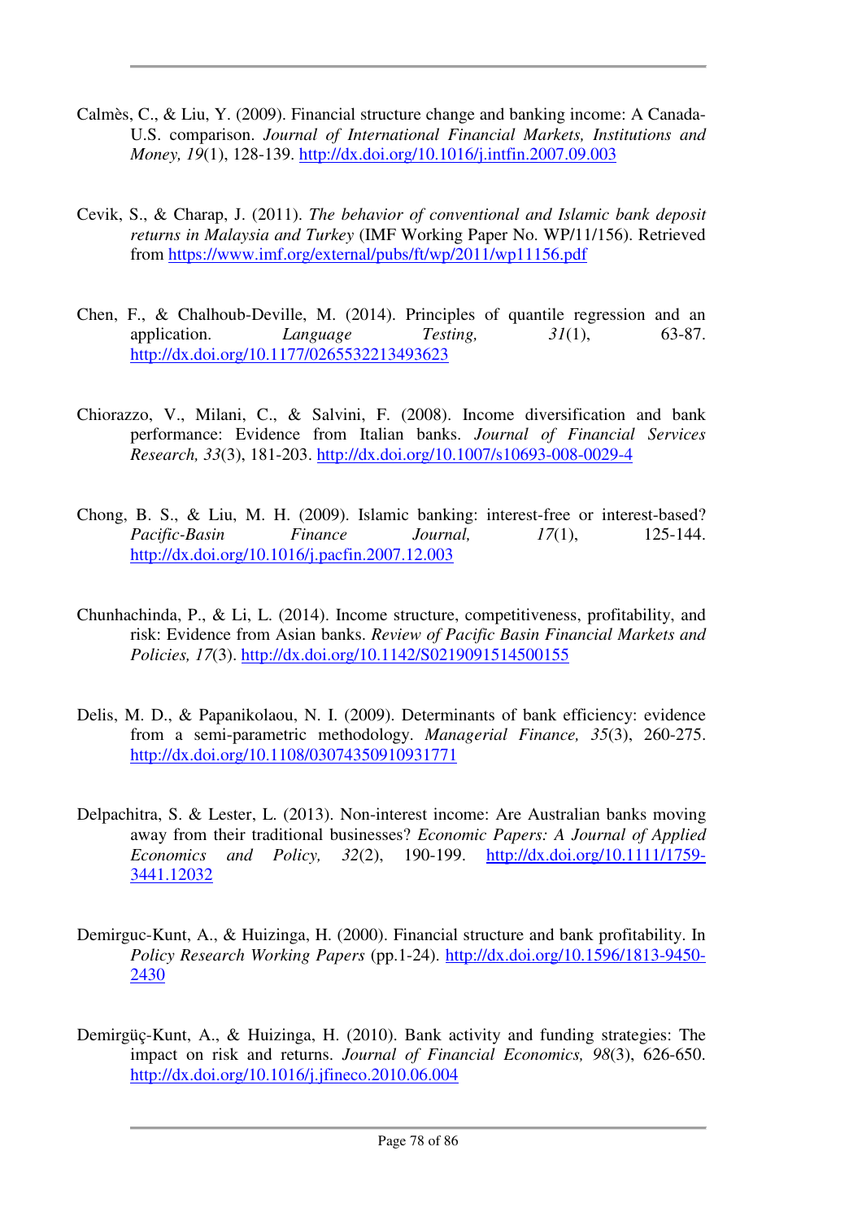Calmès, C., & Liu, Y. (2009). Financial structure change and banking income: A Canada-U.S. comparison. *Journal of International Financial Markets, Institutions and Money, 19*(1), 128-139. http://dx.doi.org/10.1016/j.intfin.2007.09.003

Cevik, S., & Charap, J. (2011). *The behavior of conventional and Islamic bank deposit returns in Malaysia and Turkey* (IMF Working Paper No. WP/11/156). Retrieved from https://www.imf.org/external/pubs/ft/wp/2011/wp11156.pdf

Chen, F., & Chalhoub-Deville, M. (2014). Principles of quantile regression and an application. *Language Testing, 31*(1), 63-87. http://dx.doi.org/10.1177/0265532213493623

Chiorazzo, V., Milani, C., & Salvini, F. (2008). Income diversification and bank performance: Evidence from Italian banks. *Journal of Financial Services Research, 33*(3), 181-203. http://dx.doi.org/10.1007/s10693-008-0029-4

Chong, B. S., & Liu, M. H. (2009). Islamic banking: interest-free or interest-based? *Pacific-Basin Finance Journal, 17*(1), 125-144. http://dx.doi.org/10.1016/j.pacfin.2007.12.003

Chunhachinda, P., & Li, L. (2014). Income structure, competitiveness, profitability, and risk: Evidence from Asian banks. *Review of Pacific Basin Financial Markets and Policies, 17*(3). http://dx.doi.org/10.1142/S0219091514500155

Delis, M. D., & Papanikolaou, N. I. (2009). Determinants of bank efficiency: evidence from a semi-parametric methodology. *Managerial Finance, 35*(3), 260-275. http://dx.doi.org/10.1108/03074350910931771

Delpachitra, S. & Lester, L. (2013). Non-interest income: Are Australian banks moving away from their traditional businesses? *Economic Papers: A Journal of Applied Economics and Policy, 32*(2), 190-199. http://dx.doi.org/10.1111/1759-3441.12032

Demirguc-Kunt, A., & Huizinga, H. (2000). Financial structure and bank profitability. In *Policy Research Working Papers* (pp.1-24). http://dx.doi.org/10.1596/1813-9450-2430

Demirgüç-Kunt, A., & Huizinga, H. (2010). Bank activity and funding strategies: The impact on risk and returns. *Journal of Financial Economics, 98*(3), 626-650. http://dx.doi.org/10.1016/j.jfineco.2010.06.004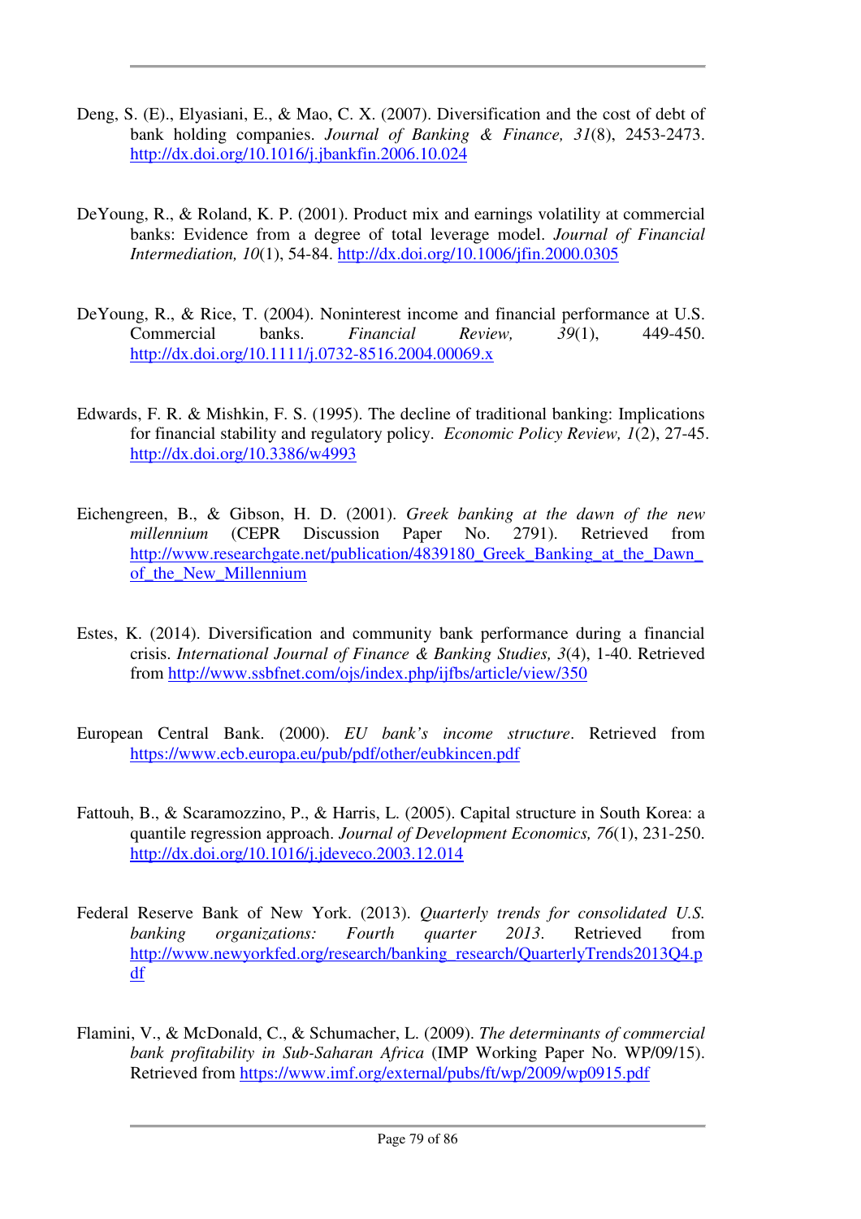Deng, S. (E)., Elyasiani, E., & Mao, C. X. (2007). Diversification and the cost of debt of bank holding companies. *Journal of Banking & Finance, 31*(8), 2453-2473. http://dx.doi.org/10.1016/j.jbankfin.2006.10.024

DeYoung, R., & Roland, K. P. (2001). Product mix and earnings volatility at commercial banks: Evidence from a degree of total leverage model. *Journal of Financial Intermediation, 10*(1), 54-84. http://dx.doi.org/10.1006/jfin.2000.0305

DeYoung, R., & Rice, T. (2004). Noninterest income and financial performance at U.S. Commercial banks. *Financial Review, 39*(1), 449-450. http://dx.doi.org/10.1111/j.0732-8516.2004.00069.x

Edwards, F. R. & Mishkin, F. S. (1995). The decline of traditional banking: Implications for financial stability and regulatory policy. *Economic Policy Review, 1*(2), 27-45. http://dx.doi.org/10.3386/w4993

Eichengreen, B., & Gibson, H. D. (2001). *Greek banking at the dawn of the new millennium* (CEPR Discussion Paper No. 2791). Retrieved from http://www.researchgate.net/publication/4839180_Greek_Banking_at_the_Dawn_of_the_New_Millennium

Estes, K. (2014). Diversification and community bank performance during a financial crisis. *International Journal of Finance & Banking Studies, 3*(4), 1-40. Retrieved from http://www.ssbfnet.com/ojs/index.php/ijfbs/article/view/350

European Central Bank. (2000). *EU bank's income structure*. Retrieved from https://www.ecb.europa.eu/pub/pdf/other/eubkincen.pdf

Fattouh, B., & Scaramozzino, P., & Harris, L. (2005). Capital structure in South Korea: a quantile regression approach. *Journal of Development Economics, 76*(1), 231-250. http://dx.doi.org/10.1016/j.jdeveco.2003.12.014

Federal Reserve Bank of New York. (2013). *Quarterly trends for consolidated U.S. banking organizations: Fourth quarter 2013*. Retrieved from http://www.newyorkfed.org/research/banking_research/QuarterlyTrends2013Q4.pdf

Flamini, V., & McDonald, C., & Schumacher, L. (2009). *The determinants of commercial bank profitability in Sub-Saharan Africa* (IMP Working Paper No. WP/09/15). Retrieved from https://www.imf.org/external/pubs/ft/wp/2009/wp0915.pdf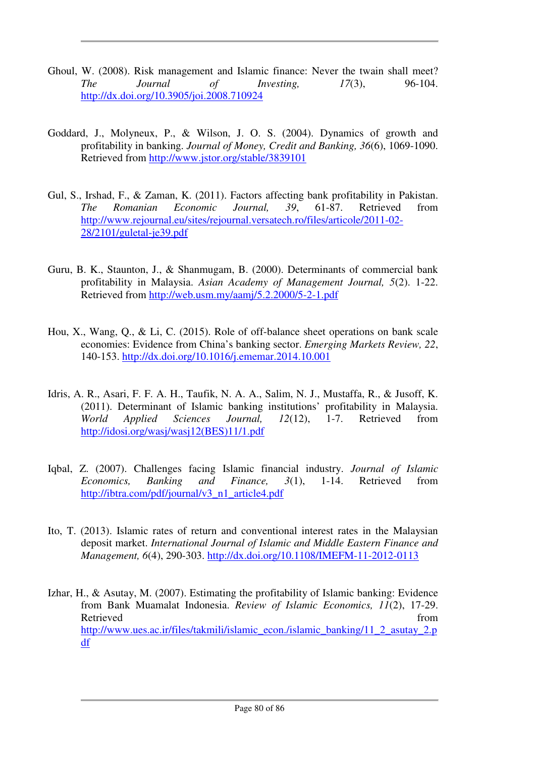Ghoul, W. (2008). Risk management and Islamic finance: Never the twain shall meet? *The Journal of Investing, 17*(3), 96-104. http://dx.doi.org/10.3905/joi.2008.710924

Goddard, J., Molyneux, P., & Wilson, J. O. S. (2004). Dynamics of growth and profitability in banking. *Journal of Money, Credit and Banking, 36*(6), 1069-1090. Retrieved from http://www.jstor.org/stable/3839101

Gul, S., Irshad, F., & Zaman, K. (2011). Factors affecting bank profitability in Pakistan. *The Romanian Economic Journal, 39*, 61-87. Retrieved from http://www.rejournal.eu/sites/rejournal.versatech.ro/files/articole/2011-02-28/2101/guletal-je39.pdf

Guru, B. K., Staunton, J., & Shanmugam, B. (2000). Determinants of commercial bank profitability in Malaysia. *Asian Academy of Management Journal, 5*(2). 1-22. Retrieved from http://web.usm.my/aamj/5.2.2000/5-2-1.pdf

Hou, X., Wang, Q., & Li, C. (2015). Role of off-balance sheet operations on bank scale economies: Evidence from China's banking sector. *Emerging Markets Review, 22*, 140-153. http://dx.doi.org/10.1016/j.ememar.2014.10.001

Idris, A. R., Asari, F. F. A. H., Taufik, N. A. A., Salim, N. J., Mustaffa, R., & Jusoff, K. (2011). Determinant of Islamic banking institutions' profitability in Malaysia. *World Applied Sciences Journal, 12*(12), 1-7. Retrieved from http://idosi.org/wasj/wasj12(BES)11/1.pdf

Iqbal, Z. (2007). Challenges facing Islamic financial industry. *Journal of Islamic Economics, Banking and Finance, 3*(1), 1-14. Retrieved from http://ibtra.com/pdf/journal/v3_n1_article4.pdf

Ito, T. (2013). Islamic rates of return and conventional interest rates in the Malaysian deposit market. *International Journal of Islamic and Middle Eastern Finance and Management, 6*(4), 290-303. http://dx.doi.org/10.1108/IMEFM-11-2012-0113

Izhar, H., & Asutay, M. (2007). Estimating the profitability of Islamic banking: Evidence from Bank Muamalat Indonesia. *Review of Islamic Economics, 11*(2), 17-29. Retrieved from http://www.ues.ac.ir/files/takmili/islamic_econ./islamic_banking/11_2_asutay_2.pdf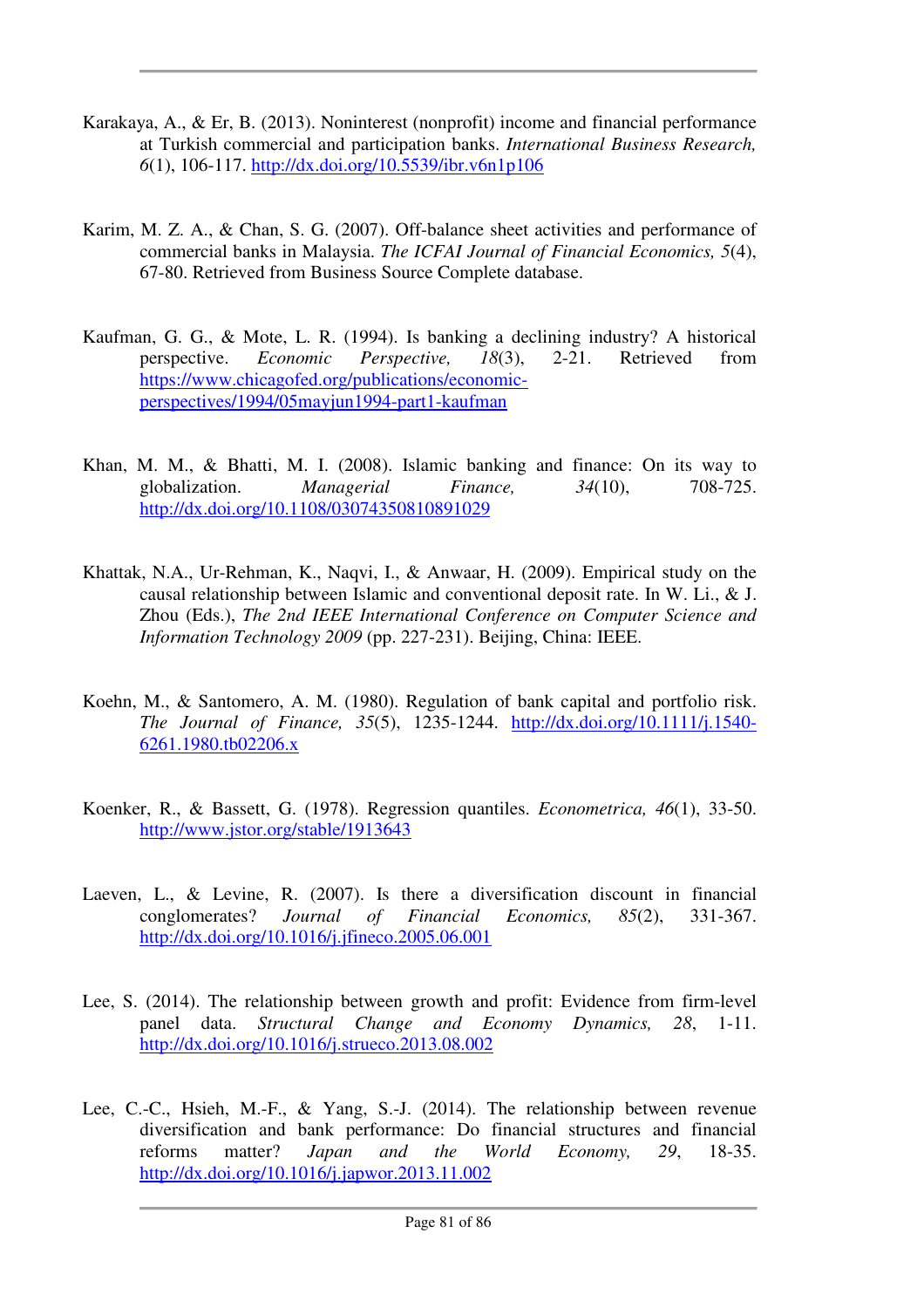Karakaya, A., & Er, B. (2013). Noninterest (nonprofit) income and financial performance at Turkish commercial and participation banks. *International Business Research, 6*(1), 106-117. http://dx.doi.org/10.5539/ibr.v6n1p106

Karim, M. Z. A., & Chan, S. G. (2007). Off-balance sheet activities and performance of commercial banks in Malaysia. *The ICFAI Journal of Financial Economics, 5*(4), 67-80. Retrieved from Business Source Complete database.

Kaufman, G. G., & Mote, L. R. (1994). Is banking a declining industry? A historical perspective. *Economic Perspective, 18*(3), 2-21. Retrieved from https://www.chicagofed.org/publications/economic-perspectives/1994/05mayjun1994-part1-kaufman

Khan, M. M., & Bhatti, M. I. (2008). Islamic banking and finance: On its way to globalization. *Managerial Finance, 34*(10), 708-725. http://dx.doi.org/10.1108/03074350810891029

Khattak, N.A., Ur-Rehman, K., Naqvi, I., & Anwaar, H. (2009). Empirical study on the causal relationship between Islamic and conventional deposit rate. In W. Li., & J. Zhou (Eds.), *The 2nd IEEE International Conference on Computer Science and Information Technology 2009* (pp. 227-231). Beijing, China: IEEE.

Koehn, M., & Santomero, A. M. (1980). Regulation of bank capital and portfolio risk. *The Journal of Finance, 35*(5), 1235-1244. http://dx.doi.org/10.1111/j.1540-6261.1980.tb02206.x

Koenker, R., & Bassett, G. (1978). Regression quantiles. *Econometrica, 46*(1), 33-50. http://www.jstor.org/stable/1913643

Laeven, L., & Levine, R. (2007). Is there a diversification discount in financial conglomerates? *Journal of Financial Economics, 85*(2), 331-367. http://dx.doi.org/10.1016/j.jfineco.2005.06.001

Lee, S. (2014). The relationship between growth and profit: Evidence from firm-level panel data. *Structural Change and Economy Dynamics, 28*, 1-11. http://dx.doi.org/10.1016/j.strueco.2013.08.002

Lee, C.-C., Hsieh, M.-F., & Yang, S.-J. (2014). The relationship between revenue diversification and bank performance: Do financial structures and financial reforms matter? *Japan and the World Economy, 29*, 18-35. http://dx.doi.org/10.1016/j.japwor.2013.11.002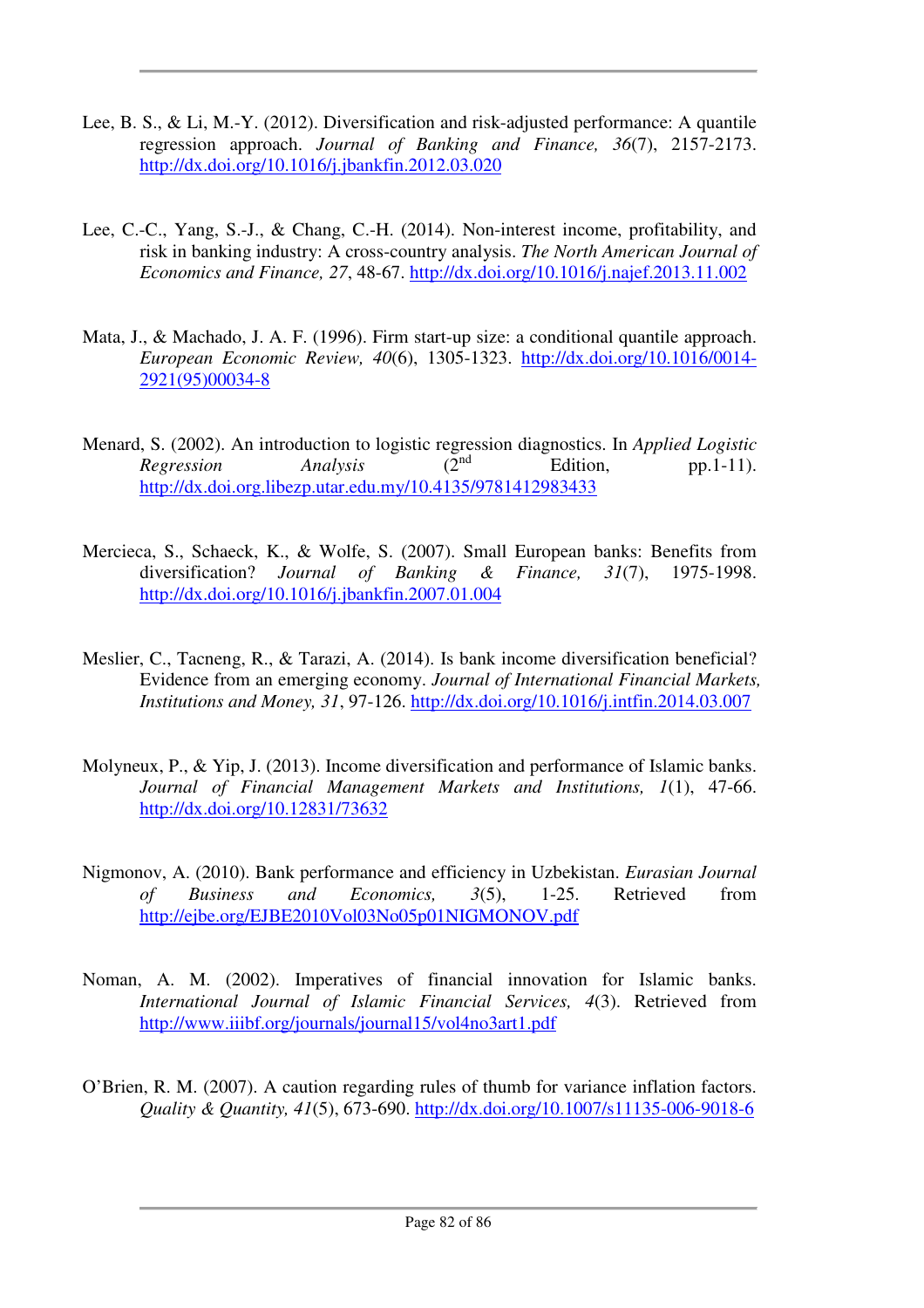Lee, B. S., & Li, M.-Y. (2012). Diversification and risk-adjusted performance: A quantile regression approach. *Journal of Banking and Finance, 36*(7), 2157-2173. http://dx.doi.org/10.1016/j.jbankfin.2012.03.020

Lee, C.-C., Yang, S.-J., & Chang, C.-H. (2014). Non-interest income, profitability, and risk in banking industry: A cross-country analysis. *The North American Journal of Economics and Finance, 27*, 48-67. http://dx.doi.org/10.1016/j.najef.2013.11.002

Mata, J., & Machado, J. A. F. (1996). Firm start-up size: a conditional quantile approach. *European Economic Review, 40*(6), 1305-1323. http://dx.doi.org/10.1016/0014-2921(95)00034-8

Menard, S. (2002). An introduction to logistic regression diagnostics. In *Applied Logistic Regression Analysis* (2nd Edition, pp.1-11). http://dx.doi.org.libezp.utar.edu.my/10.4135/9781412983433

Mercieca, S., Schaeck, K., & Wolfe, S. (2007). Small European banks: Benefits from diversification? *Journal of Banking & Finance, 31*(7), 1975-1998. http://dx.doi.org/10.1016/j.jbankfin.2007.01.004

Meslier, C., Tacneng, R., & Tarazi, A. (2014). Is bank income diversification beneficial? Evidence from an emerging economy. *Journal of International Financial Markets, Institutions and Money, 31*, 97-126. http://dx.doi.org/10.1016/j.intfin.2014.03.007

Molyneux, P., & Yip, J. (2013). Income diversification and performance of Islamic banks. *Journal of Financial Management Markets and Institutions, 1*(1), 47-66. http://dx.doi.org/10.12831/73632

Nigmonov, A. (2010). Bank performance and efficiency in Uzbekistan. *Eurasian Journal of Business and Economics, 3*(5), 1-25. Retrieved from http://ejbe.org/EJBE2010Vol03No05p01NIGMONOV.pdf

Noman, A. M. (2002). Imperatives of financial innovation for Islamic banks. *International Journal of Islamic Financial Services, 4*(3). Retrieved from http://www.iiibf.org/journals/journal15/vol4no3art1.pdf

O'Brien, R. M. (2007). A caution regarding rules of thumb for variance inflation factors. *Quality & Quantity, 41*(5), 673-690. http://dx.doi.org/10.1007/s11135-006-9018-6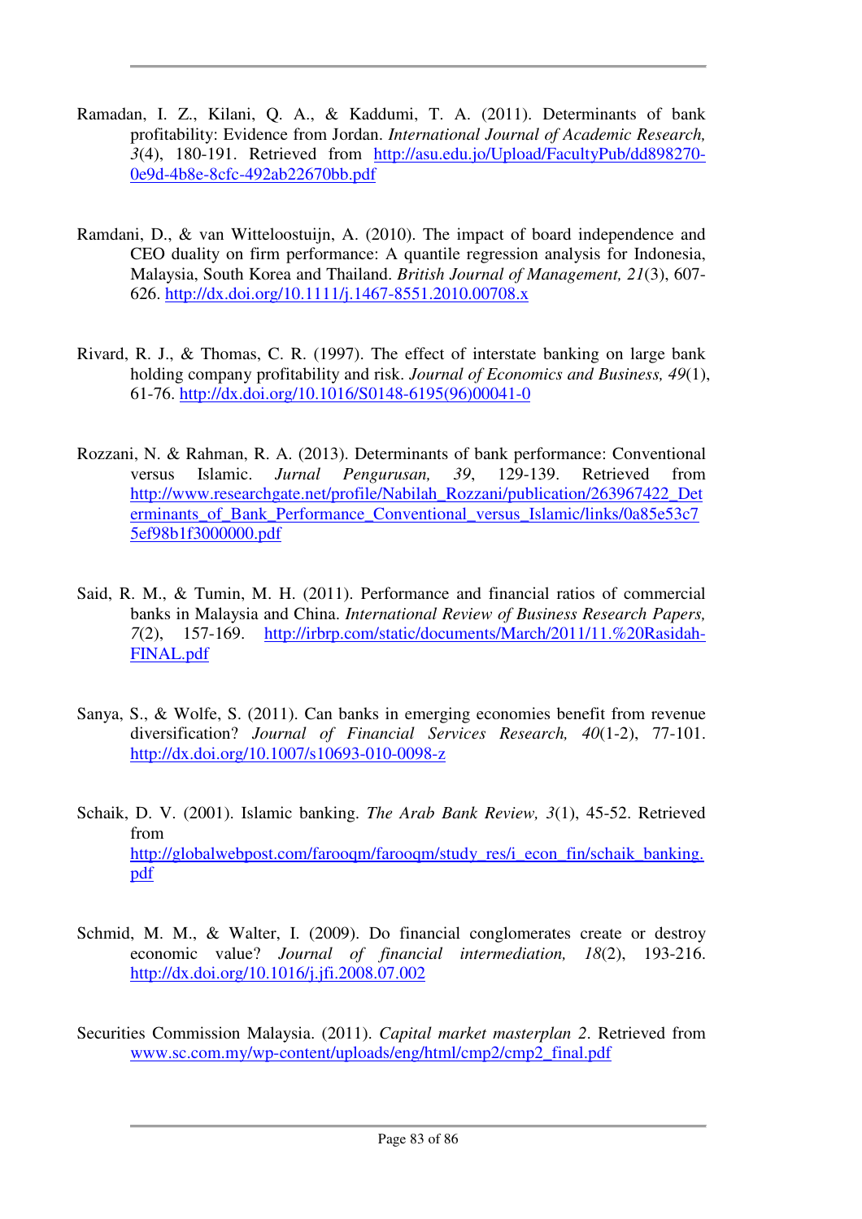Ramadan, I. Z., Kilani, Q. A., & Kaddumi, T. A. (2011). Determinants of bank profitability: Evidence from Jordan. *International Journal of Academic Research, 3*(4), 180-191. Retrieved from http://asu.edu.jo/Upload/FacultyPub/dd898270-0e9d-4b8e-8cfc-492ab22670bb.pdf

Ramdani, D., & van Witteloostuijn, A. (2010). The impact of board independence and CEO duality on firm performance: A quantile regression analysis for Indonesia, Malaysia, South Korea and Thailand. *British Journal of Management, 21*(3), 607-626. http://dx.doi.org/10.1111/j.1467-8551.2010.00708.x

Rivard, R. J., & Thomas, C. R. (1997). The effect of interstate banking on large bank holding company profitability and risk. *Journal of Economics and Business, 49*(1), 61-76. http://dx.doi.org/10.1016/S0148-6195(96)00041-0

Rozzani, N. & Rahman, R. A. (2013). Determinants of bank performance: Conventional versus Islamic. *Jurnal Pengurusan, 39*, 129-139. Retrieved from http://www.researchgate.net/profile/Nabilah_Rozzani/publication/263967422_Determinants_of_Bank_Performance_Conventional_versus_Islamic/links/0a85e53c75ef98b1f3000000.pdf

Said, R. M., & Tumin, M. H. (2011). Performance and financial ratios of commercial banks in Malaysia and China. *International Review of Business Research Papers, 7*(2), 157-169. http://irbrp.com/static/documents/March/2011/11.%20Rasidah-FINAL.pdf

Sanya, S., & Wolfe, S. (2011). Can banks in emerging economies benefit from revenue diversification? *Journal of Financial Services Research, 40*(1-2), 77-101. http://dx.doi.org/10.1007/s10693-010-0098-z

Schaik, D. V. (2001). Islamic banking. *The Arab Bank Review, 3*(1), 45-52. Retrieved from http://globalwebpost.com/farooqm/farooqm/study_res/i_econ_fin/schaik_banking.pdf

Schmid, M. M., & Walter, I. (2009). Do financial conglomerates create or destroy economic value? *Journal of financial intermediation, 18*(2), 193-216. http://dx.doi.org/10.1016/j.jfi.2008.07.002

Securities Commission Malaysia. (2011). *Capital market masterplan 2*. Retrieved from www.sc.com.my/wp-content/uploads/eng/html/cmp2/cmp2_final.pdf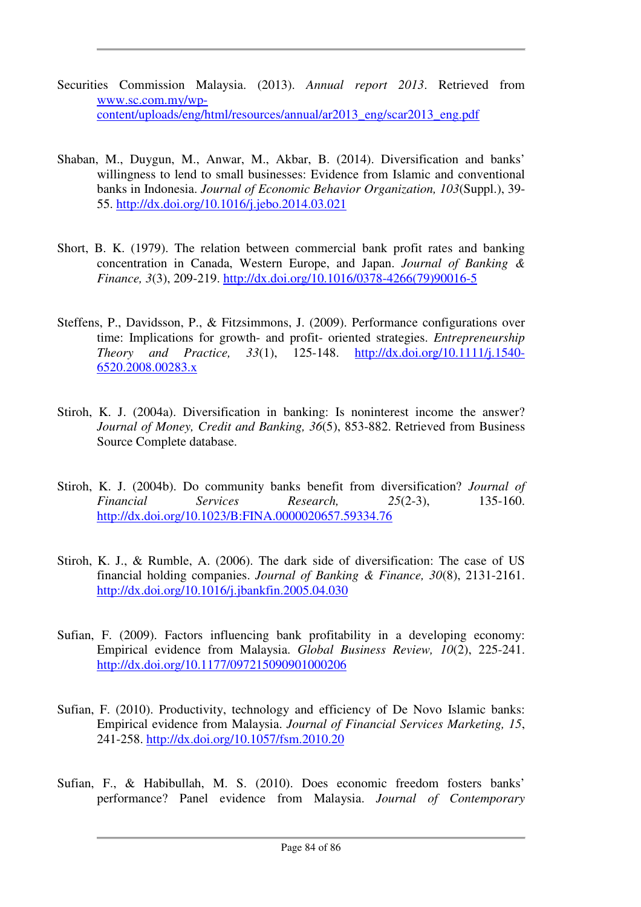Securities Commission Malaysia. (2013). *Annual report 2013*. Retrieved from www.sc.com.my/wp-content/uploads/eng/html/resources/annual/ar2013_eng/scar2013_eng.pdf

Shaban, M., Duygun, M., Anwar, M., Akbar, B. (2014). Diversification and banks' willingness to lend to small businesses: Evidence from Islamic and conventional banks in Indonesia. *Journal of Economic Behavior Organization, 103*(Suppl.), 39-55. http://dx.doi.org/10.1016/j.jebo.2014.03.021

Short, B. K. (1979). The relation between commercial bank profit rates and banking concentration in Canada, Western Europe, and Japan. *Journal of Banking & Finance, 3*(3), 209-219. http://dx.doi.org/10.1016/0378-4266(79)90016-5

Steffens, P., Davidsson, P., & Fitzsimmons, J. (2009). Performance configurations over time: Implications for growth- and profit- oriented strategies. *Entrepreneurship Theory and Practice, 33*(1), 125-148. http://dx.doi.org/10.1111/j.1540-6520.2008.00283.x

Stiroh, K. J. (2004a). Diversification in banking: Is noninterest income the answer? *Journal of Money, Credit and Banking, 36*(5), 853-882. Retrieved from Business Source Complete database.

Stiroh, K. J. (2004b). Do community banks benefit from diversification? *Journal of Financial Services Research, 25*(2-3), 135-160. http://dx.doi.org/10.1023/B:FINA.0000020657.59334.76

Stiroh, K. J., & Rumble, A. (2006). The dark side of diversification: The case of US financial holding companies. *Journal of Banking & Finance, 30*(8), 2131-2161. http://dx.doi.org/10.1016/j.jbankfin.2005.04.030

Sufian, F. (2009). Factors influencing bank profitability in a developing economy: Empirical evidence from Malaysia. *Global Business Review, 10*(2), 225-241. http://dx.doi.org/10.1177/097215090901000206

Sufian, F. (2010). Productivity, technology and efficiency of De Novo Islamic banks: Empirical evidence from Malaysia. *Journal of Financial Services Marketing, 15*, 241-258. http://dx.doi.org/10.1057/fsm.2010.20

Sufian, F., & Habibullah, M. S. (2010). Does economic freedom fosters banks' performance? Panel evidence from Malaysia. *Journal of Contemporary*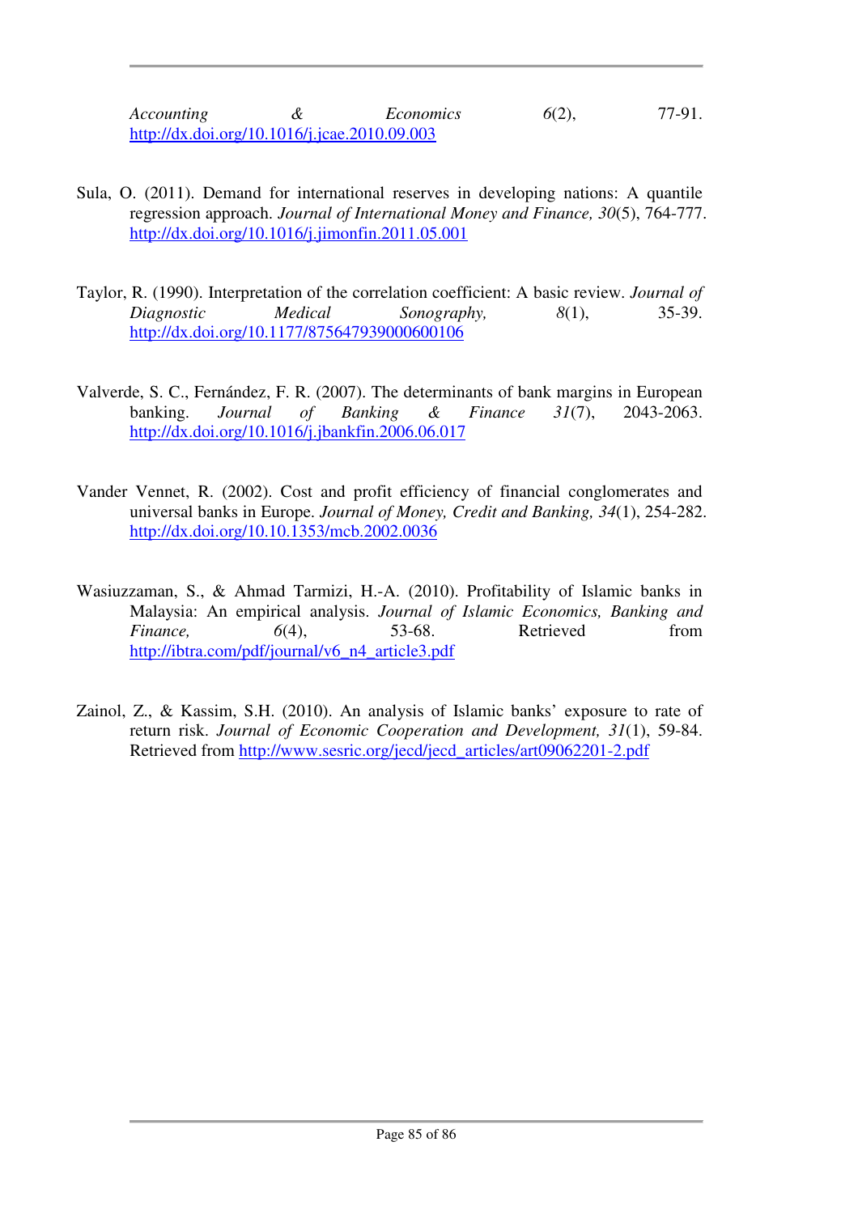*Accounting & Economics* *6*(2), 77-91. http://dx.doi.org/10.1016/j.jcae.2010.09.003

Sula, O. (2011). Demand for international reserves in developing nations: A quantile regression approach. *Journal of International Money and Finance, 30*(5), 764-777. http://dx.doi.org/10.1016/j.jimonfin.2011.05.001

Taylor, R. (1990). Interpretation of the correlation coefficient: A basic review. *Journal of Diagnostic Medical Sonography,* *8*(1), 35-39. http://dx.doi.org/10.1177/875647939000600106

Valverde, S. C., Fernández, F. R. (2007). The determinants of bank margins in European banking. *Journal of Banking & Finance* *31*(7), 2043-2063. http://dx.doi.org/10.1016/j.jbankfin.2006.06.017

Vander Vennet, R. (2002). Cost and profit efficiency of financial conglomerates and universal banks in Europe. *Journal of Money, Credit and Banking, 34*(1), 254-282. http://dx.doi.org/10.10.1353/mcb.2002.0036

Wasiuzzaman, S., & Ahmad Tarmizi, H.-A. (2010). Profitability of Islamic banks in Malaysia: An empirical analysis. *Journal of Islamic Economics, Banking and Finance,* *6*(4), 53-68. Retrieved from http://ibtra.com/pdf/journal/v6_n4_article3.pdf

Zainol, Z., & Kassim, S.H. (2010). An analysis of Islamic banks' exposure to rate of return risk. *Journal of Economic Cooperation and Development, 31*(1), 59-84. Retrieved from http://www.sesric.org/jecd/jecd_articles/art09062201-2.pdf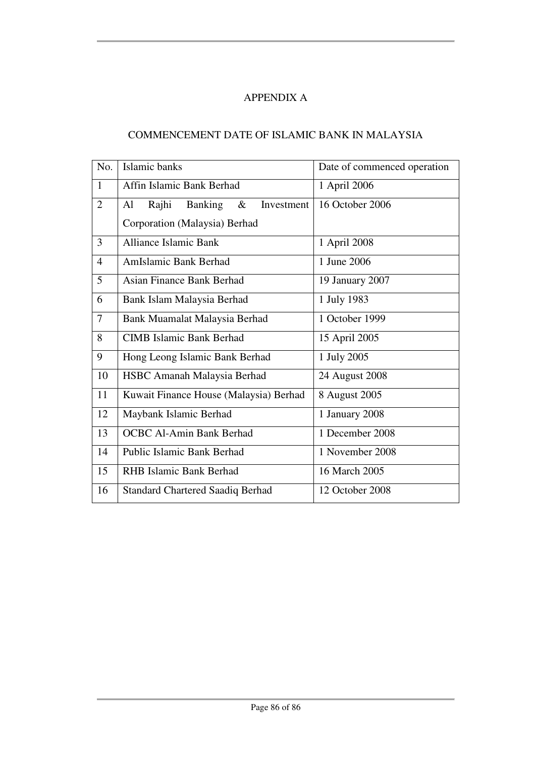# APPENDIX A

## COMMENCEMENT DATE OF ISLAMIC BANK IN MALAYSIA

| No. | Islamic banks | Date of commenced operation |
|---|---|---|
| 1 | Affin Islamic Bank Berhad | 1 April 2006 |
| 2 | Al Rajhi Banking & Investment Corporation (Malaysia) Berhad | 16 October 2006 |
| 3 | Alliance Islamic Bank | 1 April 2008 |
| 4 | AmIslamic Bank Berhad | 1 June 2006 |
| 5 | Asian Finance Bank Berhad | 19 January 2007 |
| 6 | Bank Islam Malaysia Berhad | 1 July 1983 |
| 7 | Bank Muamalat Malaysia Berhad | 1 October 1999 |
| 8 | CIMB Islamic Bank Berhad | 15 April 2005 |
| 9 | Hong Leong Islamic Bank Berhad | 1 July 2005 |
| 10 | HSBC Amanah Malaysia Berhad | 24 August 2008 |
| 11 | Kuwait Finance House (Malaysia) Berhad | 8 August 2005 |
| 12 | Maybank Islamic Berhad | 1 January 2008 |
| 13 | OCBC Al-Amin Bank Berhad | 1 December 2008 |
| 14 | Public Islamic Bank Berhad | 1 November 2008 |
| 15 | RHB Islamic Bank Berhad | 16 March 2005 |
| 16 | Standard Chartered Saadiq Berhad | 12 October 2008 |